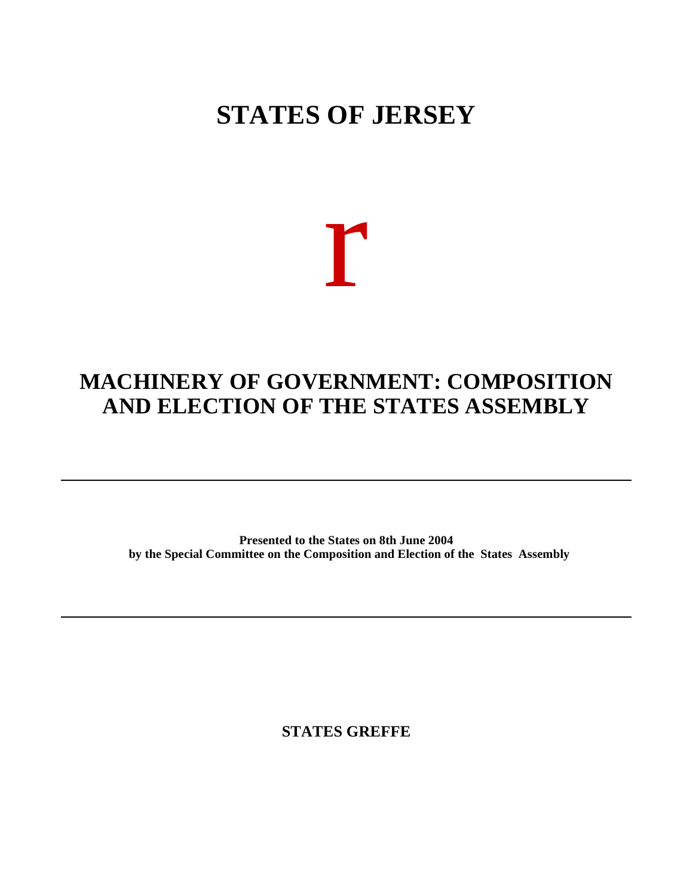# STATES OF JERSEY

r

# MACHINERY OF GOVERNMENT: COMPOSITION AND ELECTION OF THE STATES ASSEMBLY

---

**Presented to the States on 8th June 2004**
**by the Special Committee on the Composition and Election of the States Assembly**

---

**STATES GREFFE**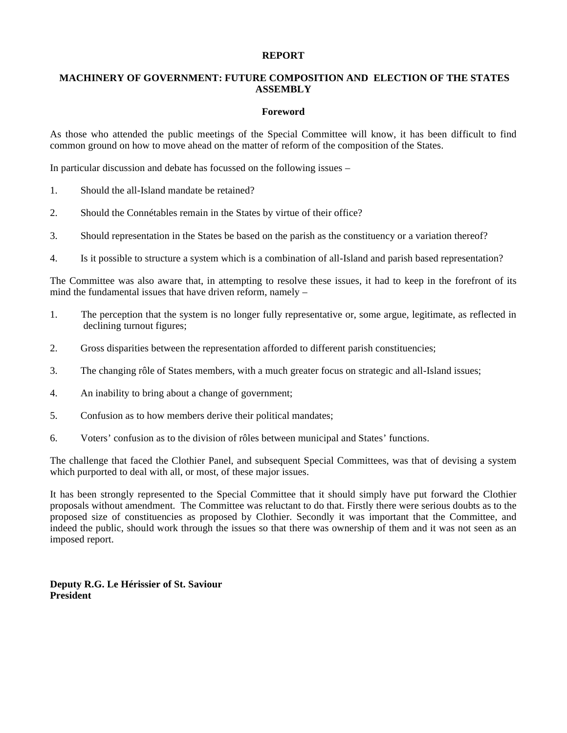# REPORT

## MACHINERY OF GOVERNMENT: FUTURE COMPOSITION AND ELECTION OF THE STATES ASSEMBLY

### Foreword

As those who attended the public meetings of the Special Committee will know, it has been difficult to find common ground on how to move ahead on the matter of reform of the composition of the States.

In particular discussion and debate has focussed on the following issues –

1. Should the all-Island mandate be retained?

2. Should the Connétables remain in the States by virtue of their office?

3. Should representation in the States be based on the parish as the constituency or a variation thereof?

4. Is it possible to structure a system which is a combination of all-Island and parish based representation?

The Committee was also aware that, in attempting to resolve these issues, it had to keep in the forefront of its mind the fundamental issues that have driven reform, namely –

1. The perception that the system is no longer fully representative or, some argue, legitimate, as reflected in declining turnout figures;

2. Gross disparities between the representation afforded to different parish constituencies;

3. The changing rôle of States members, with a much greater focus on strategic and all-Island issues;

4. An inability to bring about a change of government;

5. Confusion as to how members derive their political mandates;

6. Voters' confusion as to the division of rôles between municipal and States' functions.

The challenge that faced the Clothier Panel, and subsequent Special Committees, was that of devising a system which purported to deal with all, or most, of these major issues.

It has been strongly represented to the Special Committee that it should simply have put forward the Clothier proposals without amendment. The Committee was reluctant to do that. Firstly there were serious doubts as to the proposed size of constituencies as proposed by Clothier. Secondly it was important that the Committee, and indeed the public, should work through the issues so that there was ownership of them and it was not seen as an imposed report.

**Deputy R.G. Le Hérissier of St. Saviour**
**President**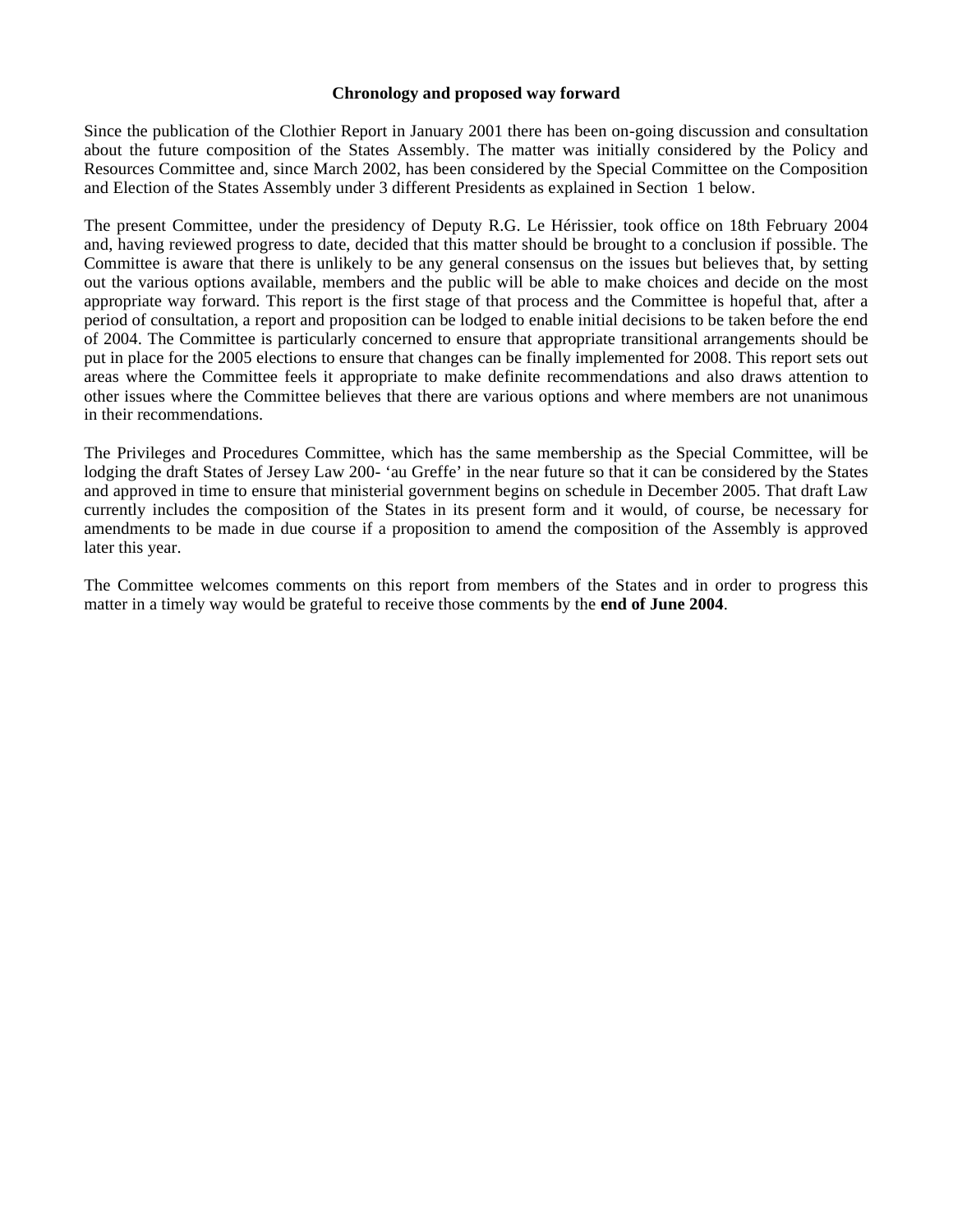## Chronology and proposed way forward

Since the publication of the Clothier Report in January 2001 there has been on-going discussion and consultation about the future composition of the States Assembly. The matter was initially considered by the Policy and Resources Committee and, since March 2002, has been considered by the Special Committee on the Composition and Election of the States Assembly under 3 different Presidents as explained in Section 1 below.

The present Committee, under the presidency of Deputy R.G. Le Hérissier, took office on 18th February 2004 and, having reviewed progress to date, decided that this matter should be brought to a conclusion if possible. The Committee is aware that there is unlikely to be any general consensus on the issues but believes that, by setting out the various options available, members and the public will be able to make choices and decide on the most appropriate way forward. This report is the first stage of that process and the Committee is hopeful that, after a period of consultation, a report and proposition can be lodged to enable initial decisions to be taken before the end of 2004. The Committee is particularly concerned to ensure that appropriate transitional arrangements should be put in place for the 2005 elections to ensure that changes can be finally implemented for 2008. This report sets out areas where the Committee feels it appropriate to make definite recommendations and also draws attention to other issues where the Committee believes that there are various options and where members are not unanimous in their recommendations.

The Privileges and Procedures Committee, which has the same membership as the Special Committee, will be lodging the draft States of Jersey Law 200- 'au Greffe' in the near future so that it can be considered by the States and approved in time to ensure that ministerial government begins on schedule in December 2005. That draft Law currently includes the composition of the States in its present form and it would, of course, be necessary for amendments to be made in due course if a proposition to amend the composition of the Assembly is approved later this year.

The Committee welcomes comments on this report from members of the States and in order to progress this matter in a timely way would be grateful to receive those comments by the **end of June 2004**.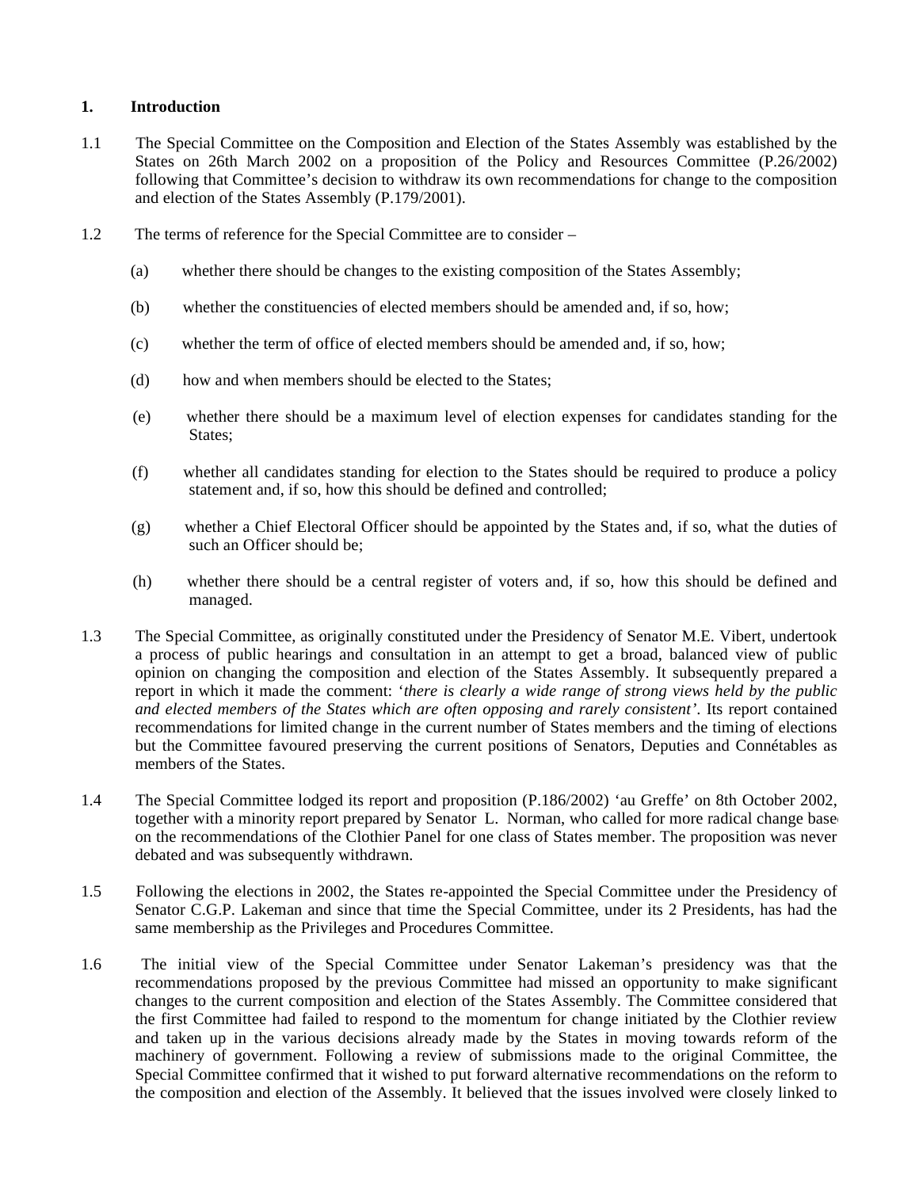## 1. Introduction

1.1 The Special Committee on the Composition and Election of the States Assembly was established by the States on 26th March 2002 on a proposition of the Policy and Resources Committee (P.26/2002) following that Committee's decision to withdraw its own recommendations for change to the composition and election of the States Assembly (P.179/2001).

1.2 The terms of reference for the Special Committee are to consider –

(a) whether there should be changes to the existing composition of the States Assembly;

(b) whether the constituencies of elected members should be amended and, if so, how;

(c) whether the term of office of elected members should be amended and, if so, how;

(d) how and when members should be elected to the States;

(e) whether there should be a maximum level of election expenses for candidates standing for the States;

(f) whether all candidates standing for election to the States should be required to produce a policy statement and, if so, how this should be defined and controlled;

(g) whether a Chief Electoral Officer should be appointed by the States and, if so, what the duties of such an Officer should be;

(h) whether there should be a central register of voters and, if so, how this should be defined and managed.

1.3 The Special Committee, as originally constituted under the Presidency of Senator M.E. Vibert, undertook a process of public hearings and consultation in an attempt to get a broad, balanced view of public opinion on changing the composition and election of the States Assembly. It subsequently prepared a report in which it made the comment: '*there is clearly a wide range of strong views held by the public and elected members of the States which are often opposing and rarely consistent*'. Its report contained recommendations for limited change in the current number of States members and the timing of elections but the Committee favoured preserving the current positions of Senators, Deputies and Connétables as members of the States.

1.4 The Special Committee lodged its report and proposition (P.186/2002) 'au Greffe' on 8th October 2002, together with a minority report prepared by Senator L. Norman, who called for more radical change based on the recommendations of the Clothier Panel for one class of States member. The proposition was never debated and was subsequently withdrawn.

1.5 Following the elections in 2002, the States re-appointed the Special Committee under the Presidency of Senator C.G.P. Lakeman and since that time the Special Committee, under its 2 Presidents, has had the same membership as the Privileges and Procedures Committee.

1.6 The initial view of the Special Committee under Senator Lakeman's presidency was that the recommendations proposed by the previous Committee had missed an opportunity to make significant changes to the current composition and election of the States Assembly. The Committee considered that the first Committee had failed to respond to the momentum for change initiated by the Clothier review and taken up in the various decisions already made by the States in moving towards reform of the machinery of government. Following a review of submissions made to the original Committee, the Special Committee confirmed that it wished to put forward alternative recommendations on the reform to the composition and election of the Assembly. It believed that the issues involved were closely linked to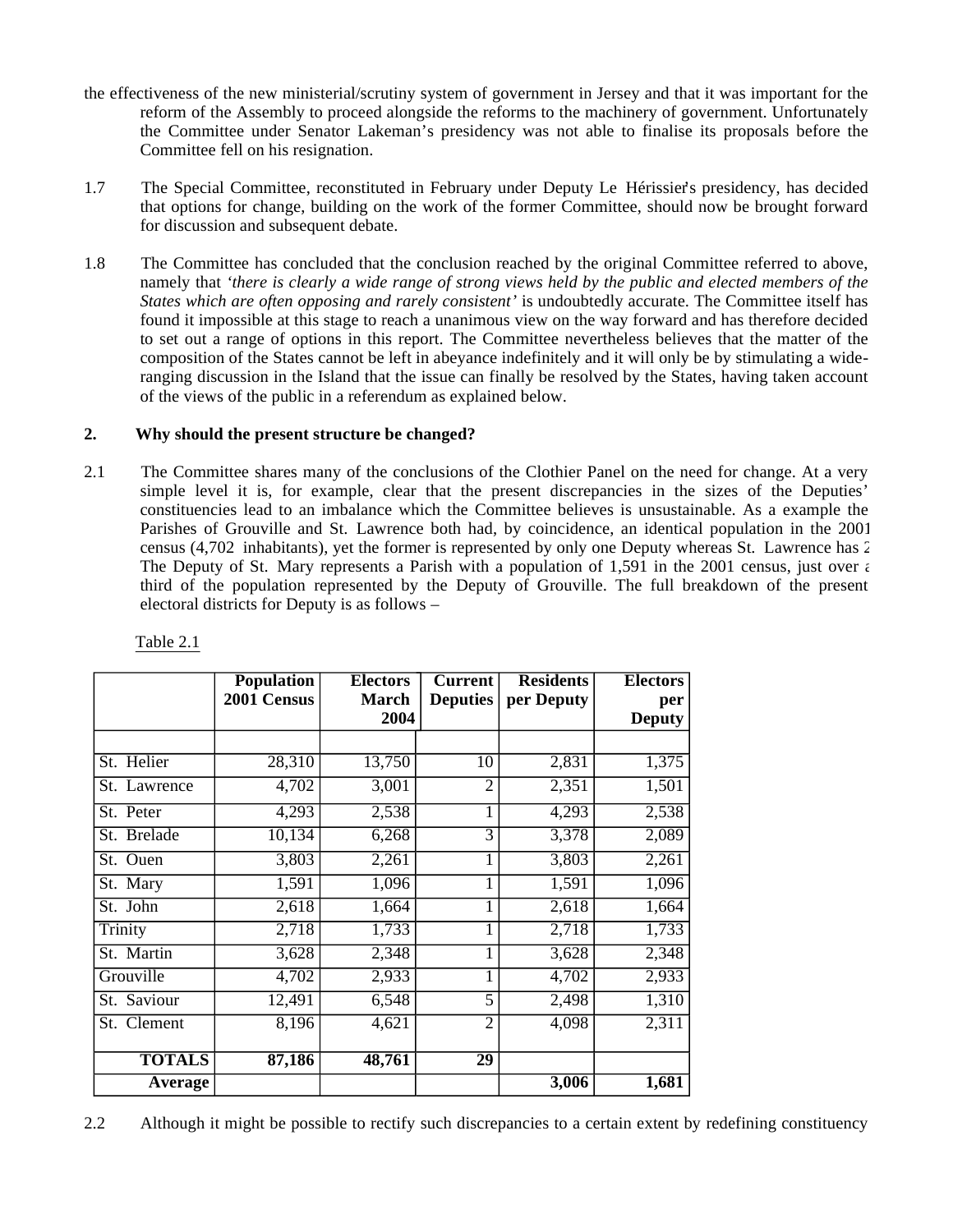the effectiveness of the new ministerial/scrutiny system of government in Jersey and that it was important for the reform of the Assembly to proceed alongside the reforms to the machinery of government. Unfortunately the Committee under Senator Lakeman's presidency was not able to finalise its proposals before the Committee fell on his resignation.

1.7 The Special Committee, reconstituted in February under Deputy Le Hérissier's presidency, has decided that options for change, building on the work of the former Committee, should now be brought forward for discussion and subsequent debate.

1.8 The Committee has concluded that the conclusion reached by the original Committee referred to above, namely that *'there is clearly a wide range of strong views held by the public and elected members of the States which are often opposing and rarely consistent'* is undoubtedly accurate. The Committee itself has found it impossible at this stage to reach a unanimous view on the way forward and has therefore decided to set out a range of options in this report. The Committee nevertheless believes that the matter of the composition of the States cannot be left in abeyance indefinitely and it will only be by stimulating a wide-ranging discussion in the Island that the issue can finally be resolved by the States, having taken account of the views of the public in a referendum as explained below.

## 2. Why should the present structure be changed?

2.1 The Committee shares many of the conclusions of the Clothier Panel on the need for change. At a very simple level it is, for example, clear that the present discrepancies in the sizes of the Deputies' constituencies lead to an imbalance which the Committee believes is unsustainable. As a example the Parishes of Grouville and St. Lawrence both had, by coincidence, an identical population in the 2001 census (4,702 inhabitants), yet the former is represented by only one Deputy whereas St. Lawrence has 2. The Deputy of St. Mary represents a Parish with a population of 1,591 in the 2001 census, just over a third of the population represented by the Deputy of Grouville. The full breakdown of the present electoral districts for Deputy is as follows –

Table 2.1

| | Population 2001 Census | Electors March 2004 | Current Deputies | Residents per Deputy | Electors per Deputy |
|---|---|---|---|---|---|
| | | | | | |
| St. Helier | 28,310 | 13,750 | 10 | 2,831 | 1,375 |
| St. Lawrence | 4,702 | 3,001 | 2 | 2,351 | 1,501 |
| St. Peter | 4,293 | 2,538 | 1 | 4,293 | 2,538 |
| St. Brelade | 10,134 | 6,268 | 3 | 3,378 | 2,089 |
| St. Ouen | 3,803 | 2,261 | 1 | 3,803 | 2,261 |
| St. Mary | 1,591 | 1,096 | 1 | 1,591 | 1,096 |
| St. John | 2,618 | 1,664 | 1 | 2,618 | 1,664 |
| Trinity | 2,718 | 1,733 | 1 | 2,718 | 1,733 |
| St. Martin | 3,628 | 2,348 | 1 | 3,628 | 2,348 |
| Grouville | 4,702 | 2,933 | 1 | 4,702 | 2,933 |
| St. Saviour | 12,491 | 6,548 | 5 | 2,498 | 1,310 |
| St. Clement | 8,196 | 4,621 | 2 | 4,098 | 2,311 |
| **TOTALS** | **87,186** | **48,761** | **29** | | |
| **Average** | | | | **3,006** | **1,681** |

2.2 Although it might be possible to rectify such discrepancies to a certain extent by redefining constituency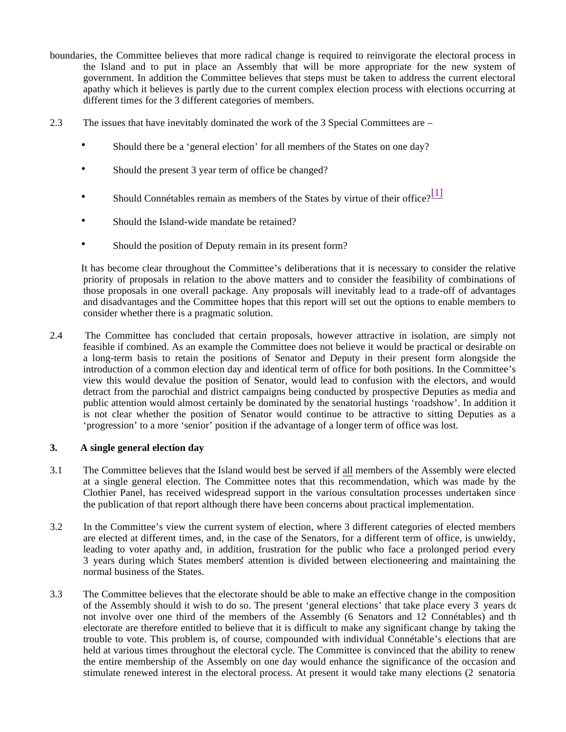boundaries, the Committee believes that more radical change is required to reinvigorate the electoral process in the Island and to put in place an Assembly that will be more appropriate for the new system of government. In addition the Committee believes that steps must be taken to address the current electoral apathy which it believes is partly due to the current complex election process with elections occurring at different times for the 3 different categories of members.

2.3 The issues that have inevitably dominated the work of the 3 Special Committees are –

- Should there be a 'general election' for all members of the States on one day?
- Should the present 3 year term of office be changed?
- Should Connétables remain as members of the States by virtue of their office?[1]
- Should the Island-wide mandate be retained?
- Should the position of Deputy remain in its present form?

It has become clear throughout the Committee's deliberations that it is necessary to consider the relative priority of proposals in relation to the above matters and to consider the feasibility of combinations of those proposals in one overall package. Any proposals will inevitably lead to a trade-off of advantages and disadvantages and the Committee hopes that this report will set out the options to enable members to consider whether there is a pragmatic solution.

2.4 The Committee has concluded that certain proposals, however attractive in isolation, are simply not feasible if combined. As an example the Committee does not believe it would be practical or desirable on a long-term basis to retain the positions of Senator and Deputy in their present form alongside the introduction of a common election day and identical term of office for both positions. In the Committee's view this would devalue the position of Senator, would lead to confusion with the electors, and would detract from the parochial and district campaigns being conducted by prospective Deputies as media and public attention would almost certainly be dominated by the senatorial hustings 'roadshow'. In addition it is not clear whether the position of Senator would continue to be attractive to sitting Deputies as a 'progression' to a more 'senior' position if the advantage of a longer term of office was lost.

**3. A single general election day**

3.1 The Committee believes that the Island would best be served if all members of the Assembly were elected at a single general election. The Committee notes that this recommendation, which was made by the Clothier Panel, has received widespread support in the various consultation processes undertaken since the publication of that report although there have been concerns about practical implementation.

3.2 In the Committee's view the current system of election, where 3 different categories of elected members are elected at different times, and, in the case of the Senators, for a different term of office, is unwieldy, leading to voter apathy and, in addition, frustration for the public who face a prolonged period every 3 years during which States members' attention is divided between electioneering and maintaining the normal business of the States.

3.3 The Committee believes that the electorate should be able to make an effective change in the composition of the Assembly should it wish to do so. The present 'general elections' that take place every 3 years do not involve over one third of the members of the Assembly (6 Senators and 12 Connétables) and the electorate are therefore entitled to believe that it is difficult to make any significant change by taking the trouble to vote. This problem is, of course, compounded with individual Connétable's elections that are held at various times throughout the electoral cycle. The Committee is convinced that the ability to renew the entire membership of the Assembly on one day would enhance the significance of the occasion and stimulate renewed interest in the electoral process. At present it would take many elections (2 senatorial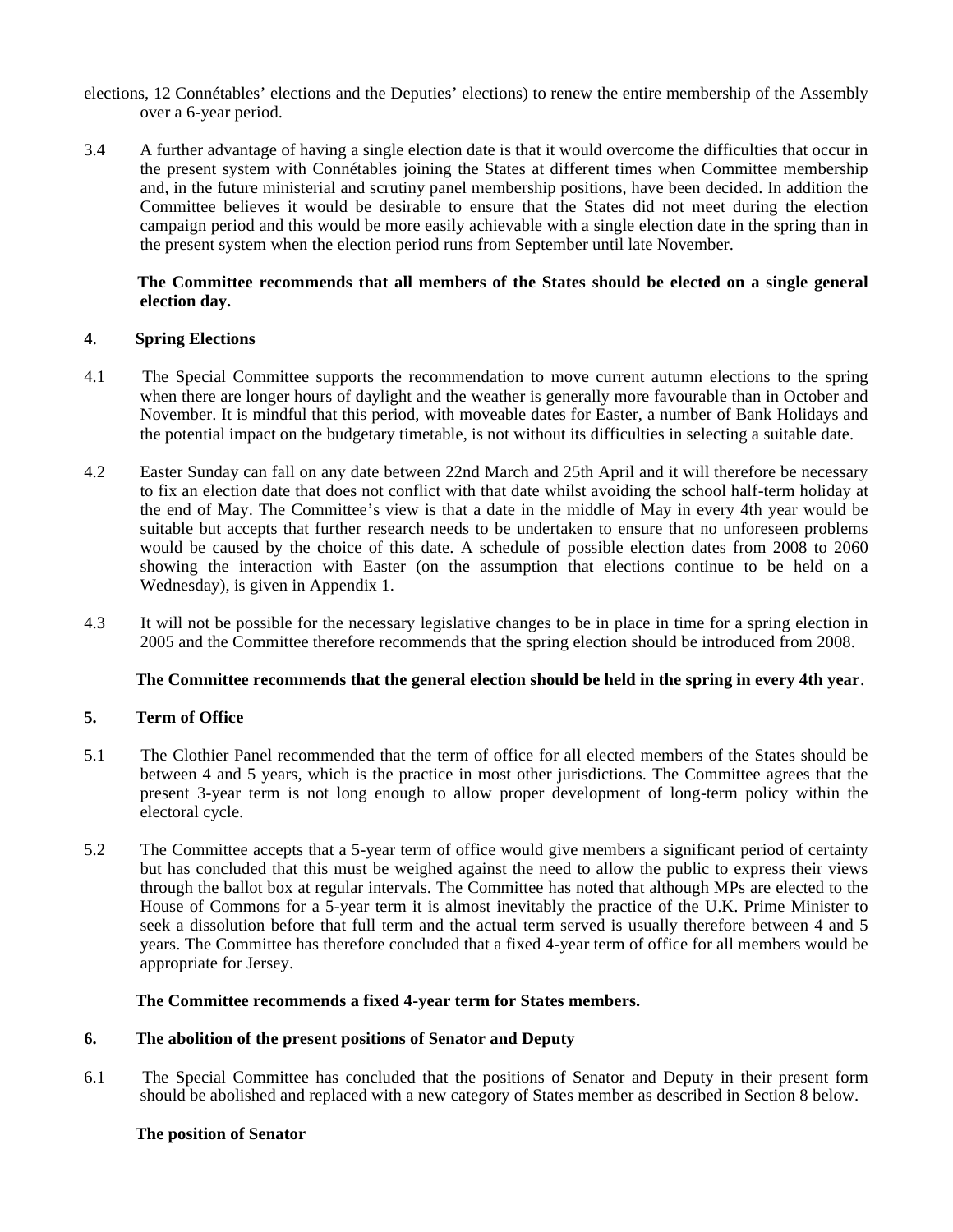elections, 12 Connétables' elections and the Deputies' elections) to renew the entire membership of the Assembly over a 6-year period.

3.4 A further advantage of having a single election date is that it would overcome the difficulties that occur in the present system with Connétables joining the States at different times when Committee membership and, in the future ministerial and scrutiny panel membership positions, have been decided. In addition the Committee believes it would be desirable to ensure that the States did not meet during the election campaign period and this would be more easily achievable with a single election date in the spring than in the present system when the election period runs from September until late November.

**The Committee recommends that all members of the States should be elected on a single general election day.**

## 4. Spring Elections

4.1 The Special Committee supports the recommendation to move current autumn elections to the spring when there are longer hours of daylight and the weather is generally more favourable than in October and November. It is mindful that this period, with moveable dates for Easter, a number of Bank Holidays and the potential impact on the budgetary timetable, is not without its difficulties in selecting a suitable date.

4.2 Easter Sunday can fall on any date between 22nd March and 25th April and it will therefore be necessary to fix an election date that does not conflict with that date whilst avoiding the school half-term holiday at the end of May. The Committee's view is that a date in the middle of May in every 4th year would be suitable but accepts that further research needs to be undertaken to ensure that no unforeseen problems would be caused by the choice of this date. A schedule of possible election dates from 2008 to 2060 showing the interaction with Easter (on the assumption that elections continue to be held on a Wednesday), is given in Appendix 1.

4.3 It will not be possible for the necessary legislative changes to be in place in time for a spring election in 2005 and the Committee therefore recommends that the spring election should be introduced from 2008.

**The Committee recommends that the general election should be held in the spring in every 4th year**.

## 5. Term of Office

5.1 The Clothier Panel recommended that the term of office for all elected members of the States should be between 4 and 5 years, which is the practice in most other jurisdictions. The Committee agrees that the present 3-year term is not long enough to allow proper development of long-term policy within the electoral cycle.

5.2 The Committee accepts that a 5-year term of office would give members a significant period of certainty but has concluded that this must be weighed against the need to allow the public to express their views through the ballot box at regular intervals. The Committee has noted that although MPs are elected to the House of Commons for a 5-year term it is almost inevitably the practice of the U.K. Prime Minister to seek a dissolution before that full term and the actual term served is usually therefore between 4 and 5 years. The Committee has therefore concluded that a fixed 4-year term of office for all members would be appropriate for Jersey.

**The Committee recommends a fixed 4-year term for States members.**

## 6. The abolition of the present positions of Senator and Deputy

6.1 The Special Committee has concluded that the positions of Senator and Deputy in their present form should be abolished and replaced with a new category of States member as described in Section 8 below.

**The position of Senator**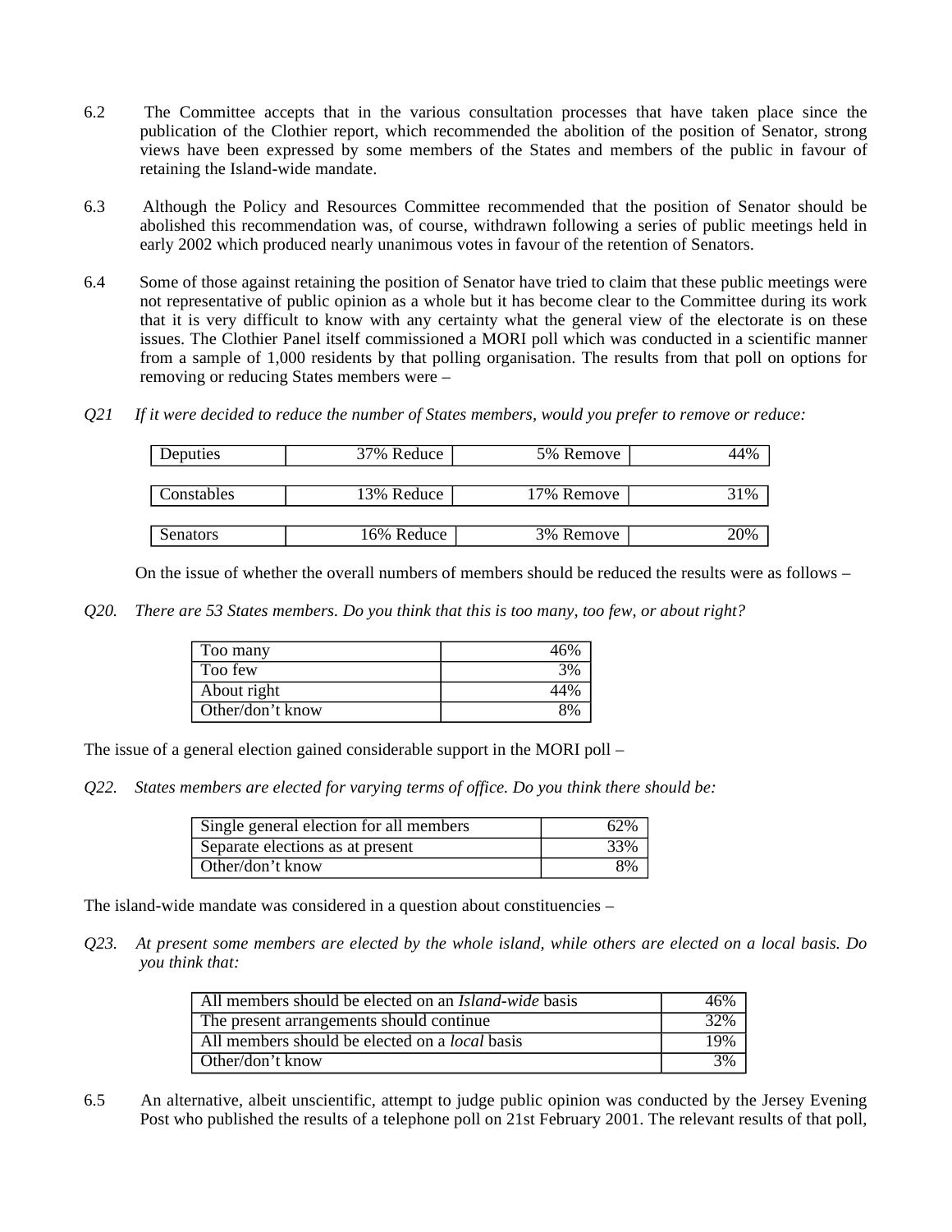6.2 The Committee accepts that in the various consultation processes that have taken place since the publication of the Clothier report, which recommended the abolition of the position of Senator, strong views have been expressed by some members of the States and members of the public in favour of retaining the Island-wide mandate.

6.3 Although the Policy and Resources Committee recommended that the position of Senator should be abolished this recommendation was, of course, withdrawn following a series of public meetings held in early 2002 which produced nearly unanimous votes in favour of the retention of Senators.

6.4 Some of those against retaining the position of Senator have tried to claim that these public meetings were not representative of public opinion as a whole but it has become clear to the Committee during its work that it is very difficult to know with any certainty what the general view of the electorate is on these issues. The Clothier Panel itself commissioned a MORI poll which was conducted in a scientific manner from a sample of 1,000 residents by that polling organisation. The results from that poll on options for removing or reducing States members were –

*Q21 If it were decided to reduce the number of States members, would you prefer to remove or reduce:*

| | | | |
|---|---|---|---|
| Deputies | 37% Reduce | 5% Remove | 44% |
| Constables | 13% Reduce | 17% Remove | 31% |
| Senators | 16% Reduce | 3% Remove | 20% |

On the issue of whether the overall numbers of members should be reduced the results were as follows –

*Q20. There are 53 States members. Do you think that this is too many, too few, or about right?*

| | |
|---|---|
| Too many | 46% |
| Too few | 3% |
| About right | 44% |
| Other/don't know | 8% |

The issue of a general election gained considerable support in the MORI poll –

*Q22. States members are elected for varying terms of office. Do you think there should be:*

| | |
|---|---|
| Single general election for all members | 62% |
| Separate elections as at present | 33% |
| Other/don't know | 8% |

The island-wide mandate was considered in a question about constituencies –

*Q23. At present some members are elected by the whole island, while others are elected on a local basis. Do you think that:*

| | |
|---|---|
| All members should be elected on an *Island-wide* basis | 46% |
| The present arrangements should continue | 32% |
| All members should be elected on a *local* basis | 19% |
| Other/don't know | 3% |

6.5 An alternative, albeit unscientific, attempt to judge public opinion was conducted by the Jersey Evening Post who published the results of a telephone poll on 21st February 2001. The relevant results of that poll,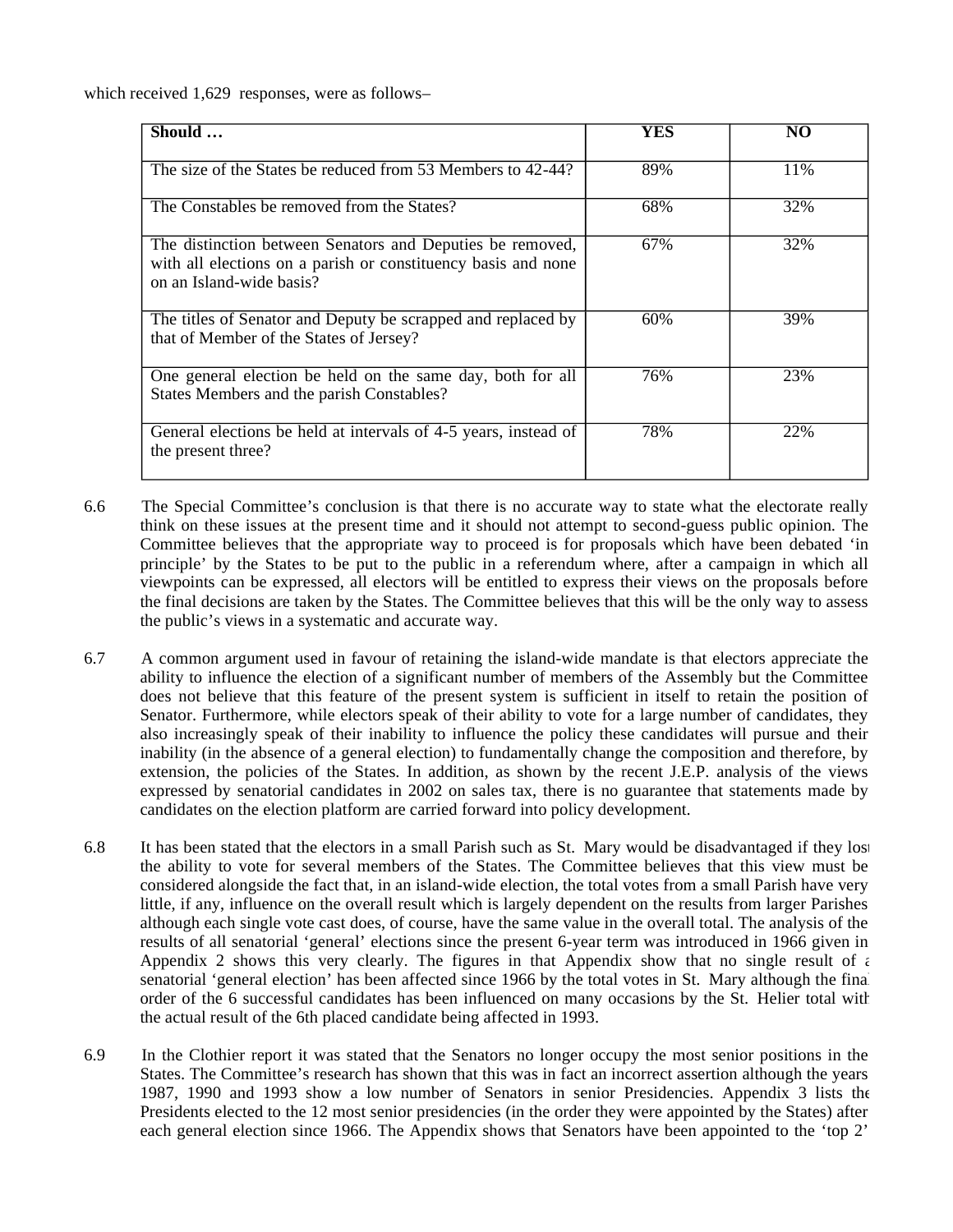which received 1,629 responses, were as follows–

| Should … | YES | NO |
|---|---|---|
| The size of the States be reduced from 53 Members to 42-44? | 89% | 11% |
| The Constables be removed from the States? | 68% | 32% |
| The distinction between Senators and Deputies be removed, with all elections on a parish or constituency basis and none on an Island-wide basis? | 67% | 32% |
| The titles of Senator and Deputy be scrapped and replaced by that of Member of the States of Jersey? | 60% | 39% |
| One general election be held on the same day, both for all States Members and the parish Constables? | 76% | 23% |
| General elections be held at intervals of 4-5 years, instead of the present three? | 78% | 22% |

6.6 The Special Committee's conclusion is that there is no accurate way to state what the electorate really think on these issues at the present time and it should not attempt to second-guess public opinion. The Committee believes that the appropriate way to proceed is for proposals which have been debated 'in principle' by the States to be put to the public in a referendum where, after a campaign in which all viewpoints can be expressed, all electors will be entitled to express their views on the proposals before the final decisions are taken by the States. The Committee believes that this will be the only way to assess the public's views in a systematic and accurate way.

6.7 A common argument used in favour of retaining the island-wide mandate is that electors appreciate the ability to influence the election of a significant number of members of the Assembly but the Committee does not believe that this feature of the present system is sufficient in itself to retain the position of Senator. Furthermore, while electors speak of their ability to vote for a large number of candidates, they also increasingly speak of their inability to influence the policy these candidates will pursue and their inability (in the absence of a general election) to fundamentally change the composition and therefore, by extension, the policies of the States. In addition, as shown by the recent J.E.P. analysis of the views expressed by senatorial candidates in 2002 on sales tax, there is no guarantee that statements made by candidates on the election platform are carried forward into policy development.

6.8 It has been stated that the electors in a small Parish such as St. Mary would be disadvantaged if they lost the ability to vote for several members of the States. The Committee believes that this view must be considered alongside the fact that, in an island-wide election, the total votes from a small Parish have very little, if any, influence on the overall result which is largely dependent on the results from larger Parishes although each single vote cast does, of course, have the same value in the overall total. The analysis of the results of all senatorial 'general' elections since the present 6-year term was introduced in 1966 given in Appendix 2 shows this very clearly. The figures in that Appendix show that no single result of a senatorial 'general election' has been affected since 1966 by the total votes in St. Mary although the final order of the 6 successful candidates has been influenced on many occasions by the St. Helier total with the actual result of the 6th placed candidate being affected in 1993.

6.9 In the Clothier report it was stated that the Senators no longer occupy the most senior positions in the States. The Committee's research has shown that this was in fact an incorrect assertion although the years 1987, 1990 and 1993 show a low number of Senators in senior Presidencies. Appendix 3 lists the Presidents elected to the 12 most senior presidencies (in the order they were appointed by the States) after each general election since 1966. The Appendix shows that Senators have been appointed to the 'top 2'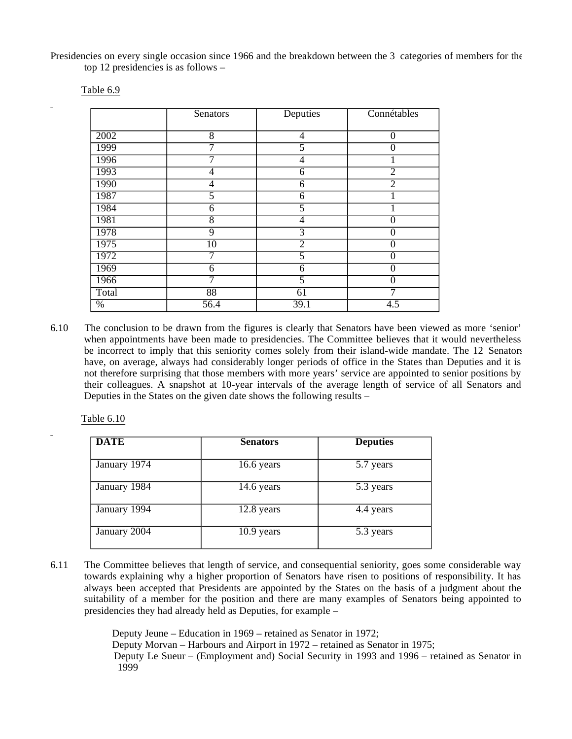Presidencies on every single occasion since 1966 and the breakdown between the 3 categories of members for the top 12 presidencies is as follows –

Table 6.9

| | Senators | Deputies | Connétables |
|---|---|---|---|
| 2002 | 8 | 4 | 0 |
| 1999 | 7 | 5 | 0 |
| 1996 | 7 | 4 | 1 |
| 1993 | 4 | 6 | 2 |
| 1990 | 4 | 6 | 2 |
| 1987 | 5 | 6 | 1 |
| 1984 | 6 | 5 | 1 |
| 1981 | 8 | 4 | 0 |
| 1978 | 9 | 3 | 0 |
| 1975 | 10 | 2 | 0 |
| 1972 | 7 | 5 | 0 |
| 1969 | 6 | 6 | 0 |
| 1966 | 7 | 5 | 0 |
| Total | 88 | 61 | 7 |
| % | 56.4 | 39.1 | 4.5 |

6.10 The conclusion to be drawn from the figures is clearly that Senators have been viewed as more 'senior' when appointments have been made to presidencies. The Committee believes that it would nevertheless be incorrect to imply that this seniority comes solely from their island-wide mandate. The 12 Senators have, on average, always had considerably longer periods of office in the States than Deputies and it is not therefore surprising that those members with more years' service are appointed to senior positions by their colleagues. A snapshot at 10-year intervals of the average length of service of all Senators and Deputies in the States on the given date shows the following results –

Table 6.10

| **DATE** | **Senators** | **Deputies** |
|---|---|---|
| January 1974 | 16.6 years | 5.7 years |
| January 1984 | 14.6 years | 5.3 years |
| January 1994 | 12.8 years | 4.4 years |
| January 2004 | 10.9 years | 5.3 years |

6.11 The Committee believes that length of service, and consequential seniority, goes some considerable way towards explaining why a higher proportion of Senators have risen to positions of responsibility. It has always been accepted that Presidents are appointed by the States on the basis of a judgment about the suitability of a member for the position and there are many examples of Senators being appointed to presidencies they had already held as Deputies, for example –

Deputy Jeune – Education in 1969 – retained as Senator in 1972;
Deputy Morvan – Harbours and Airport in 1972 – retained as Senator in 1975;
Deputy Le Sueur – (Employment and) Social Security in 1993 and 1996 – retained as Senator in 1999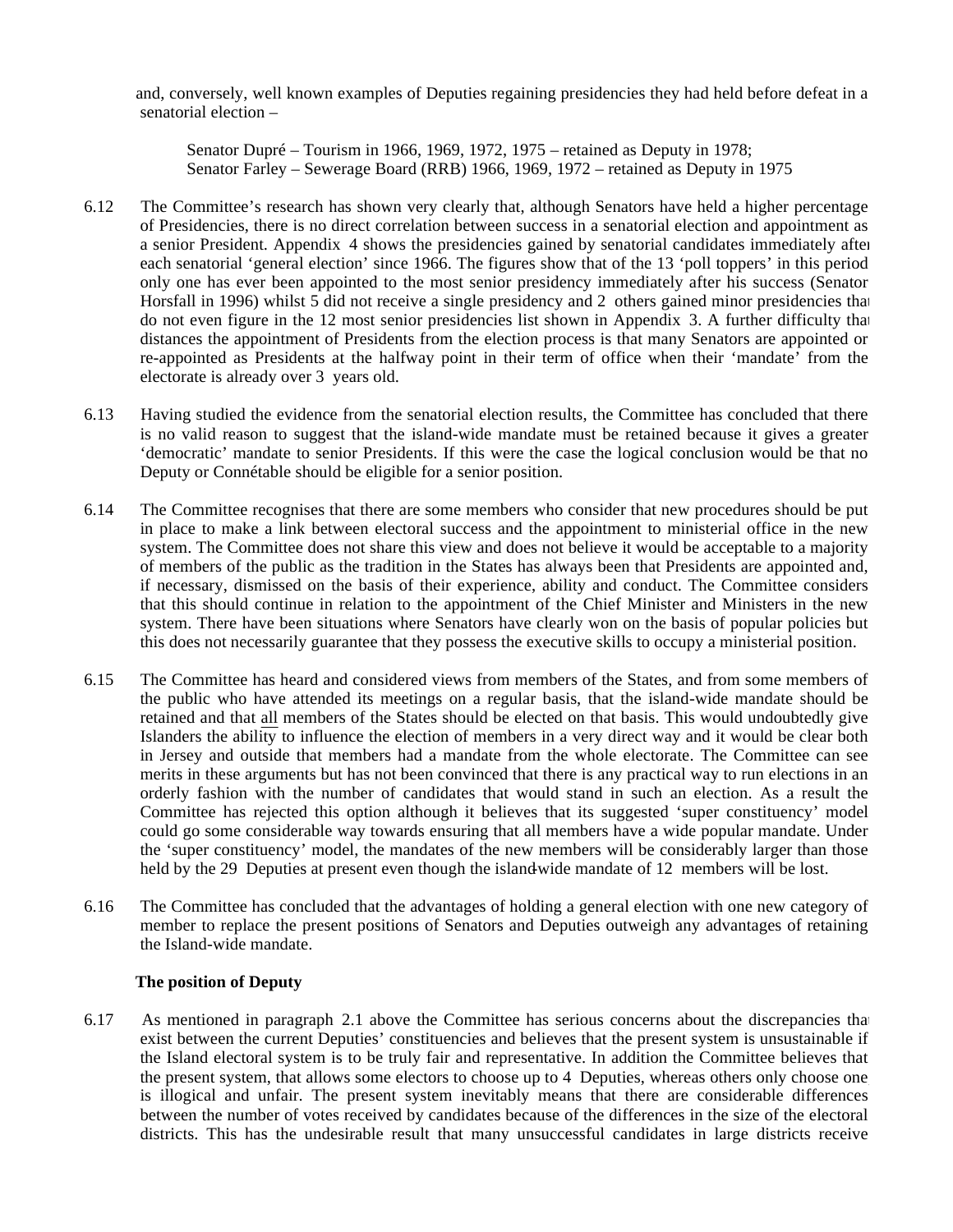and, conversely, well known examples of Deputies regaining presidencies they had held before defeat in a senatorial election –

Senator Dupré – Tourism in 1966, 1969, 1972, 1975 – retained as Deputy in 1978;
Senator Farley – Sewerage Board (RRB) 1966, 1969, 1972 – retained as Deputy in 1975

6.12 The Committee's research has shown very clearly that, although Senators have held a higher percentage of Presidencies, there is no direct correlation between success in a senatorial election and appointment as a senior President. Appendix 4 shows the presidencies gained by senatorial candidates immediately after each senatorial 'general election' since 1966. The figures show that of the 13 'poll toppers' in this period only one has ever been appointed to the most senior presidency immediately after his success (Senator Horsfall in 1996) whilst 5 did not receive a single presidency and 2 others gained minor presidencies that do not even figure in the 12 most senior presidencies list shown in Appendix 3. A further difficulty that distances the appointment of Presidents from the election process is that many Senators are appointed or re-appointed as Presidents at the halfway point in their term of office when their 'mandate' from the electorate is already over 3 years old.

6.13 Having studied the evidence from the senatorial election results, the Committee has concluded that there is no valid reason to suggest that the island-wide mandate must be retained because it gives a greater 'democratic' mandate to senior Presidents. If this were the case the logical conclusion would be that no Deputy or Connétable should be eligible for a senior position.

6.14 The Committee recognises that there are some members who consider that new procedures should be put in place to make a link between electoral success and the appointment to ministerial office in the new system. The Committee does not share this view and does not believe it would be acceptable to a majority of members of the public as the tradition in the States has always been that Presidents are appointed and, if necessary, dismissed on the basis of their experience, ability and conduct. The Committee considers that this should continue in relation to the appointment of the Chief Minister and Ministers in the new system. There have been situations where Senators have clearly won on the basis of popular policies but this does not necessarily guarantee that they possess the executive skills to occupy a ministerial position.

6.15 The Committee has heard and considered views from members of the States, and from some members of the public who have attended its meetings on a regular basis, that the island-wide mandate should be retained and that all members of the States should be elected on that basis. This would undoubtedly give Islanders the ability to influence the election of members in a very direct way and it would be clear both in Jersey and outside that members had a mandate from the whole electorate. The Committee can see merits in these arguments but has not been convinced that there is any practical way to run elections in an orderly fashion with the number of candidates that would stand in such an election. As a result the Committee has rejected this option although it believes that its suggested 'super constituency' model could go some considerable way towards ensuring that all members have a wide popular mandate. Under the 'super constituency' model, the mandates of the new members will be considerably larger than those held by the 29 Deputies at present even though the island-wide mandate of 12 members will be lost.

6.16 The Committee has concluded that the advantages of holding a general election with one new category of member to replace the present positions of Senators and Deputies outweigh any advantages of retaining the Island-wide mandate.

**The position of Deputy**

6.17 As mentioned in paragraph 2.1 above the Committee has serious concerns about the discrepancies that exist between the current Deputies' constituencies and believes that the present system is unsustainable if the Island electoral system is to be truly fair and representative. In addition the Committee believes that the present system, that allows some electors to choose up to 4 Deputies, whereas others only choose one, is illogical and unfair. The present system inevitably means that there are considerable differences between the number of votes received by candidates because of the differences in the size of the electoral districts. This has the undesirable result that many unsuccessful candidates in large districts receive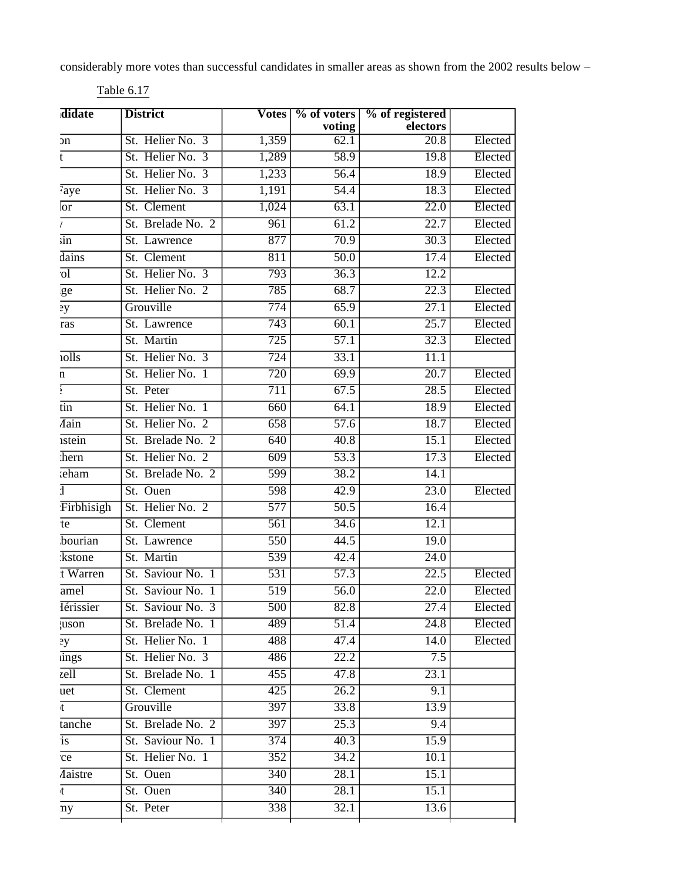considerably more votes than successful candidates in smaller areas as shown from the 2002 results below –

Table 6.17

| ıdidate | District | Votes | % of voters voting | % of registered electors | |
|---|---|---|---|---|---|
| ɔn | St. Helier No. 3 | 1,359 | 62.1 | 20.8 | Elected |
| t | St. Helier No. 3 | 1,289 | 58.9 | 19.8 | Elected |
| | St. Helier No. 3 | 1,233 | 56.4 | 18.9 | Elected |
| Faye | St. Helier No. 3 | 1,191 | 54.4 | 18.3 | Elected |
| lor | St. Clement | 1,024 | 63.1 | 22.0 | Elected |
| / | St. Brelade No. 2 | 961 | 61.2 | 22.7 | Elected |
| sin | St. Lawrence | 877 | 70.9 | 30.3 | Elected |
| dains | St. Clement | 811 | 50.0 | 17.4 | Elected |
| ol | St. Helier No. 3 | 793 | 36.3 | 12.2 | |
| ge | St. Helier No. 2 | 785 | 68.7 | 22.3 | Elected |
| ey | Grouville | 774 | 65.9 | 27.1 | Elected |
| ras | St. Lawrence | 743 | 60.1 | 25.7 | Elected |
| | St. Martin | 725 | 57.1 | 32.3 | Elected |
| 1olls | St. Helier No. 3 | 724 | 33.1 | 11.1 | |
| n | St. Helier No. 1 | 720 | 69.9 | 20.7 | Elected |
| ; | St. Peter | 711 | 67.5 | 28.5 | Elected |
| tin | St. Helier No. 1 | 660 | 64.1 | 18.9 | Elected |
| Main | St. Helier No. 2 | 658 | 57.6 | 18.7 | Elected |
| ıstein | St. Brelade No. 2 | 640 | 40.8 | 15.1 | Elected |
| thern | St. Helier No. 2 | 609 | 53.3 | 17.3 | Elected |
| keham | St. Brelade No. 2 | 599 | 38.2 | 14.1 | |
| d | St. Ouen | 598 | 42.9 | 23.0 | Elected |
| Firbhisigh | St. Helier No. 2 | 577 | 50.5 | 16.4 | |
| te | St. Clement | 561 | 34.6 | 12.1 | |
| bourian | St. Lawrence | 550 | 44.5 | 19.0 | |
| kstone | St. Martin | 539 | 42.4 | 24.0 | |
| t Warren | St. Saviour No. 1 | 531 | 57.3 | 22.5 | Elected |
| amel | St. Saviour No. 1 | 519 | 56.0 | 22.0 | Elected |
| Hérissier | St. Saviour No. 3 | 500 | 82.8 | 27.4 | Elected |
| guson | St. Brelade No. 1 | 489 | 51.4 | 24.8 | Elected |
| ey | St. Helier No. 1 | 488 | 47.4 | 14.0 | Elected |
| ings | St. Helier No. 3 | 486 | 22.2 | 7.5 | |
| zell | St. Brelade No. 1 | 455 | 47.8 | 23.1 | |
| uet | St. Clement | 425 | 26.2 | 9.1 | |
| t | Grouville | 397 | 33.8 | 13.9 | |
| tanche | St. Brelade No. 2 | 397 | 25.3 | 9.4 | |
| is | St. Saviour No. 1 | 374 | 40.3 | 15.9 | |
| ce | St. Helier No. 1 | 352 | 34.2 | 10.1 | |
| Maistre | St. Ouen | 340 | 28.1 | 15.1 | |
| t | St. Ouen | 340 | 28.1 | 15.1 | |
| ny | St. Peter | 338 | 32.1 | 13.6 | |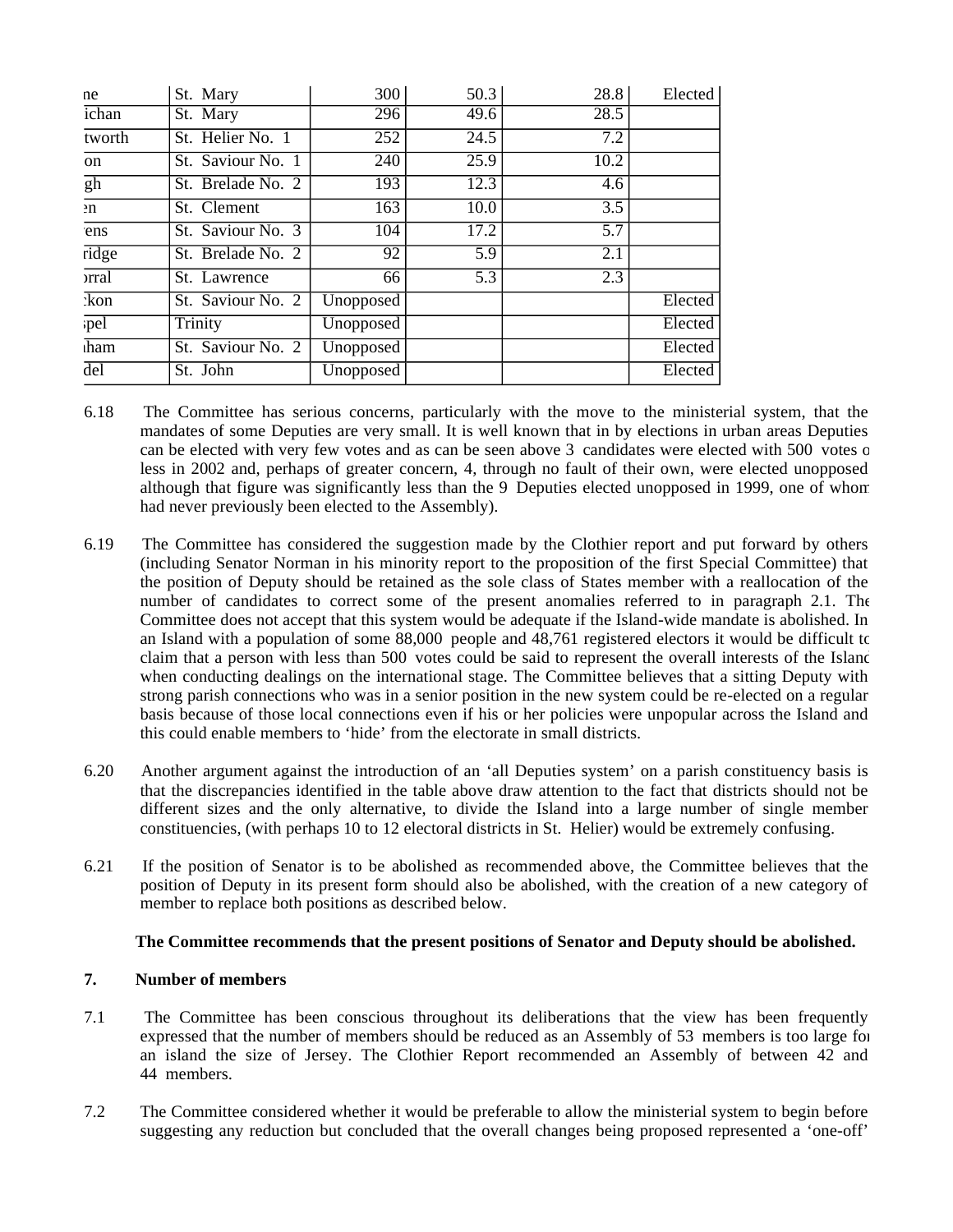| ne | St. Mary | 300 | 50.3 | 28.8 | Elected |
|---|---|---|---|---|---|
| ichan | St. Mary | 296 | 49.6 | 28.5 | |
| tworth | St. Helier No. 1 | 252 | 24.5 | 7.2 | |
| on | St. Saviour No. 1 | 240 | 25.9 | 10.2 | |
| gh | St. Brelade No. 2 | 193 | 12.3 | 4.6 | |
| en | St. Clement | 163 | 10.0 | 3.5 | |
| ens | St. Saviour No. 3 | 104 | 17.2 | 5.7 | |
| ridge | St. Brelade No. 2 | 92 | 5.9 | 2.1 | |
| orral | St. Lawrence | 66 | 5.3 | 2.3 | |
| kon | St. Saviour No. 2 | Unopposed | | | Elected |
| pel | Trinity | Unopposed | | | Elected |
| ham | St. Saviour No. 2 | Unopposed | | | Elected |
| del | St. John | Unopposed | | | Elected |

6.18 The Committee has serious concerns, particularly with the move to the ministerial system, that the mandates of some Deputies are very small. It is well known that in by elections in urban areas Deputies can be elected with very few votes and as can be seen above 3 candidates were elected with 500 votes or less in 2002 and, perhaps of greater concern, 4, through no fault of their own, were elected unopposed although that figure was significantly less than the 9 Deputies elected unopposed in 1999, one of whom had never previously been elected to the Assembly).

6.19 The Committee has considered the suggestion made by the Clothier report and put forward by others (including Senator Norman in his minority report to the proposition of the first Special Committee) that the position of Deputy should be retained as the sole class of States member with a reallocation of the number of candidates to correct some of the present anomalies referred to in paragraph 2.1. The Committee does not accept that this system would be adequate if the Island-wide mandate is abolished. In an Island with a population of some 88,000 people and 48,761 registered electors it would be difficult to claim that a person with less than 500 votes could be said to represent the overall interests of the Island when conducting dealings on the international stage. The Committee believes that a sitting Deputy with strong parish connections who was in a senior position in the new system could be re-elected on a regular basis because of those local connections even if his or her policies were unpopular across the Island and this could enable members to 'hide' from the electorate in small districts.

6.20 Another argument against the introduction of an 'all Deputies system' on a parish constituency basis is that the discrepancies identified in the table above draw attention to the fact that districts should not be different sizes and the only alternative, to divide the Island into a large number of single member constituencies, (with perhaps 10 to 12 electoral districts in St. Helier) would be extremely confusing.

6.21 If the position of Senator is to be abolished as recommended above, the Committee believes that the position of Deputy in its present form should also be abolished, with the creation of a new category of member to replace both positions as described below.

**The Committee recommends that the present positions of Senator and Deputy should be abolished.**

## 7. Number of members

7.1 The Committee has been conscious throughout its deliberations that the view has been frequently expressed that the number of members should be reduced as an Assembly of 53 members is too large for an island the size of Jersey. The Clothier Report recommended an Assembly of between 42 and 44 members.

7.2 The Committee considered whether it would be preferable to allow the ministerial system to begin before suggesting any reduction but concluded that the overall changes being proposed represented a 'one-off'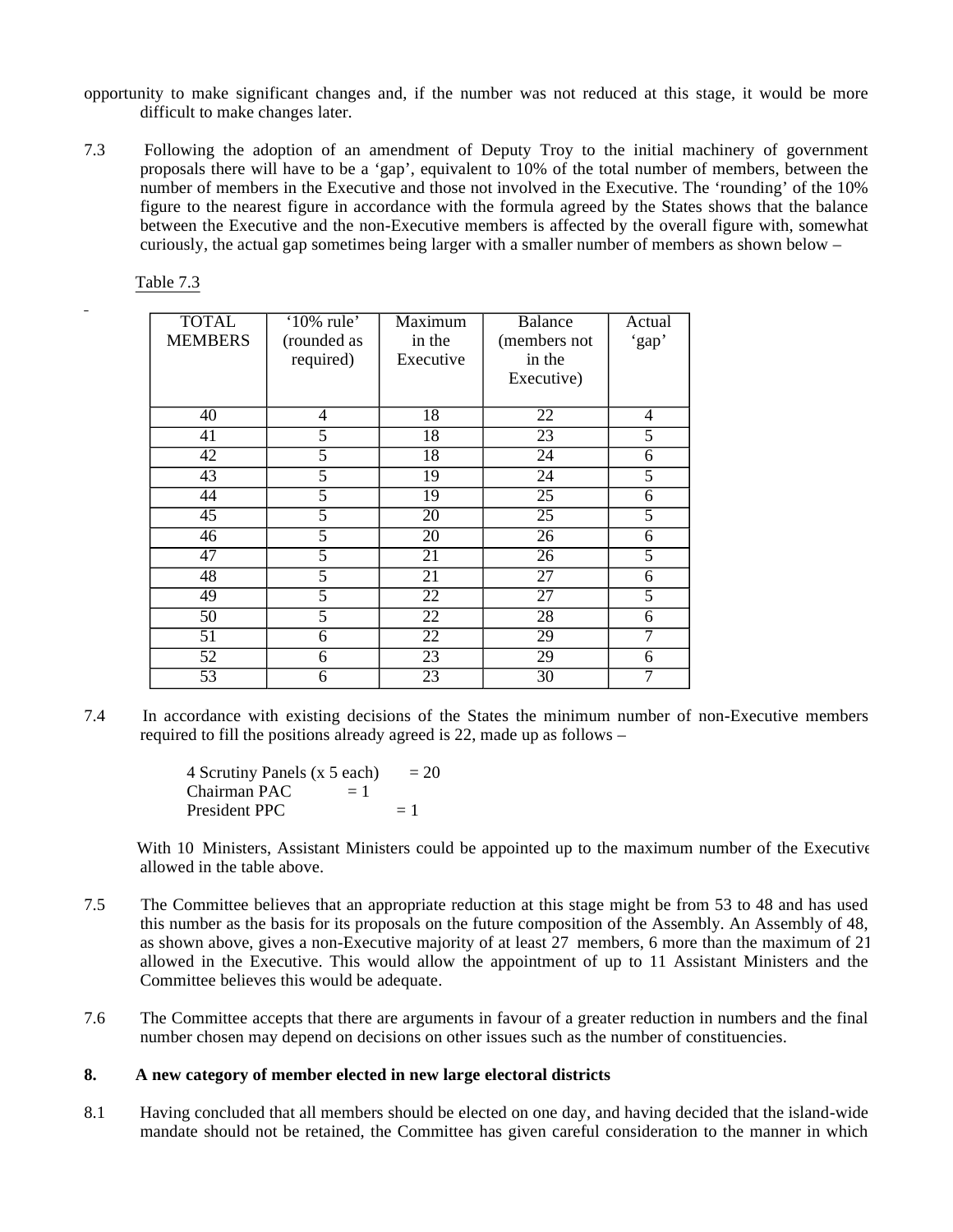opportunity to make significant changes and, if the number was not reduced at this stage, it would be more difficult to make changes later.

7.3 Following the adoption of an amendment of Deputy Troy to the initial machinery of government proposals there will have to be a 'gap', equivalent to 10% of the total number of members, between the number of members in the Executive and those not involved in the Executive. The 'rounding' of the 10% figure to the nearest figure in accordance with the formula agreed by the States shows that the balance between the Executive and the non-Executive members is affected by the overall figure with, somewhat curiously, the actual gap sometimes being larger with a smaller number of members as shown below –

Table 7.3

| TOTAL MEMBERS | '10% rule' (rounded as required) | Maximum in the Executive | Balance (members not in the Executive) | Actual 'gap' |
|---|---|---|---|---|
| 40 | 4 | 18 | 22 | 4 |
| 41 | 5 | 18 | 23 | 5 |
| 42 | 5 | 18 | 24 | 6 |
| 43 | 5 | 19 | 24 | 5 |
| 44 | 5 | 19 | 25 | 6 |
| 45 | 5 | 20 | 25 | 5 |
| 46 | 5 | 20 | 26 | 6 |
| 47 | 5 | 21 | 26 | 5 |
| 48 | 5 | 21 | 27 | 6 |
| 49 | 5 | 22 | 27 | 5 |
| 50 | 5 | 22 | 28 | 6 |
| 51 | 6 | 22 | 29 | 7 |
| 52 | 6 | 23 | 29 | 6 |
| 53 | 6 | 23 | 30 | 7 |

7.4 In accordance with existing decisions of the States the minimum number of non-Executive members required to fill the positions already agreed is 22, made up as follows –

4 Scrutiny Panels (x 5 each) = 20
Chairman PAC = 1
President PPC = 1

With 10 Ministers, Assistant Ministers could be appointed up to the maximum number of the Executive allowed in the table above.

7.5 The Committee believes that an appropriate reduction at this stage might be from 53 to 48 and has used this number as the basis for its proposals on the future composition of the Assembly. An Assembly of 48, as shown above, gives a non-Executive majority of at least 27 members, 6 more than the maximum of 21 allowed in the Executive. This would allow the appointment of up to 11 Assistant Ministers and the Committee believes this would be adequate.

7.6 The Committee accepts that there are arguments in favour of a greater reduction in numbers and the final number chosen may depend on decisions on other issues such as the number of constituencies.

## 8. A new category of member elected in new large electoral districts

8.1 Having concluded that all members should be elected on one day, and having decided that the island-wide mandate should not be retained, the Committee has given careful consideration to the manner in which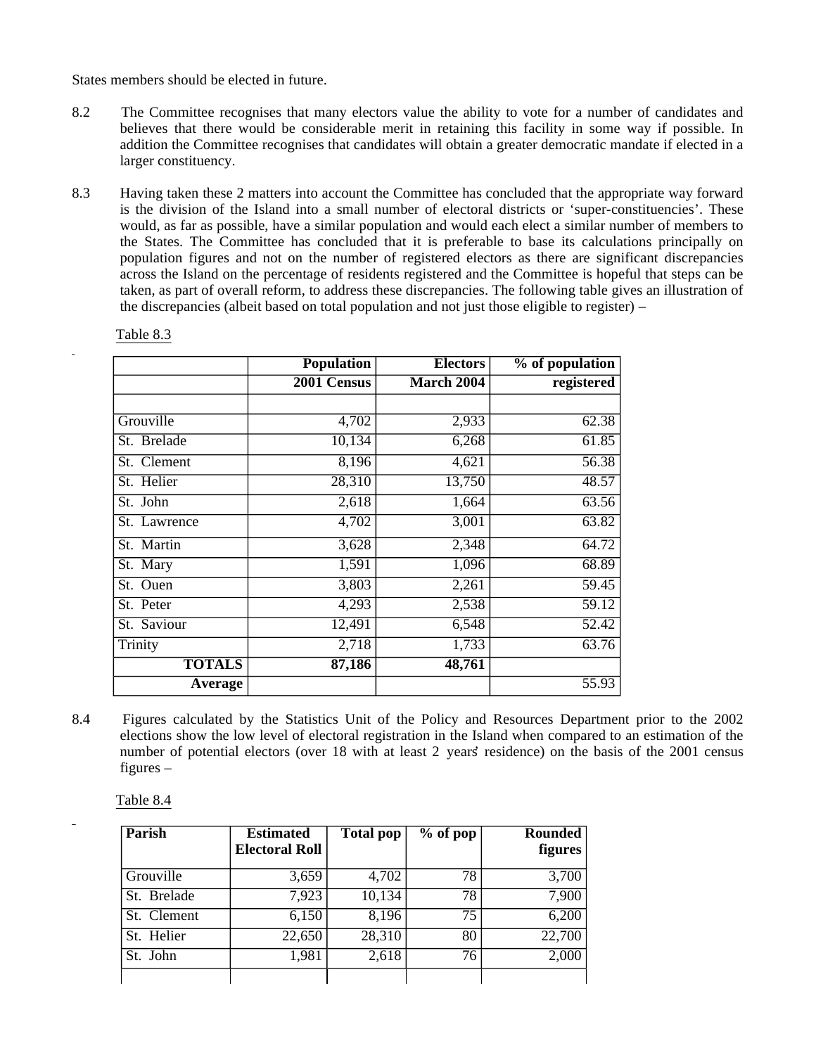States members should be elected in future.

8.2 The Committee recognises that many electors value the ability to vote for a number of candidates and believes that there would be considerable merit in retaining this facility in some way if possible. In addition the Committee recognises that candidates will obtain a greater democratic mandate if elected in a larger constituency.

8.3 Having taken these 2 matters into account the Committee has concluded that the appropriate way forward is the division of the Island into a small number of electoral districts or 'super-constituencies'. These would, as far as possible, have a similar population and would each elect a similar number of members to the States. The Committee has concluded that it is preferable to base its calculations principally on population figures and not on the number of registered electors as there are significant discrepancies across the Island on the percentage of residents registered and the Committee is hopeful that steps can be taken, as part of overall reform, to address these discrepancies. The following table gives an illustration of the discrepancies (albeit based on total population and not just those eligible to register) –

Table 8.3

| | Population 2001 Census | Electors March 2004 | % of population registered |
|---|---|---|---|
| | | | |
| Grouville | 4,702 | 2,933 | 62.38 |
| St. Brelade | 10,134 | 6,268 | 61.85 |
| St. Clement | 8,196 | 4,621 | 56.38 |
| St. Helier | 28,310 | 13,750 | 48.57 |
| St. John | 2,618 | 1,664 | 63.56 |
| St. Lawrence | 4,702 | 3,001 | 63.82 |
| St. Martin | 3,628 | 2,348 | 64.72 |
| St. Mary | 1,591 | 1,096 | 68.89 |
| St. Ouen | 3,803 | 2,261 | 59.45 |
| St. Peter | 4,293 | 2,538 | 59.12 |
| St. Saviour | 12,491 | 6,548 | 52.42 |
| Trinity | 2,718 | 1,733 | 63.76 |
| **TOTALS** | **87,186** | **48,761** | |
| **Average** | | | 55.93 |

8.4 Figures calculated by the Statistics Unit of the Policy and Resources Department prior to the 2002 elections show the low level of electoral registration in the Island when compared to an estimation of the number of potential electors (over 18 with at least 2 years' residence) on the basis of the 2001 census figures –

Table 8.4

| Parish | Estimated Electoral Roll | Total pop | % of pop | Rounded figures |
|---|---|---|---|---|
| Grouville | 3,659 | 4,702 | 78 | 3,700 |
| St. Brelade | 7,923 | 10,134 | 78 | 7,900 |
| St. Clement | 6,150 | 8,196 | 75 | 6,200 |
| St. Helier | 22,650 | 28,310 | 80 | 22,700 |
| St. John | 1,981 | 2,618 | 76 | 2,000 |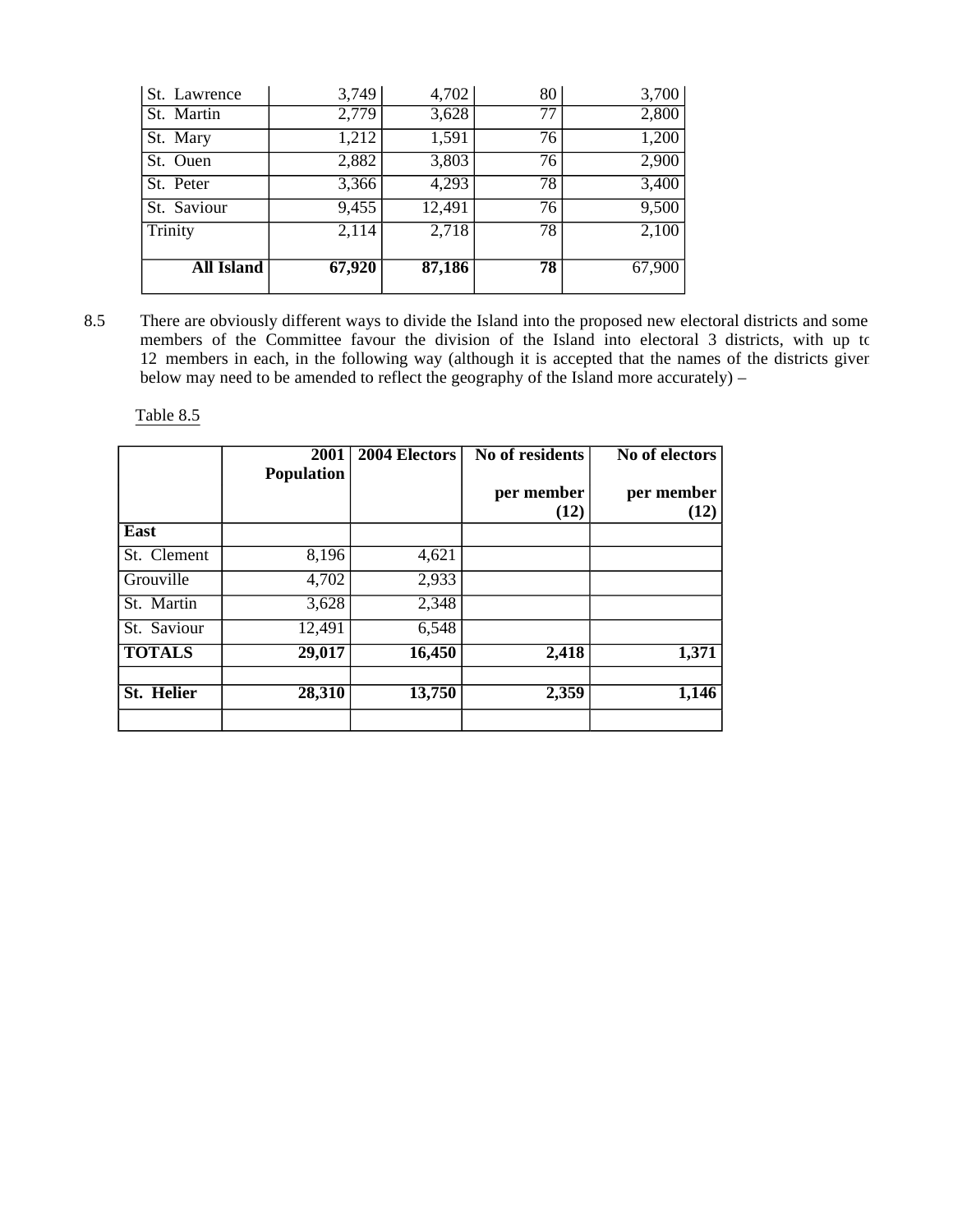| St. Lawrence | 3,749 | 4,702 | 80 | 3,700 |
|---|---|---|---|---|
| St. Martin | 2,779 | 3,628 | 77 | 2,800 |
| St. Mary | 1,212 | 1,591 | 76 | 1,200 |
| St. Ouen | 2,882 | 3,803 | 76 | 2,900 |
| St. Peter | 3,366 | 4,293 | 78 | 3,400 |
| St. Saviour | 9,455 | 12,491 | 76 | 9,500 |
| Trinity | 2,114 | 2,718 | 78 | 2,100 |
| **All Island** | **67,920** | **87,186** | **78** | 67,900 |

8.5 There are obviously different ways to divide the Island into the proposed new electoral districts and some members of the Committee favour the division of the Island into electoral 3 districts, with up to 12 members in each, in the following way (although it is accepted that the names of the districts given below may need to be amended to reflect the geography of the Island more accurately) –

Table 8.5

| | 2001 Population | 2004 Electors | No of residents per member (12) | No of electors per member (12) |
|---|---|---|---|---|
| **East** | | | | |
| St. Clement | 8,196 | 4,621 | | |
| Grouville | 4,702 | 2,933 | | |
| St. Martin | 3,628 | 2,348 | | |
| St. Saviour | 12,491 | 6,548 | | |
| **TOTALS** | **29,017** | **16,450** | **2,418** | **1,371** |
| | | | | |
| **St. Helier** | **28,310** | **13,750** | **2,359** | **1,146** |
| | | | | |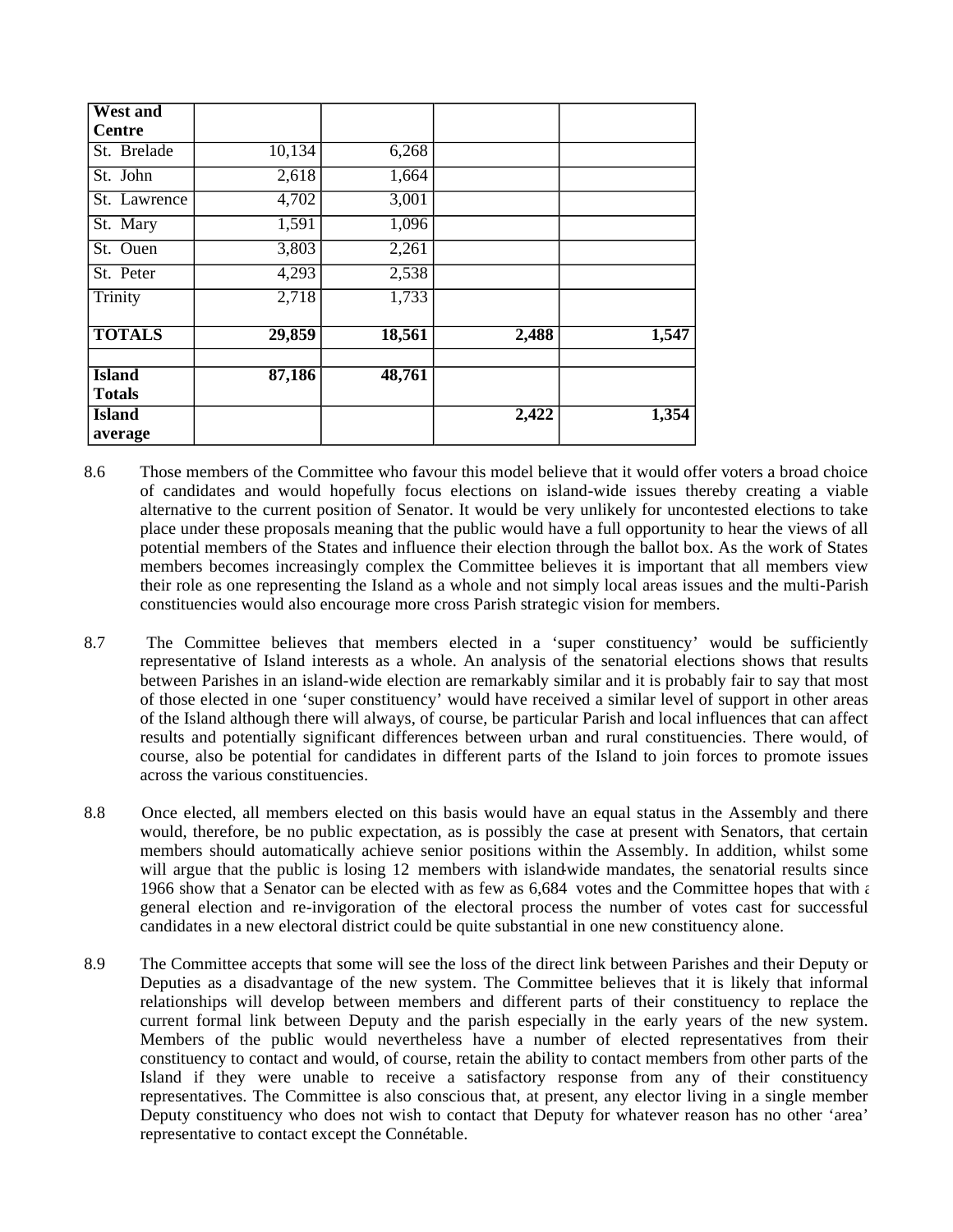| West and Centre | | | | |
|---|---|---|---|---|
| St. Brelade | 10,134 | 6,268 | | |
| St. John | 2,618 | 1,664 | | |
| St. Lawrence | 4,702 | 3,001 | | |
| St. Mary | 1,591 | 1,096 | | |
| St. Ouen | 3,803 | 2,261 | | |
| St. Peter | 4,293 | 2,538 | | |
| Trinity | 2,718 | 1,733 | | |
| **TOTALS** | **29,859** | **18,561** | **2,488** | **1,547** |
| | | | | |
| **Island Totals** | **87,186** | **48,761** | | |
| **Island average** | | | **2,422** | **1,354** |

8.6 Those members of the Committee who favour this model believe that it would offer voters a broad choice of candidates and would hopefully focus elections on island-wide issues thereby creating a viable alternative to the current position of Senator. It would be very unlikely for uncontested elections to take place under these proposals meaning that the public would have a full opportunity to hear the views of all potential members of the States and influence their election through the ballot box. As the work of States members becomes increasingly complex the Committee believes it is important that all members view their role as one representing the Island as a whole and not simply local areas issues and the multi-Parish constituencies would also encourage more cross Parish strategic vision for members.

8.7 The Committee believes that members elected in a 'super constituency' would be sufficiently representative of Island interests as a whole. An analysis of the senatorial elections shows that results between Parishes in an island-wide election are remarkably similar and it is probably fair to say that most of those elected in one 'super constituency' would have received a similar level of support in other areas of the Island although there will always, of course, be particular Parish and local influences that can affect results and potentially significant differences between urban and rural constituencies. There would, of course, also be potential for candidates in different parts of the Island to join forces to promote issues across the various constituencies.

8.8 Once elected, all members elected on this basis would have an equal status in the Assembly and there would, therefore, be no public expectation, as is possibly the case at present with Senators, that certain members should automatically achieve senior positions within the Assembly. In addition, whilst some will argue that the public is losing 12 members with island-wide mandates, the senatorial results since 1966 show that a Senator can be elected with as few as 6,684 votes and the Committee hopes that with a general election and re-invigoration of the electoral process the number of votes cast for successful candidates in a new electoral district could be quite substantial in one new constituency alone.

8.9 The Committee accepts that some will see the loss of the direct link between Parishes and their Deputy or Deputies as a disadvantage of the new system. The Committee believes that it is likely that informal relationships will develop between members and different parts of their constituency to replace the current formal link between Deputy and the parish especially in the early years of the new system. Members of the public would nevertheless have a number of elected representatives from their constituency to contact and would, of course, retain the ability to contact members from other parts of the Island if they were unable to receive a satisfactory response from any of their constituency representatives. The Committee is also conscious that, at present, any elector living in a single member Deputy constituency who does not wish to contact that Deputy for whatever reason has no other 'area' representative to contact except the Connétable.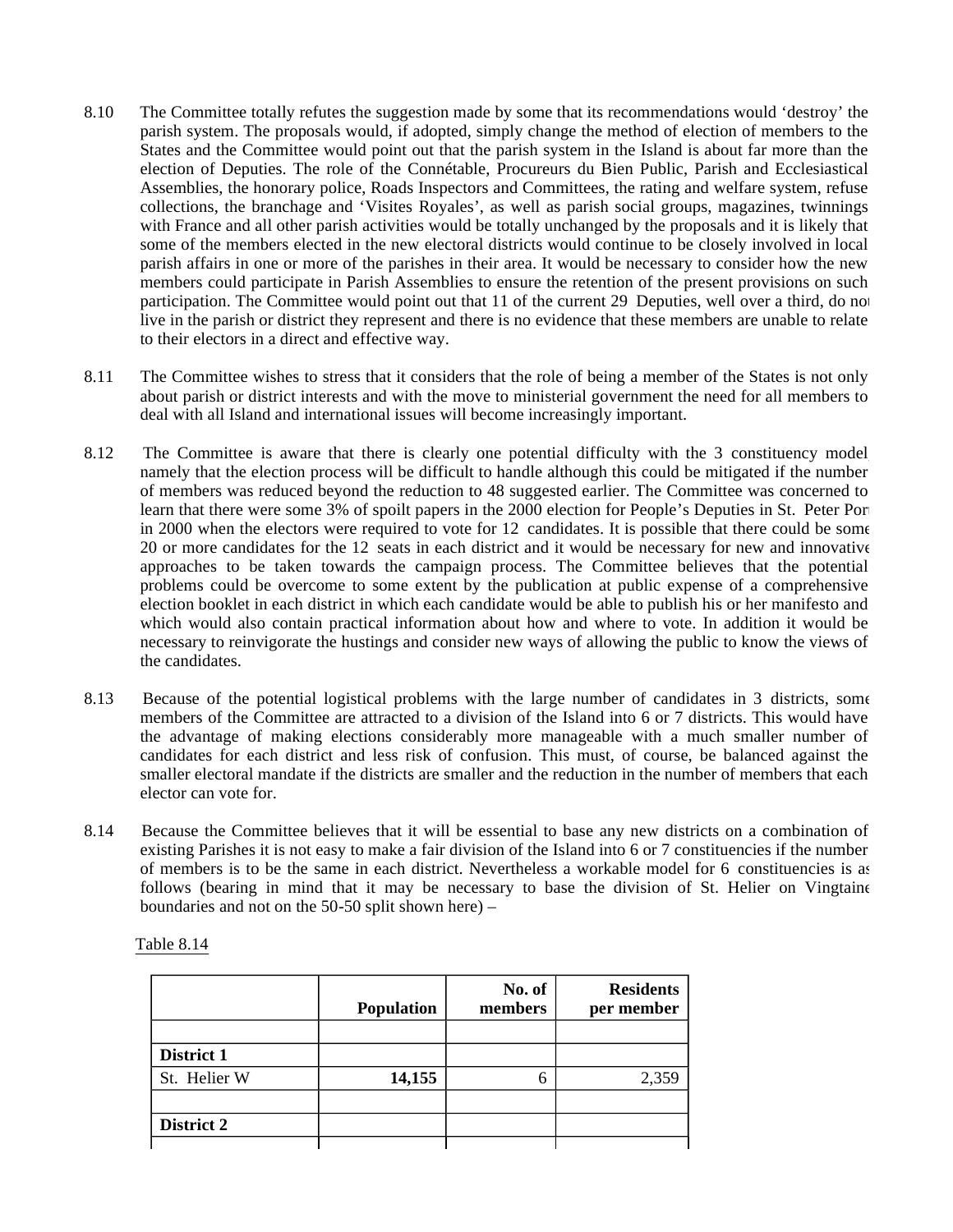8.10 The Committee totally refutes the suggestion made by some that its recommendations would 'destroy' the parish system. The proposals would, if adopted, simply change the method of election of members to the States and the Committee would point out that the parish system in the Island is about far more than the election of Deputies. The role of the Connétable, Procureurs du Bien Public, Parish and Ecclesiastical Assemblies, the honorary police, Roads Inspectors and Committees, the rating and welfare system, refuse collections, the branchage and 'Visites Royales', as well as parish social groups, magazines, twinnings with France and all other parish activities would be totally unchanged by the proposals and it is likely that some of the members elected in the new electoral districts would continue to be closely involved in local parish affairs in one or more of the parishes in their area. It would be necessary to consider how the new members could participate in Parish Assemblies to ensure the retention of the present provisions on such participation. The Committee would point out that 11 of the current 29 Deputies, well over a third, do not live in the parish or district they represent and there is no evidence that these members are unable to relate to their electors in a direct and effective way.

8.11 The Committee wishes to stress that it considers that the role of being a member of the States is not only about parish or district interests and with the move to ministerial government the need for all members to deal with all Island and international issues will become increasingly important.

8.12 The Committee is aware that there is clearly one potential difficulty with the 3 constituency model namely that the election process will be difficult to handle although this could be mitigated if the number of members was reduced beyond the reduction to 48 suggested earlier. The Committee was concerned to learn that there were some 3% of spoilt papers in the 2000 election for People's Deputies in St. Peter Port in 2000 when the electors were required to vote for 12 candidates. It is possible that there could be some 20 or more candidates for the 12 seats in each district and it would be necessary for new and innovative approaches to be taken towards the campaign process. The Committee believes that the potential problems could be overcome to some extent by the publication at public expense of a comprehensive election booklet in each district in which each candidate would be able to publish his or her manifesto and which would also contain practical information about how and where to vote. In addition it would be necessary to reinvigorate the hustings and consider new ways of allowing the public to know the views of the candidates.

8.13 Because of the potential logistical problems with the large number of candidates in 3 districts, some members of the Committee are attracted to a division of the Island into 6 or 7 districts. This would have the advantage of making elections considerably more manageable with a much smaller number of candidates for each district and less risk of confusion. This must, of course, be balanced against the smaller electoral mandate if the districts are smaller and the reduction in the number of members that each elector can vote for.

8.14 Because the Committee believes that it will be essential to base any new districts on a combination of existing Parishes it is not easy to make a fair division of the Island into 6 or 7 constituencies if the number of members is to be the same in each district. Nevertheless a workable model for 6 constituencies is as follows (bearing in mind that it may be necessary to base the division of St. Helier on Vingtaine boundaries and not on the 50-50 split shown here) –

Table 8.14

| | **Population** | **No. of members** | **Residents per member** |
|---|---|---|---|
| | | | |
| **District 1** | | | |
| St. Helier W | **14,155** | 6 | 2,359 |
| | | | |
| **District 2** | | | |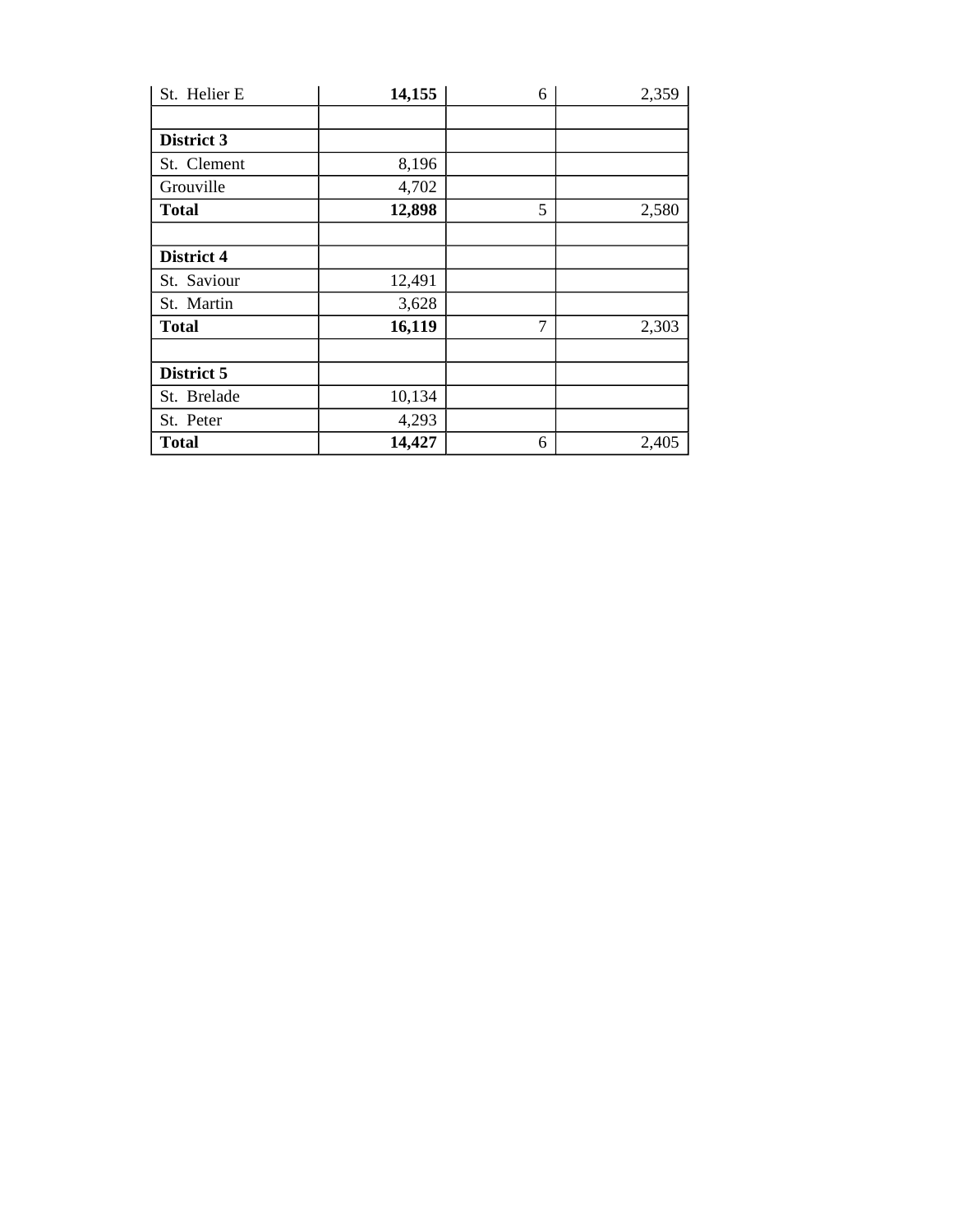| St. Helier E | **14,155** | 6 | 2,359 |
|---|---|---|---|
| | | | |
| **District 3** | | | |
| St. Clement | 8,196 | | |
| Grouville | 4,702 | | |
| **Total** | **12,898** | 5 | 2,580 |
| | | | |
| **District 4** | | | |
| St. Saviour | 12,491 | | |
| St. Martin | 3,628 | | |
| **Total** | **16,119** | 7 | 2,303 |
| | | | |
| **District 5** | | | |
| St. Brelade | 10,134 | | |
| St. Peter | 4,293 | | |
| **Total** | **14,427** | 6 | 2,405 |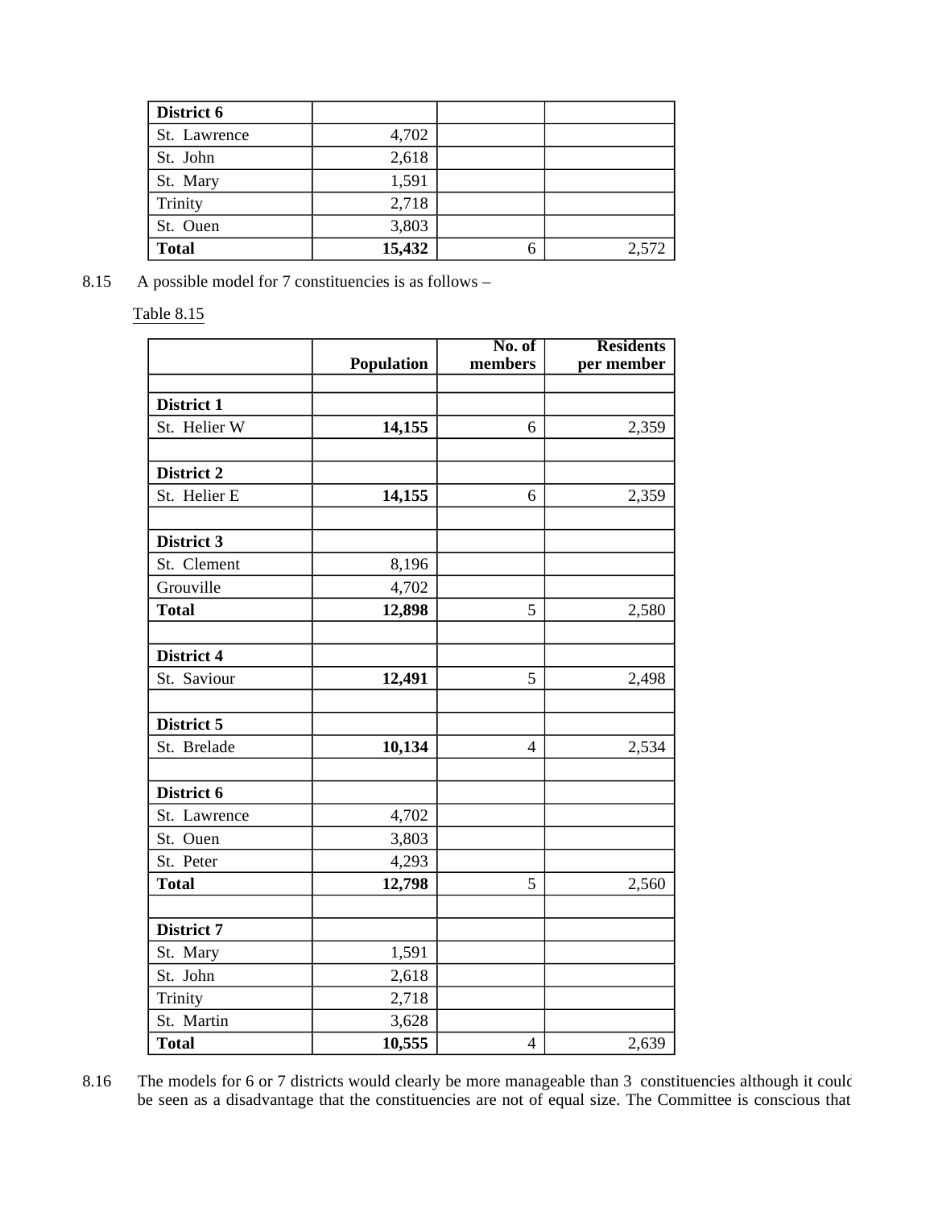| District 6 | | | |
| --- | --- | --- | --- |
| St. Lawrence | 4,702 | | |
| St. John | 2,618 | | |
| St. Mary | 1,591 | | |
| Trinity | 2,718 | | |
| St. Ouen | 3,803 | | |
| **Total** | **15,432** | 6 | 2,572 |

8.15 A possible model for 7 constituencies is as follows –

Table 8.15

| | Population | No. of members | Residents per member |
| --- | --- | --- | --- |
| | | | |
| **District 1** | | | |
| St. Helier W | **14,155** | 6 | 2,359 |
| | | | |
| **District 2** | | | |
| St. Helier E | **14,155** | 6 | 2,359 |
| | | | |
| **District 3** | | | |
| St. Clement | 8,196 | | |
| Grouville | 4,702 | | |
| **Total** | **12,898** | 5 | 2,580 |
| | | | |
| **District 4** | | | |
| St. Saviour | **12,491** | 5 | 2,498 |
| | | | |
| **District 5** | | | |
| St. Brelade | **10,134** | 4 | 2,534 |
| | | | |
| **District 6** | | | |
| St. Lawrence | 4,702 | | |
| St. Ouen | 3,803 | | |
| St. Peter | 4,293 | | |
| **Total** | **12,798** | 5 | 2,560 |
| | | | |
| **District 7** | | | |
| St. Mary | 1,591 | | |
| St. John | 2,618 | | |
| Trinity | 2,718 | | |
| St. Martin | 3,628 | | |
| **Total** | **10,555** | 4 | 2,639 |

8.16 The models for 6 or 7 districts would clearly be more manageable than 3 constituencies although it could be seen as a disadvantage that the constituencies are not of equal size. The Committee is conscious that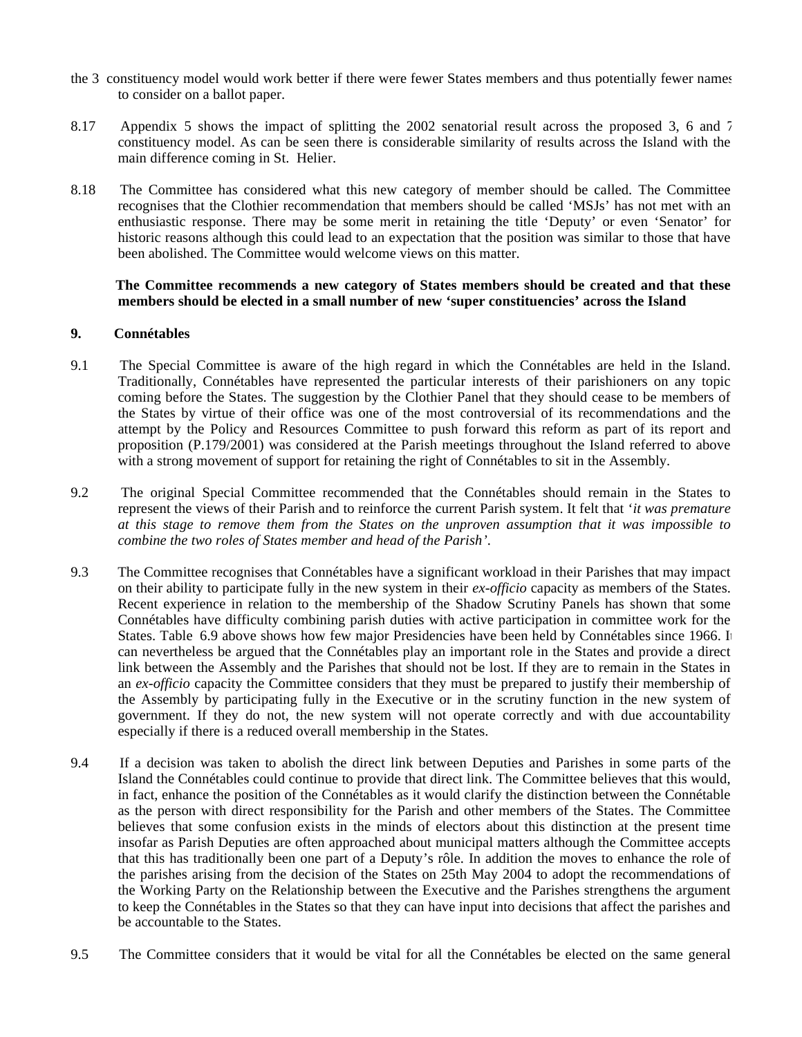the 3 constituency model would work better if there were fewer States members and thus potentially fewer names to consider on a ballot paper.

8.17 Appendix 5 shows the impact of splitting the 2002 senatorial result across the proposed 3, 6 and 7 constituency model. As can be seen there is considerable similarity of results across the Island with the main difference coming in St. Helier.

8.18 The Committee has considered what this new category of member should be called. The Committee recognises that the Clothier recommendation that members should be called 'MSJs' has not met with an enthusiastic response. There may be some merit in retaining the title 'Deputy' or even 'Senator' for historic reasons although this could lead to an expectation that the position was similar to those that have been abolished. The Committee would welcome views on this matter.

**The Committee recommends a new category of States members should be created and that these members should be elected in a small number of new 'super constituencies' across the Island**

## 9. Connétables

9.1 The Special Committee is aware of the high regard in which the Connétables are held in the Island. Traditionally, Connétables have represented the particular interests of their parishioners on any topic coming before the States. The suggestion by the Clothier Panel that they should cease to be members of the States by virtue of their office was one of the most controversial of its recommendations and the attempt by the Policy and Resources Committee to push forward this reform as part of its report and proposition (P.179/2001) was considered at the Parish meetings throughout the Island referred to above with a strong movement of support for retaining the right of Connétables to sit in the Assembly.

9.2 The original Special Committee recommended that the Connétables should remain in the States to represent the views of their Parish and to reinforce the current Parish system. It felt that '*it was premature at this stage to remove them from the States on the unproven assumption that it was impossible to combine the two roles of States member and head of the Parish'*.

9.3 The Committee recognises that Connétables have a significant workload in their Parishes that may impact on their ability to participate fully in the new system in their *ex-officio* capacity as members of the States. Recent experience in relation to the membership of the Shadow Scrutiny Panels has shown that some Connétables have difficulty combining parish duties with active participation in committee work for the States. Table 6.9 above shows how few major Presidencies have been held by Connétables since 1966. It can nevertheless be argued that the Connétables play an important role in the States and provide a direct link between the Assembly and the Parishes that should not be lost. If they are to remain in the States in an *ex-officio* capacity the Committee considers that they must be prepared to justify their membership of the Assembly by participating fully in the Executive or in the scrutiny function in the new system of government. If they do not, the new system will not operate correctly and with due accountability especially if there is a reduced overall membership in the States.

9.4 If a decision was taken to abolish the direct link between Deputies and Parishes in some parts of the Island the Connétables could continue to provide that direct link. The Committee believes that this would, in fact, enhance the position of the Connétables as it would clarify the distinction between the Connétable as the person with direct responsibility for the Parish and other members of the States. The Committee believes that some confusion exists in the minds of electors about this distinction at the present time insofar as Parish Deputies are often approached about municipal matters although the Committee accepts that this has traditionally been one part of a Deputy's rôle. In addition the moves to enhance the role of the parishes arising from the decision of the States on 25th May 2004 to adopt the recommendations of the Working Party on the Relationship between the Executive and the Parishes strengthens the argument to keep the Connétables in the States so that they can have input into decisions that affect the parishes and be accountable to the States.

9.5 The Committee considers that it would be vital for all the Connétables be elected on the same general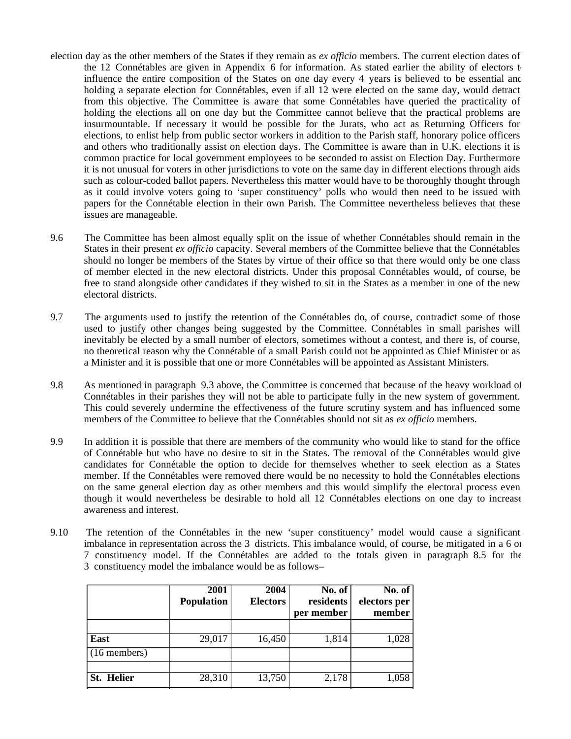election day as the other members of the States if they remain as *ex officio* members. The current election dates of the 12 Connétables are given in Appendix 6 for information. As stated earlier the ability of electors to influence the entire composition of the States on one day every 4 years is believed to be essential and holding a separate election for Connétables, even if all 12 were elected on the same day, would detract from this objective. The Committee is aware that some Connétables have queried the practicality of holding the elections all on one day but the Committee cannot believe that the practical problems are insurmountable. If necessary it would be possible for the Jurats, who act as Returning Officers for elections, to enlist help from public sector workers in addition to the Parish staff, honorary police officers and others who traditionally assist on election days. The Committee is aware than in U.K. elections it is common practice for local government employees to be seconded to assist on Election Day. Furthermore it is not unusual for voters in other jurisdictions to vote on the same day in different elections through aids such as colour-coded ballot papers. Nevertheless this matter would have to be thoroughly thought through as it could involve voters going to 'super constituency' polls who would then need to be issued with papers for the Connétable election in their own Parish. The Committee nevertheless believes that these issues are manageable.

9.6 The Committee has been almost equally split on the issue of whether Connétables should remain in the States in their present *ex officio* capacity. Several members of the Committee believe that the Connétables should no longer be members of the States by virtue of their office so that there would only be one class of member elected in the new electoral districts. Under this proposal Connétables would, of course, be free to stand alongside other candidates if they wished to sit in the States as a member in one of the new electoral districts.

9.7 The arguments used to justify the retention of the Connétables do, of course, contradict some of those used to justify other changes being suggested by the Committee. Connétables in small parishes will inevitably be elected by a small number of electors, sometimes without a contest, and there is, of course, no theoretical reason why the Connétable of a small Parish could not be appointed as Chief Minister or as a Minister and it is possible that one or more Connétables will be appointed as Assistant Ministers.

9.8 As mentioned in paragraph 9.3 above, the Committee is concerned that because of the heavy workload of Connétables in their parishes they will not be able to participate fully in the new system of government. This could severely undermine the effectiveness of the future scrutiny system and has influenced some members of the Committee to believe that the Connétables should not sit as *ex officio* members.

9.9 In addition it is possible that there are members of the community who would like to stand for the office of Connétable but who have no desire to sit in the States. The removal of the Connétables would give candidates for Connétable the option to decide for themselves whether to seek election as a States member. If the Connétables were removed there would be no necessity to hold the Connétables elections on the same general election day as other members and this would simplify the electoral process even though it would nevertheless be desirable to hold all 12 Connétables elections on one day to increase awareness and interest.

9.10 The retention of the Connétables in the new 'super constituency' model would cause a significant imbalance in representation across the 3 districts. This imbalance would, of course, be mitigated in a 6 or 7 constituency model. If the Connétables are added to the totals given in paragraph 8.5 for the 3 constituency model the imbalance would be as follows–

| | 2001 Population | 2004 Electors | No. of residents per member | No. of electors per member |
|---|---|---|---|---|
| | | | | |
| **East** | 29,017 | 16,450 | 1,814 | 1,028 |
| (16 members) | | | | |
| | | | | |
| **St. Helier** | 28,310 | 13,750 | 2,178 | 1,058 |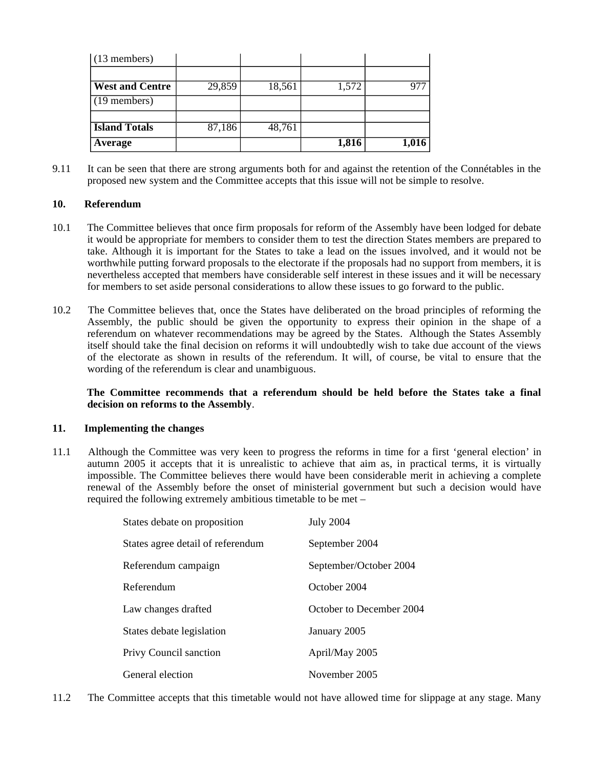| (13 members) | | | | |
|---|---|---|---|---|
| | | | | |
| **West and Centre** | 29,859 | 18,561 | 1,572 | 977 |
| (19 members) | | | | |
| | | | | |
| **Island Totals** | 87,186 | 48,761 | | |
| **Average** | | | **1,816** | **1,016** |

9.11 It can be seen that there are strong arguments both for and against the retention of the Connétables in the proposed new system and the Committee accepts that this issue will not be simple to resolve.

**10. Referendum**

10.1 The Committee believes that once firm proposals for reform of the Assembly have been lodged for debate it would be appropriate for members to consider them to test the direction States members are prepared to take. Although it is important for the States to take a lead on the issues involved, and it would not be worthwhile putting forward proposals to the electorate if the proposals had no support from members, it is nevertheless accepted that members have considerable self interest in these issues and it will be necessary for members to set aside personal considerations to allow these issues to go forward to the public.

10.2 The Committee believes that, once the States have deliberated on the broad principles of reforming the Assembly, the public should be given the opportunity to express their opinion in the shape of a referendum on whatever recommendations may be agreed by the States. Although the States Assembly itself should take the final decision on reforms it will undoubtedly wish to take due account of the views of the electorate as shown in results of the referendum. It will, of course, be vital to ensure that the wording of the referendum is clear and unambiguous.

**The Committee recommends that a referendum should be held before the States take a final decision on reforms to the Assembly**.

**11. Implementing the changes**

11.1 Although the Committee was very keen to progress the reforms in time for a first 'general election' in autumn 2005 it accepts that it is unrealistic to achieve that aim as, in practical terms, it is virtually impossible. The Committee believes there would have been considerable merit in achieving a complete renewal of the Assembly before the onset of ministerial government but such a decision would have required the following extremely ambitious timetable to be met –

| | |
|---|---|
| States debate on proposition | July 2004 |
| States agree detail of referendum | September 2004 |
| Referendum campaign | September/October 2004 |
| Referendum | October 2004 |
| Law changes drafted | October to December 2004 |
| States debate legislation | January 2005 |
| Privy Council sanction | April/May 2005 |
| General election | November 2005 |

11.2 The Committee accepts that this timetable would not have allowed time for slippage at any stage. Many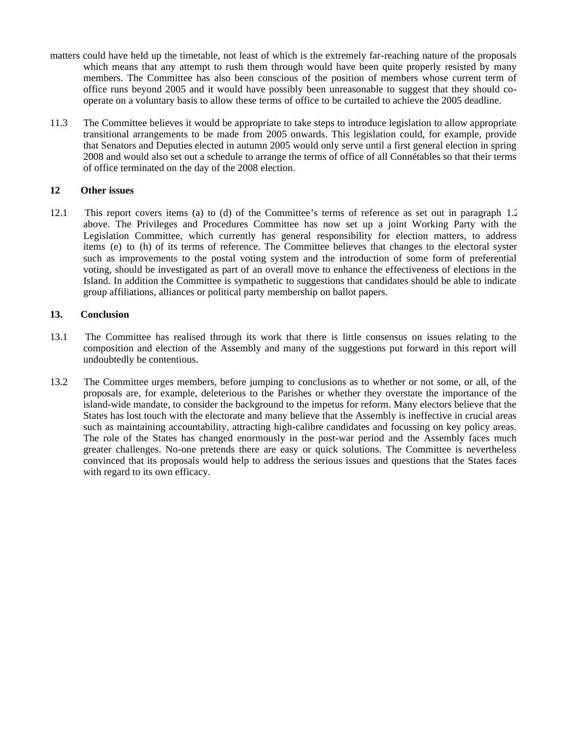matters could have held up the timetable, not least of which is the extremely far-reaching nature of the proposals which means that any attempt to rush them through would have been quite properly resisted by many members. The Committee has also been conscious of the position of members whose current term of office runs beyond 2005 and it would have possibly been unreasonable to suggest that they should co-operate on a voluntary basis to allow these terms of office to be curtailed to achieve the 2005 deadline.

11.3 The Committee believes it would be appropriate to take steps to introduce legislation to allow appropriate transitional arrangements to be made from 2005 onwards. This legislation could, for example, provide that Senators and Deputies elected in autumn 2005 would only serve until a first general election in spring 2008 and would also set out a schedule to arrange the terms of office of all Connétables so that their terms of office terminated on the day of the 2008 election.

## 12 Other issues

12.1 This report covers items (a) to (d) of the Committee's terms of reference as set out in paragraph 1.2 above. The Privileges and Procedures Committee has now set up a joint Working Party with the Legislation Committee, which currently has general responsibility for election matters, to address items (e) to (h) of its terms of reference. The Committee believes that changes to the electoral system such as improvements to the postal voting system and the introduction of some form of preferential voting, should be investigated as part of an overall move to enhance the effectiveness of elections in the Island. In addition the Committee is sympathetic to suggestions that candidates should be able to indicate group affiliations, alliances or political party membership on ballot papers.

## 13. Conclusion

13.1 The Committee has realised through its work that there is little consensus on issues relating to the composition and election of the Assembly and many of the suggestions put forward in this report will undoubtedly be contentious.

13.2 The Committee urges members, before jumping to conclusions as to whether or not some, or all, of the proposals are, for example, deleterious to the Parishes or whether they overstate the importance of the island-wide mandate, to consider the background to the impetus for reform. Many electors believe that the States has lost touch with the electorate and many believe that the Assembly is ineffective in crucial areas such as maintaining accountability, attracting high-calibre candidates and focussing on key policy areas. The role of the States has changed enormously in the post-war period and the Assembly faces much greater challenges. No-one pretends there are easy or quick solutions. The Committee is nevertheless convinced that its proposals would help to address the serious issues and questions that the States faces with regard to its own efficacy.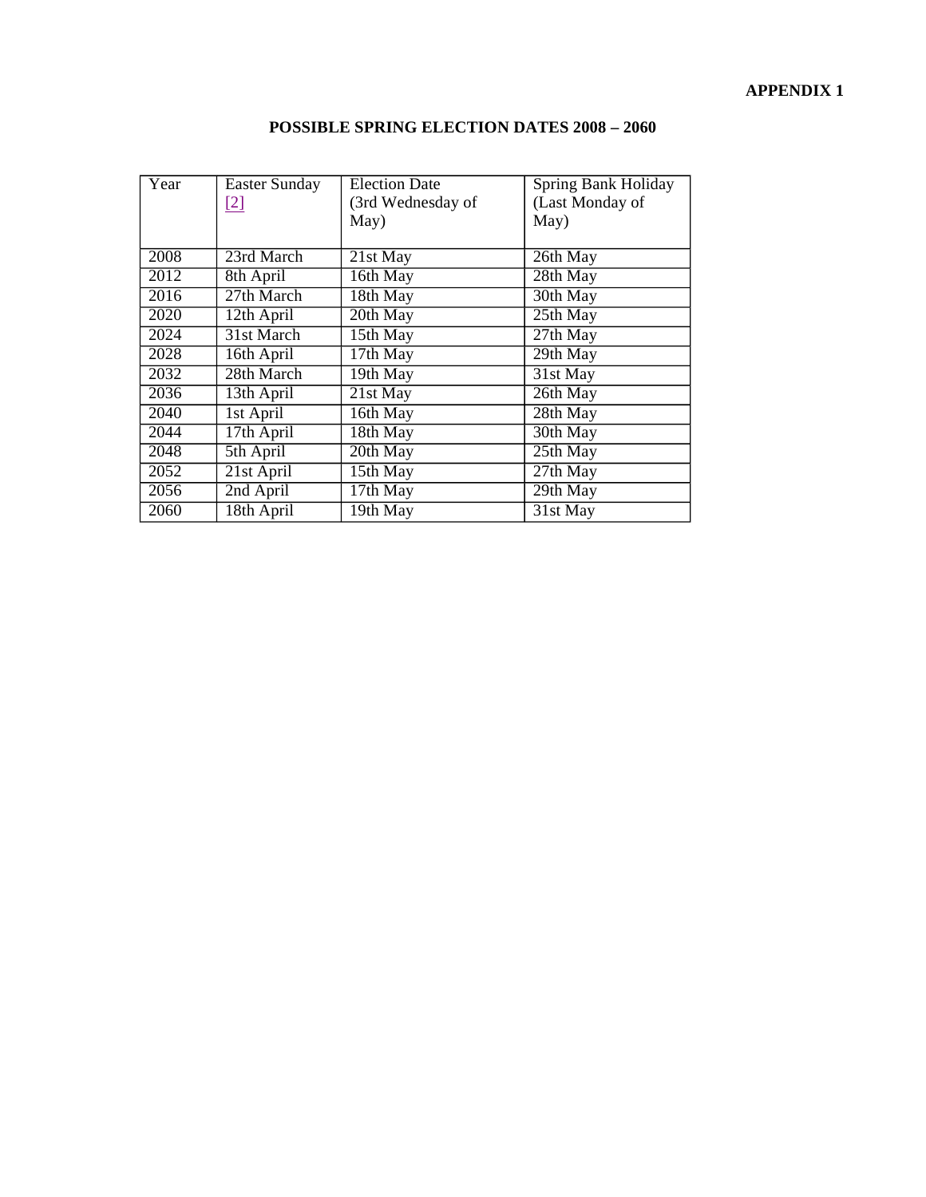**APPENDIX 1**

## POSSIBLE SPRING ELECTION DATES 2008 – 2060

| Year | Easter Sunday [2] | Election Date (3rd Wednesday of May) | Spring Bank Holiday (Last Monday of May) |
|---|---|---|---|
| 2008 | 23rd March | 21st May | 26th May |
| 2012 | 8th April | 16th May | 28th May |
| 2016 | 27th March | 18th May | 30th May |
| 2020 | 12th April | 20th May | 25th May |
| 2024 | 31st March | 15th May | 27th May |
| 2028 | 16th April | 17th May | 29th May |
| 2032 | 28th March | 19th May | 31st May |
| 2036 | 13th April | 21st May | 26th May |
| 2040 | 1st April | 16th May | 28th May |
| 2044 | 17th April | 18th May | 30th May |
| 2048 | 5th April | 20th May | 25th May |
| 2052 | 21st April | 15th May | 27th May |
| 2056 | 2nd April | 17th May | 29th May |
| 2060 | 18th April | 19th May | 31st May |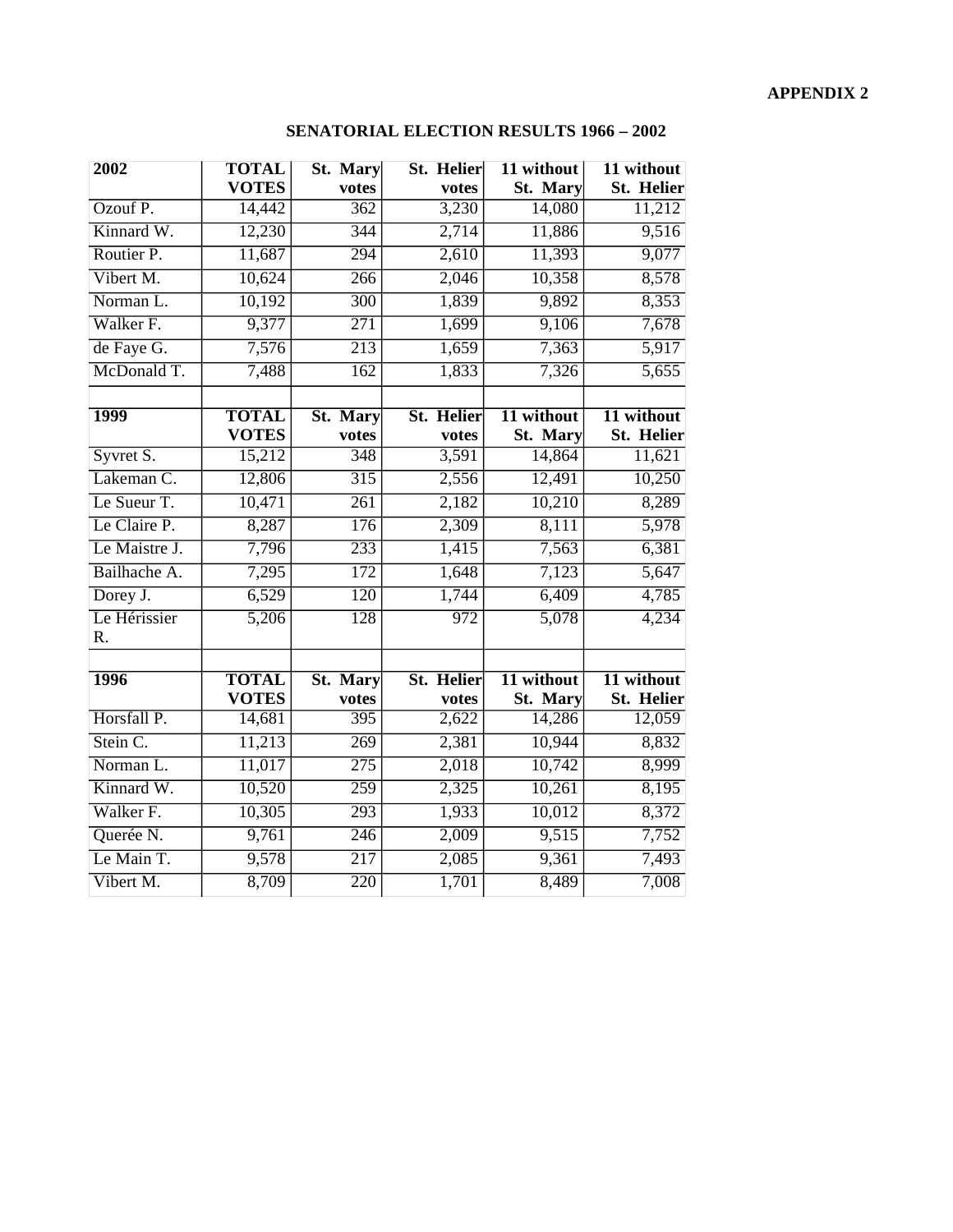**APPENDIX 2**

## SENATORIAL ELECTION RESULTS 1966 – 2002

| 2002 | TOTAL VOTES | St. Mary votes | St. Helier votes | 11 without St. Mary | 11 without St. Helier |
|---|---|---|---|---|---|
| Ozouf P. | 14,442 | 362 | 3,230 | 14,080 | 11,212 |
| Kinnard W. | 12,230 | 344 | 2,714 | 11,886 | 9,516 |
| Routier P. | 11,687 | 294 | 2,610 | 11,393 | 9,077 |
| Vibert M. | 10,624 | 266 | 2,046 | 10,358 | 8,578 |
| Norman L. | 10,192 | 300 | 1,839 | 9,892 | 8,353 |
| Walker F. | 9,377 | 271 | 1,699 | 9,106 | 7,678 |
| de Faye G. | 7,576 | 213 | 1,659 | 7,363 | 5,917 |
| McDonald T. | 7,488 | 162 | 1,833 | 7,326 | 5,655 |
| | | | | | |
| **1999** | **TOTAL VOTES** | **St. Mary votes** | **St. Helier votes** | **11 without St. Mary** | **11 without St. Helier** |
| Syvret S. | 15,212 | 348 | 3,591 | 14,864 | 11,621 |
| Lakeman C. | 12,806 | 315 | 2,556 | 12,491 | 10,250 |
| Le Sueur T. | 10,471 | 261 | 2,182 | 10,210 | 8,289 |
| Le Claire P. | 8,287 | 176 | 2,309 | 8,111 | 5,978 |
| Le Maistre J. | 7,796 | 233 | 1,415 | 7,563 | 6,381 |
| Bailhache A. | 7,295 | 172 | 1,648 | 7,123 | 5,647 |
| Dorey J. | 6,529 | 120 | 1,744 | 6,409 | 4,785 |
| Le Hérissier R. | 5,206 | 128 | 972 | 5,078 | 4,234 |
| | | | | | |
| **1996** | **TOTAL VOTES** | **St. Mary votes** | **St. Helier votes** | **11 without St. Mary** | **11 without St. Helier** |
| Horsfall P. | 14,681 | 395 | 2,622 | 14,286 | 12,059 |
| Stein C. | 11,213 | 269 | 2,381 | 10,944 | 8,832 |
| Norman L. | 11,017 | 275 | 2,018 | 10,742 | 8,999 |
| Kinnard W. | 10,520 | 259 | 2,325 | 10,261 | 8,195 |
| Walker F. | 10,305 | 293 | 1,933 | 10,012 | 8,372 |
| Querée N. | 9,761 | 246 | 2,009 | 9,515 | 7,752 |
| Le Main T. | 9,578 | 217 | 2,085 | 9,361 | 7,493 |
| Vibert M. | 8,709 | 220 | 1,701 | 8,489 | 7,008 |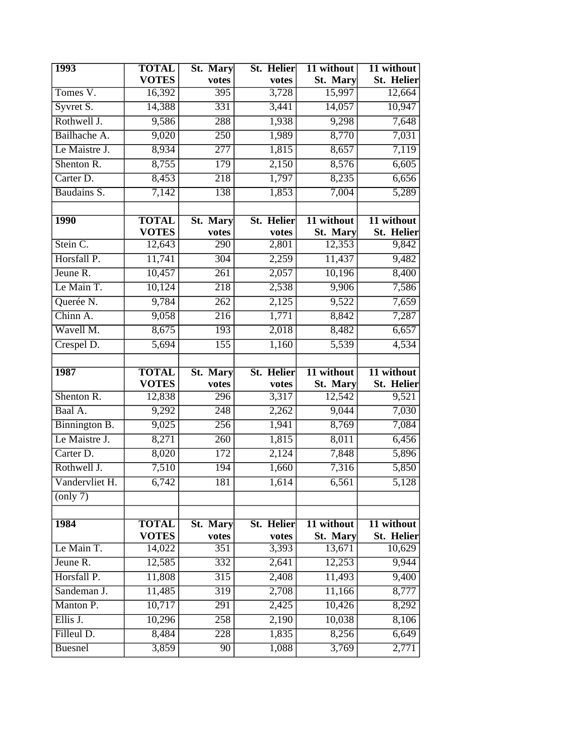| 1993 | TOTAL VOTES | St. Mary votes | St. Helier votes | 11 without St. Mary | 11 without St. Helier |
|---|---|---|---|---|---|
| Tomes V. | 16,392 | 395 | 3,728 | 15,997 | 12,664 |
| Syvret S. | 14,388 | 331 | 3,441 | 14,057 | 10,947 |
| Rothwell J. | 9,586 | 288 | 1,938 | 9,298 | 7,648 |
| Bailhache A. | 9,020 | 250 | 1,989 | 8,770 | 7,031 |
| Le Maistre J. | 8,934 | 277 | 1,815 | 8,657 | 7,119 |
| Shenton R. | 8,755 | 179 | 2,150 | 8,576 | 6,605 |
| Carter D. | 8,453 | 218 | 1,797 | 8,235 | 6,656 |
| Baudains S. | 7,142 | 138 | 1,853 | 7,004 | 5,289 |
| | | | | | |
| **1990** | **TOTAL VOTES** | **St. Mary votes** | **St. Helier votes** | **11 without St. Mary** | **11 without St. Helier** |
| Stein C. | 12,643 | 290 | 2,801 | 12,353 | 9,842 |
| Horsfall P. | 11,741 | 304 | 2,259 | 11,437 | 9,482 |
| Jeune R. | 10,457 | 261 | 2,057 | 10,196 | 8,400 |
| Le Main T. | 10,124 | 218 | 2,538 | 9,906 | 7,586 |
| Querée N. | 9,784 | 262 | 2,125 | 9,522 | 7,659 |
| Chinn A. | 9,058 | 216 | 1,771 | 8,842 | 7,287 |
| Wavell M. | 8,675 | 193 | 2,018 | 8,482 | 6,657 |
| Crespel D. | 5,694 | 155 | 1,160 | 5,539 | 4,534 |
| | | | | | |
| **1987** | **TOTAL VOTES** | **St. Mary votes** | **St. Helier votes** | **11 without St. Mary** | **11 without St. Helier** |
| Shenton R. | 12,838 | 296 | 3,317 | 12,542 | 9,521 |
| Baal A. | 9,292 | 248 | 2,262 | 9,044 | 7,030 |
| Binnington B. | 9,025 | 256 | 1,941 | 8,769 | 7,084 |
| Le Maistre J. | 8,271 | 260 | 1,815 | 8,011 | 6,456 |
| Carter D. | 8,020 | 172 | 2,124 | 7,848 | 5,896 |
| Rothwell J. | 7,510 | 194 | 1,660 | 7,316 | 5,850 |
| Vandervliet H. | 6,742 | 181 | 1,614 | 6,561 | 5,128 |
| (only 7) | | | | | |
| | | | | | |
| **1984** | **TOTAL VOTES** | **St. Mary votes** | **St. Helier votes** | **11 without St. Mary** | **11 without St. Helier** |
| Le Main T. | 14,022 | 351 | 3,393 | 13,671 | 10,629 |
| Jeune R. | 12,585 | 332 | 2,641 | 12,253 | 9,944 |
| Horsfall P. | 11,808 | 315 | 2,408 | 11,493 | 9,400 |
| Sandeman J. | 11,485 | 319 | 2,708 | 11,166 | 8,777 |
| Manton P. | 10,717 | 291 | 2,425 | 10,426 | 8,292 |
| Ellis J. | 10,296 | 258 | 2,190 | 10,038 | 8,106 |
| Filleul D. | 8,484 | 228 | 1,835 | 8,256 | 6,649 |
| Buesnel | 3,859 | 90 | 1,088 | 3,769 | 2,771 |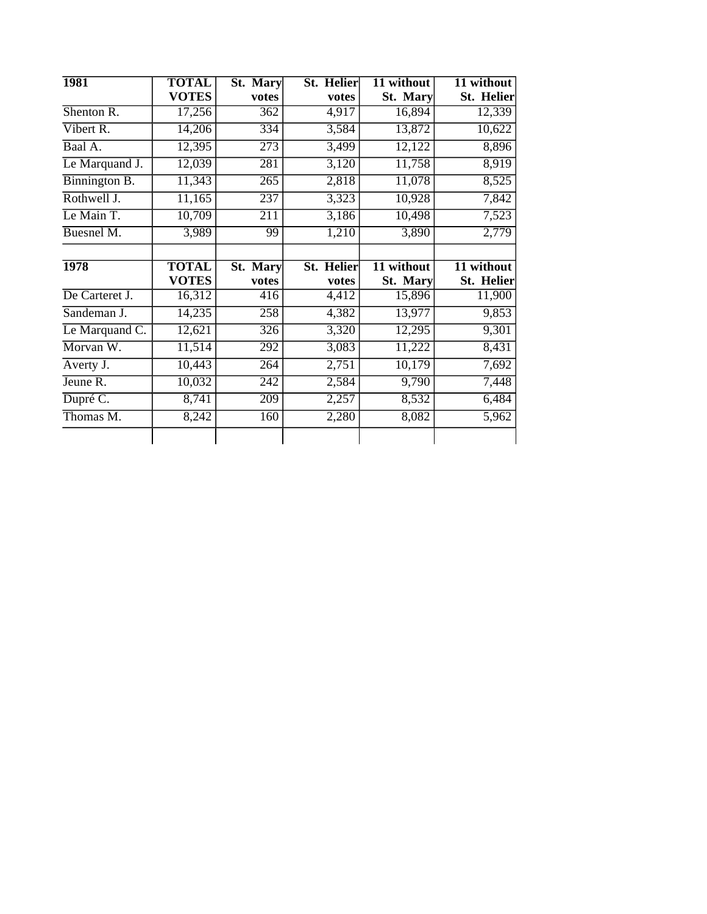| 1981 | TOTAL VOTES | St. Mary votes | St. Helier votes | 11 without St. Mary | 11 without St. Helier |
|---|---|---|---|---|---|
| Shenton R. | 17,256 | 362 | 4,917 | 16,894 | 12,339 |
| Vibert R. | 14,206 | 334 | 3,584 | 13,872 | 10,622 |
| Baal A. | 12,395 | 273 | 3,499 | 12,122 | 8,896 |
| Le Marquand J. | 12,039 | 281 | 3,120 | 11,758 | 8,919 |
| Binnington B. | 11,343 | 265 | 2,818 | 11,078 | 8,525 |
| Rothwell J. | 11,165 | 237 | 3,323 | 10,928 | 7,842 |
| Le Main T. | 10,709 | 211 | 3,186 | 10,498 | 7,523 |
| Buesnel M. | 3,989 | 99 | 1,210 | 3,890 | 2,779 |

| 1978 | TOTAL VOTES | St. Mary votes | St. Helier votes | 11 without St. Mary | 11 without St. Helier |
|---|---|---|---|---|---|
| De Carteret J. | 16,312 | 416 | 4,412 | 15,896 | 11,900 |
| Sandeman J. | 14,235 | 258 | 4,382 | 13,977 | 9,853 |
| Le Marquand C. | 12,621 | 326 | 3,320 | 12,295 | 9,301 |
| Morvan W. | 11,514 | 292 | 3,083 | 11,222 | 8,431 |
| Averty J. | 10,443 | 264 | 2,751 | 10,179 | 7,692 |
| Jeune R. | 10,032 | 242 | 2,584 | 9,790 | 7,448 |
| Dupré C. | 8,741 | 209 | 2,257 | 8,532 | 6,484 |
| Thomas M. | 8,242 | 160 | 2,280 | 8,082 | 5,962 |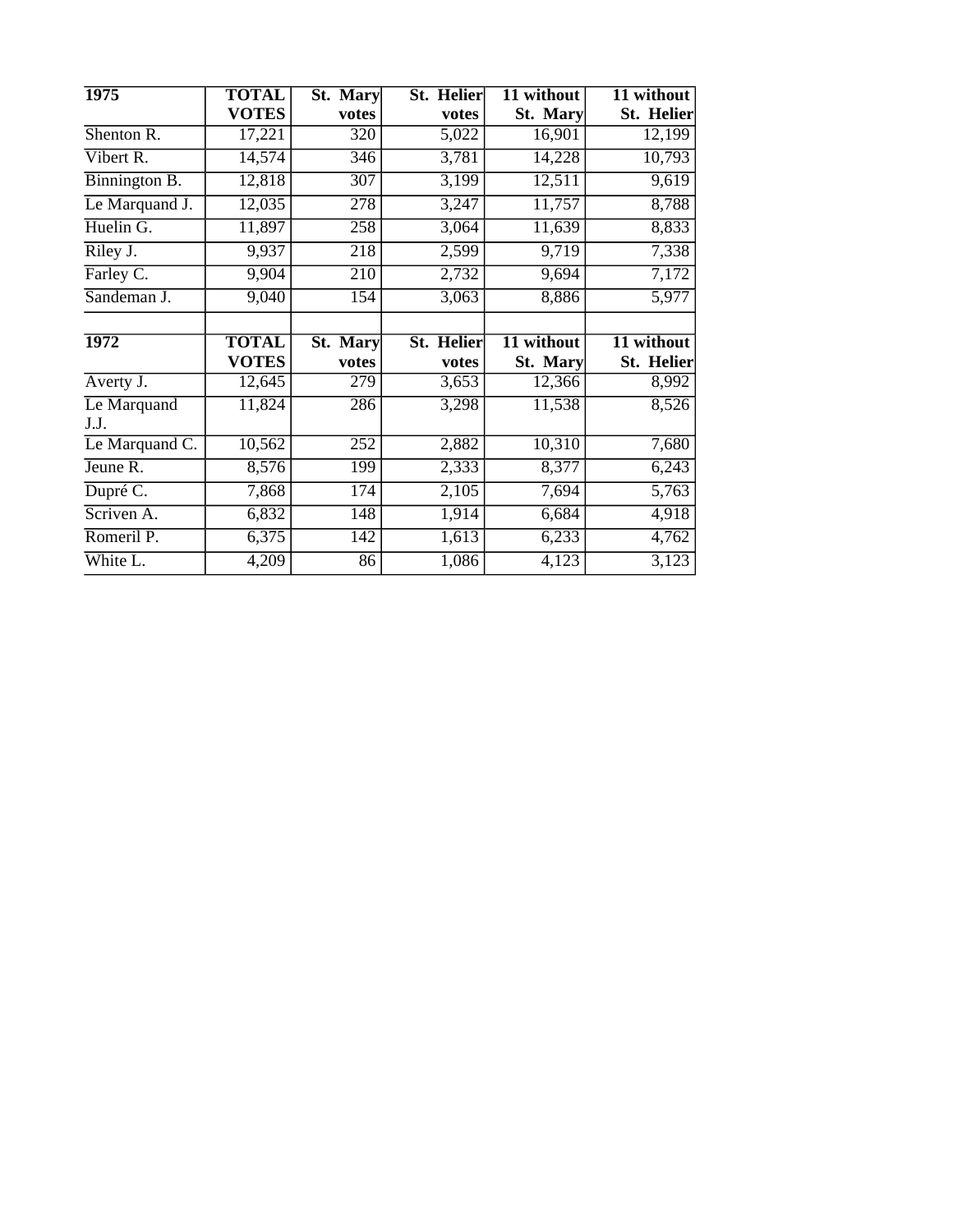| 1975 | TOTAL VOTES | St. Mary votes | St. Helier votes | 11 without St. Mary | 11 without St. Helier |
|---|---|---|---|---|---|
| Shenton R. | 17,221 | 320 | 5,022 | 16,901 | 12,199 |
| Vibert R. | 14,574 | 346 | 3,781 | 14,228 | 10,793 |
| Binnington B. | 12,818 | 307 | 3,199 | 12,511 | 9,619 |
| Le Marquand J. | 12,035 | 278 | 3,247 | 11,757 | 8,788 |
| Huelin G. | 11,897 | 258 | 3,064 | 11,639 | 8,833 |
| Riley J. | 9,937 | 218 | 2,599 | 9,719 | 7,338 |
| Farley C. | 9,904 | 210 | 2,732 | 9,694 | 7,172 |
| Sandeman J. | 9,040 | 154 | 3,063 | 8,886 | 5,977 |

| 1972 | TOTAL VOTES | St. Mary votes | St. Helier votes | 11 without St. Mary | 11 without St. Helier |
|---|---|---|---|---|---|
| Averty J. | 12,645 | 279 | 3,653 | 12,366 | 8,992 |
| Le Marquand J.J. | 11,824 | 286 | 3,298 | 11,538 | 8,526 |
| Le Marquand C. | 10,562 | 252 | 2,882 | 10,310 | 7,680 |
| Jeune R. | 8,576 | 199 | 2,333 | 8,377 | 6,243 |
| Dupré C. | 7,868 | 174 | 2,105 | 7,694 | 5,763 |
| Scriven A. | 6,832 | 148 | 1,914 | 6,684 | 4,918 |
| Romeril P. | 6,375 | 142 | 1,613 | 6,233 | 4,762 |
| White L. | 4,209 | 86 | 1,086 | 4,123 | 3,123 |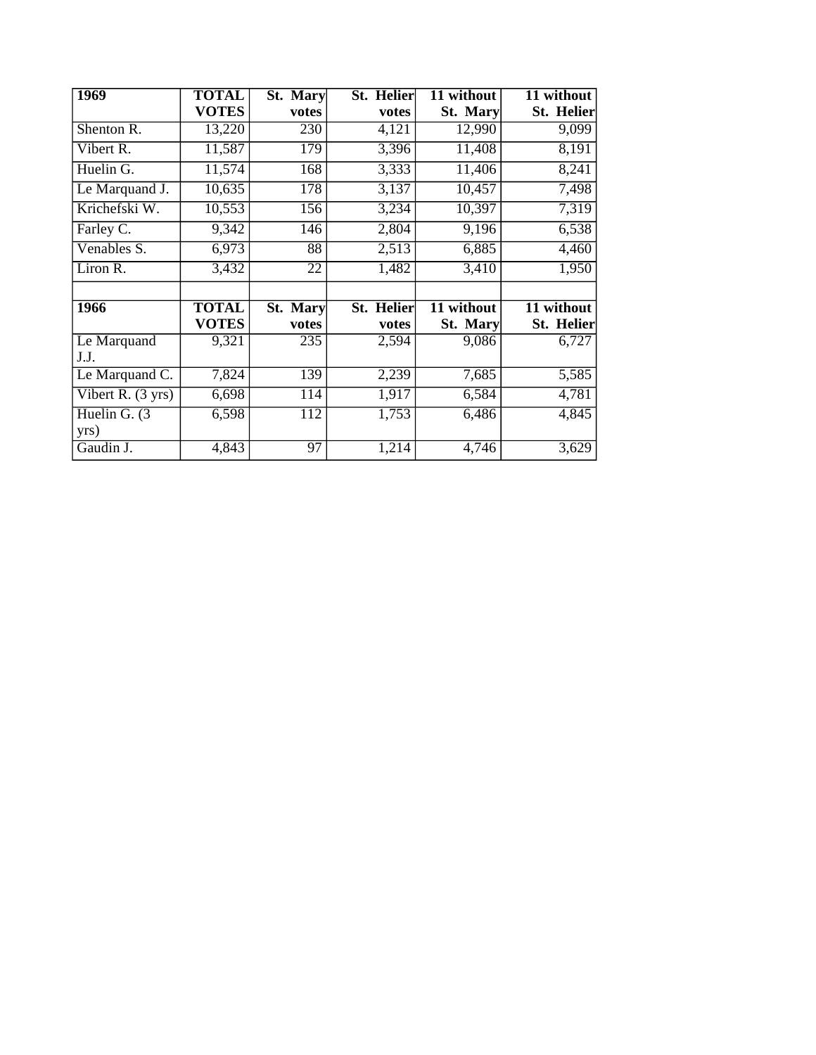| 1969 | TOTAL VOTES | St. Mary votes | St. Helier votes | 11 without St. Mary | 11 without St. Helier |
|---|---|---|---|---|---|
| Shenton R. | 13,220 | 230 | 4,121 | 12,990 | 9,099 |
| Vibert R. | 11,587 | 179 | 3,396 | 11,408 | 8,191 |
| Huelin G. | 11,574 | 168 | 3,333 | 11,406 | 8,241 |
| Le Marquand J. | 10,635 | 178 | 3,137 | 10,457 | 7,498 |
| Krichefski W. | 10,553 | 156 | 3,234 | 10,397 | 7,319 |
| Farley C. | 9,342 | 146 | 2,804 | 9,196 | 6,538 |
| Venables S. | 6,973 | 88 | 2,513 | 6,885 | 4,460 |
| Liron R. | 3,432 | 22 | 1,482 | 3,410 | 1,950 |
| | | | | | |
| **1966** | **TOTAL VOTES** | **St. Mary votes** | **St. Helier votes** | **11 without St. Mary** | **11 without St. Helier** |
| Le Marquand J.J. | 9,321 | 235 | 2,594 | 9,086 | 6,727 |
| Le Marquand C. | 7,824 | 139 | 2,239 | 7,685 | 5,585 |
| Vibert R. (3 yrs) | 6,698 | 114 | 1,917 | 6,584 | 4,781 |
| Huelin G. (3 yrs) | 6,598 | 112 | 1,753 | 6,486 | 4,845 |
| Gaudin J. | 4,843 | 97 | 1,214 | 4,746 | 3,629 |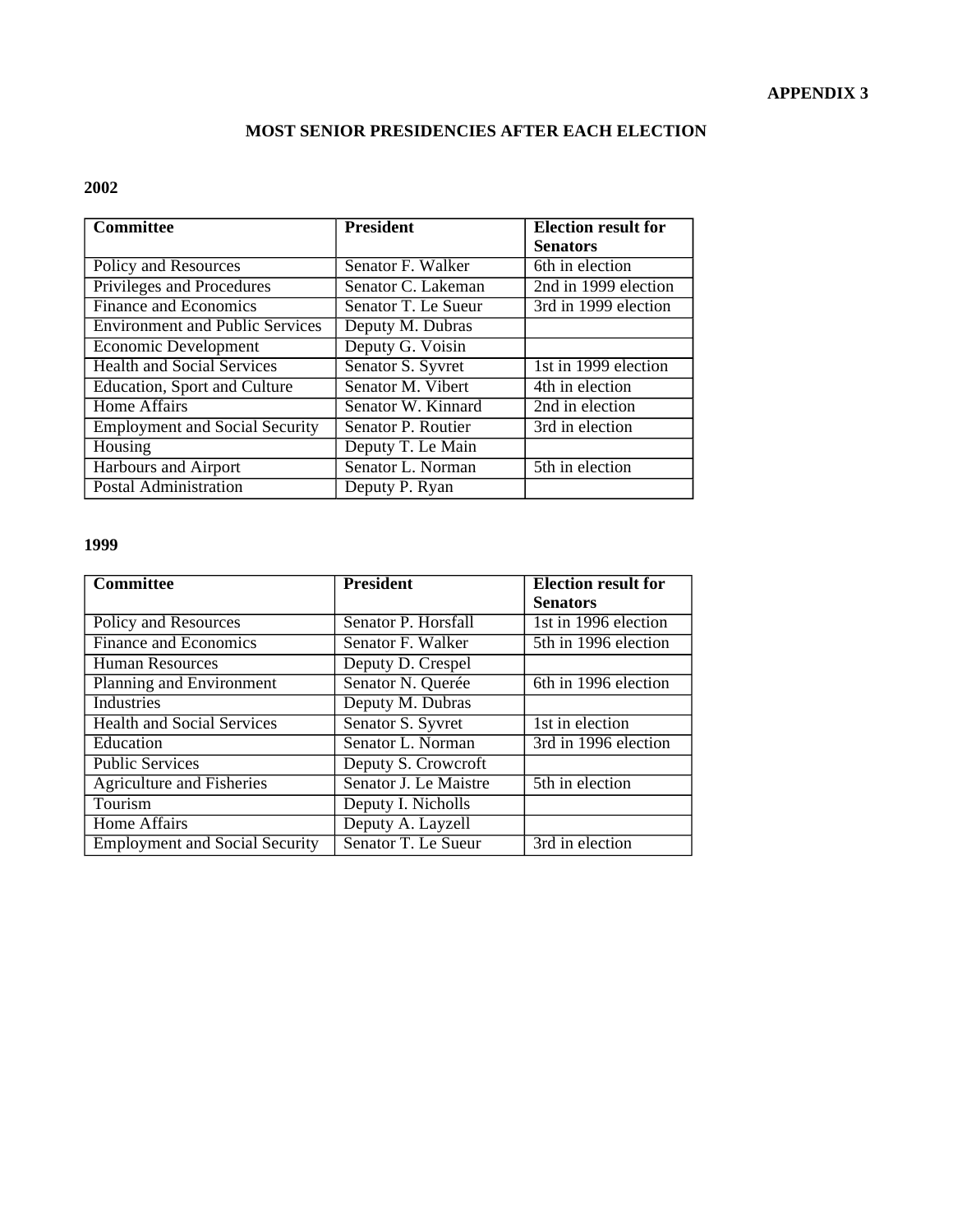**APPENDIX 3**

## MOST SENIOR PRESIDENCIES AFTER EACH ELECTION

### 2002

| Committee | President | Election result for Senators |
|---|---|---|
| Policy and Resources | Senator F. Walker | 6th in election |
| Privileges and Procedures | Senator C. Lakeman | 2nd in 1999 election |
| Finance and Economics | Senator T. Le Sueur | 3rd in 1999 election |
| Environment and Public Services | Deputy M. Dubras | |
| Economic Development | Deputy G. Voisin | |
| Health and Social Services | Senator S. Syvret | 1st in 1999 election |
| Education, Sport and Culture | Senator M. Vibert | 4th in election |
| Home Affairs | Senator W. Kinnard | 2nd in election |
| Employment and Social Security | Senator P. Routier | 3rd in election |
| Housing | Deputy T. Le Main | |
| Harbours and Airport | Senator L. Norman | 5th in election |
| Postal Administration | Deputy P. Ryan | |

### 1999

| Committee | President | Election result for Senators |
|---|---|---|
| Policy and Resources | Senator P. Horsfall | 1st in 1996 election |
| Finance and Economics | Senator F. Walker | 5th in 1996 election |
| Human Resources | Deputy D. Crespel | |
| Planning and Environment | Senator N. Querée | 6th in 1996 election |
| Industries | Deputy M. Dubras | |
| Health and Social Services | Senator S. Syvret | 1st in election |
| Education | Senator L. Norman | 3rd in 1996 election |
| Public Services | Deputy S. Crowcroft | |
| Agriculture and Fisheries | Senator J. Le Maistre | 5th in election |
| Tourism | Deputy I. Nicholls | |
| Home Affairs | Deputy A. Layzell | |
| Employment and Social Security | Senator T. Le Sueur | 3rd in election |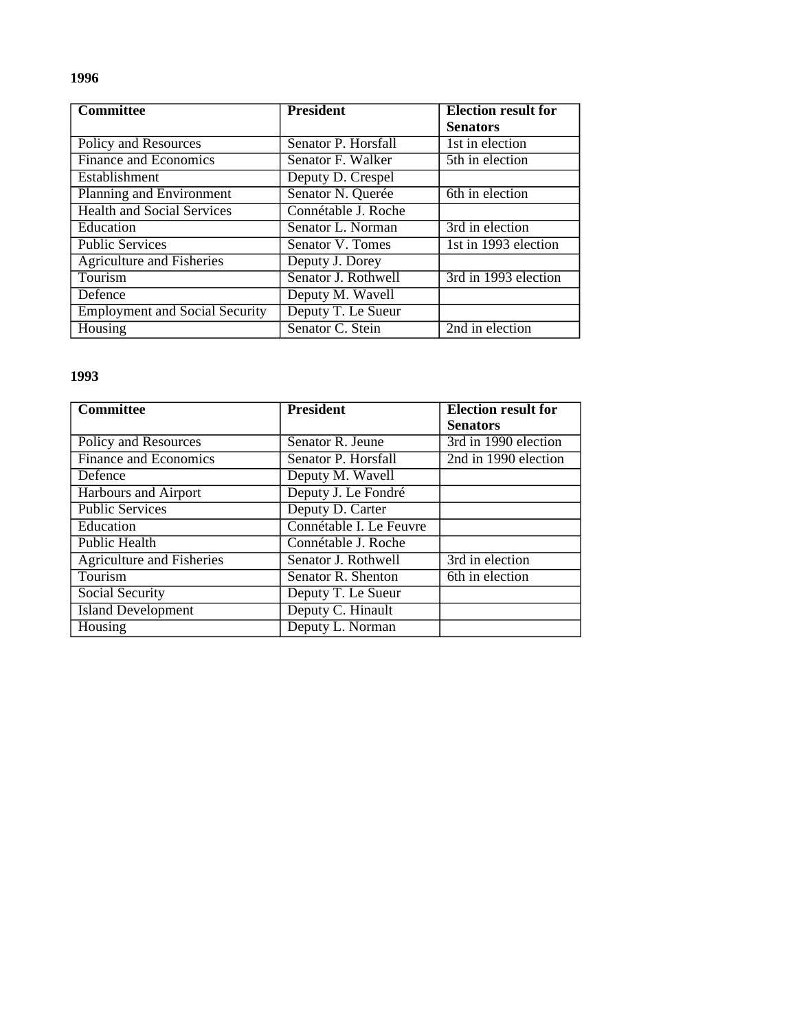**1996**

| Committee | President | Election result for Senators |
|---|---|---|
| Policy and Resources | Senator P. Horsfall | 1st in election |
| Finance and Economics | Senator F. Walker | 5th in election |
| Establishment | Deputy D. Crespel | |
| Planning and Environment | Senator N. Querée | 6th in election |
| Health and Social Services | Connétable J. Roche | |
| Education | Senator L. Norman | 3rd in election |
| Public Services | Senator V. Tomes | 1st in 1993 election |
| Agriculture and Fisheries | Deputy J. Dorey | |
| Tourism | Senator J. Rothwell | 3rd in 1993 election |
| Defence | Deputy M. Wavell | |
| Employment and Social Security | Deputy T. Le Sueur | |
| Housing | Senator C. Stein | 2nd in election |

**1993**

| Committee | President | Election result for Senators |
|---|---|---|
| Policy and Resources | Senator R. Jeune | 3rd in 1990 election |
| Finance and Economics | Senator P. Horsfall | 2nd in 1990 election |
| Defence | Deputy M. Wavell | |
| Harbours and Airport | Deputy J. Le Fondré | |
| Public Services | Deputy D. Carter | |
| Education | Connétable I. Le Feuvre | |
| Public Health | Connétable J. Roche | |
| Agriculture and Fisheries | Senator J. Rothwell | 3rd in election |
| Tourism | Senator R. Shenton | 6th in election |
| Social Security | Deputy T. Le Sueur | |
| Island Development | Deputy C. Hinault | |
| Housing | Deputy L. Norman | |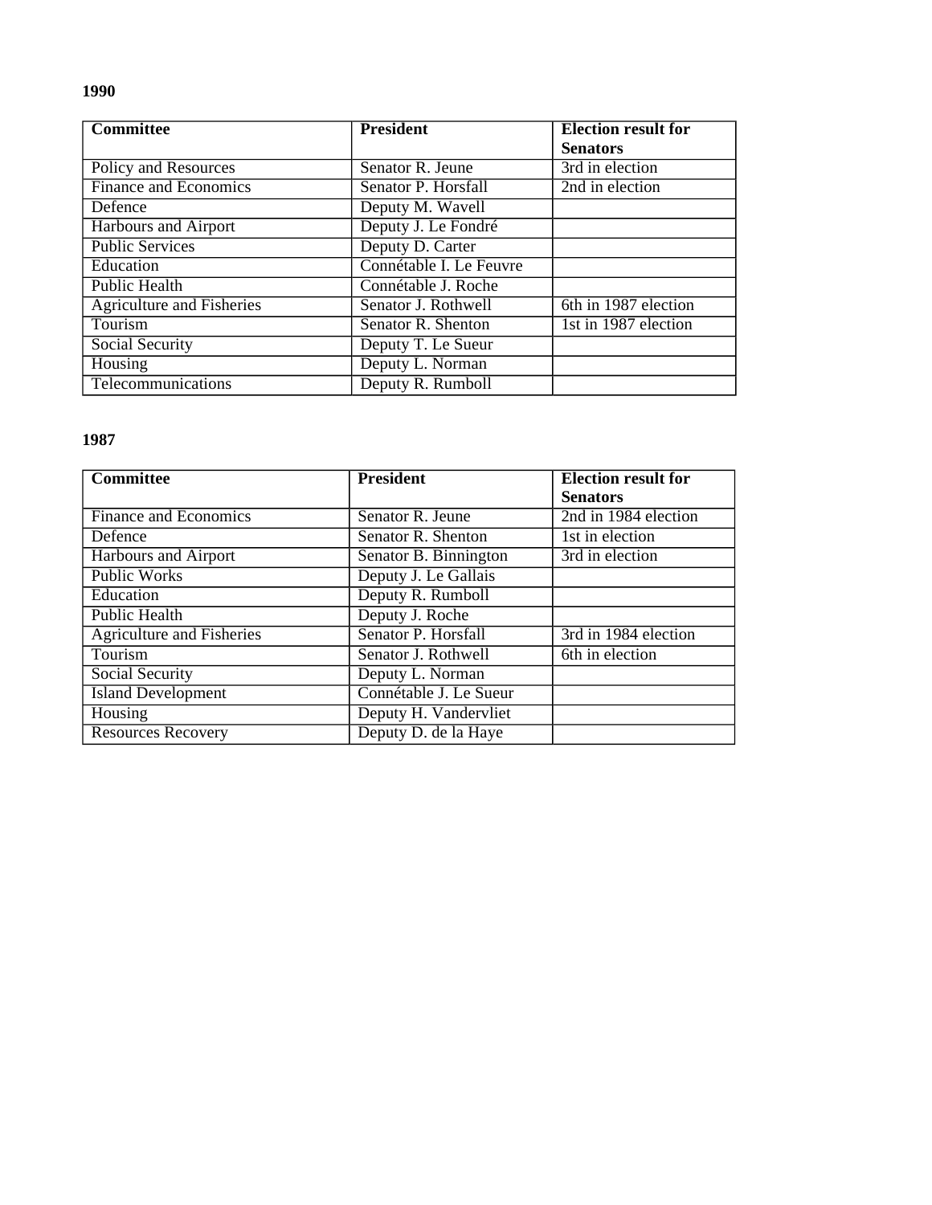**1990**

| **Committee** | **President** | **Election result for Senators** |
|---|---|---|
| Policy and Resources | Senator R. Jeune | 3rd in election |
| Finance and Economics | Senator P. Horsfall | 2nd in election |
| Defence | Deputy M. Wavell | |
| Harbours and Airport | Deputy J. Le Fondré | |
| Public Services | Deputy D. Carter | |
| Education | Connétable I. Le Feuvre | |
| Public Health | Connétable J. Roche | |
| Agriculture and Fisheries | Senator J. Rothwell | 6th in 1987 election |
| Tourism | Senator R. Shenton | 1st in 1987 election |
| Social Security | Deputy T. Le Sueur | |
| Housing | Deputy L. Norman | |
| Telecommunications | Deputy R. Rumboll | |

**1987**

| **Committee** | **President** | **Election result for Senators** |
|---|---|---|
| Finance and Economics | Senator R. Jeune | 2nd in 1984 election |
| Defence | Senator R. Shenton | 1st in election |
| Harbours and Airport | Senator B. Binnington | 3rd in election |
| Public Works | Deputy J. Le Gallais | |
| Education | Deputy R. Rumboll | |
| Public Health | Deputy J. Roche | |
| Agriculture and Fisheries | Senator P. Horsfall | 3rd in 1984 election |
| Tourism | Senator J. Rothwell | 6th in election |
| Social Security | Deputy L. Norman | |
| Island Development | Connétable J. Le Sueur | |
| Housing | Deputy H. Vandervliet | |
| Resources Recovery | Deputy D. de la Haye | |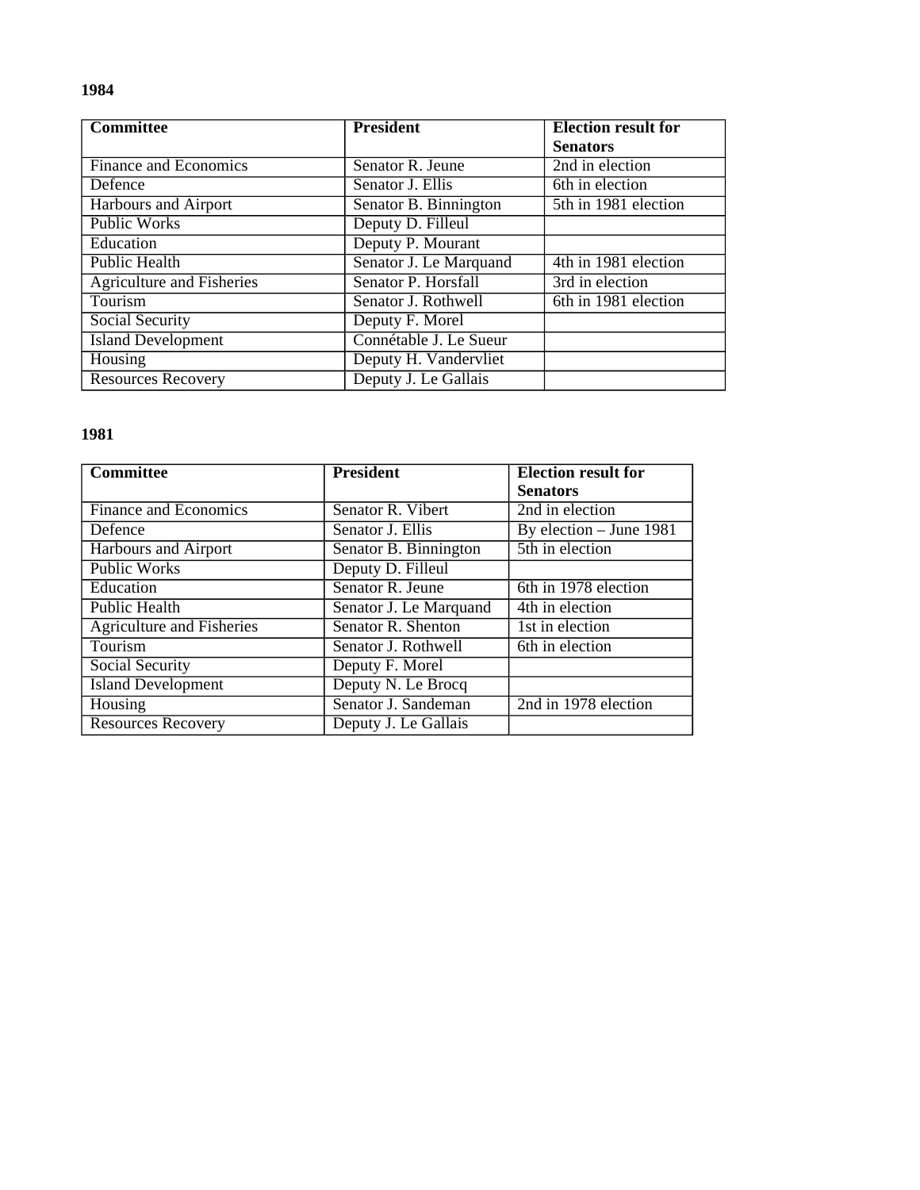**1984**

| Committee | President | Election result for Senators |
|---|---|---|
| Finance and Economics | Senator R. Jeune | 2nd in election |
| Defence | Senator J. Ellis | 6th in election |
| Harbours and Airport | Senator B. Binnington | 5th in 1981 election |
| Public Works | Deputy D. Filleul | |
| Education | Deputy P. Mourant | |
| Public Health | Senator J. Le Marquand | 4th in 1981 election |
| Agriculture and Fisheries | Senator P. Horsfall | 3rd in election |
| Tourism | Senator J. Rothwell | 6th in 1981 election |
| Social Security | Deputy F. Morel | |
| Island Development | Connétable J. Le Sueur | |
| Housing | Deputy H. Vandervliet | |
| Resources Recovery | Deputy J. Le Gallais | |

**1981**

| Committee | President | Election result for Senators |
|---|---|---|
| Finance and Economics | Senator R. Vibert | 2nd in election |
| Defence | Senator J. Ellis | By election – June 1981 |
| Harbours and Airport | Senator B. Binnington | 5th in election |
| Public Works | Deputy D. Filleul | |
| Education | Senator R. Jeune | 6th in 1978 election |
| Public Health | Senator J. Le Marquand | 4th in election |
| Agriculture and Fisheries | Senator R. Shenton | 1st in election |
| Tourism | Senator J. Rothwell | 6th in election |
| Social Security | Deputy F. Morel | |
| Island Development | Deputy N. Le Brocq | |
| Housing | Senator J. Sandeman | 2nd in 1978 election |
| Resources Recovery | Deputy J. Le Gallais | |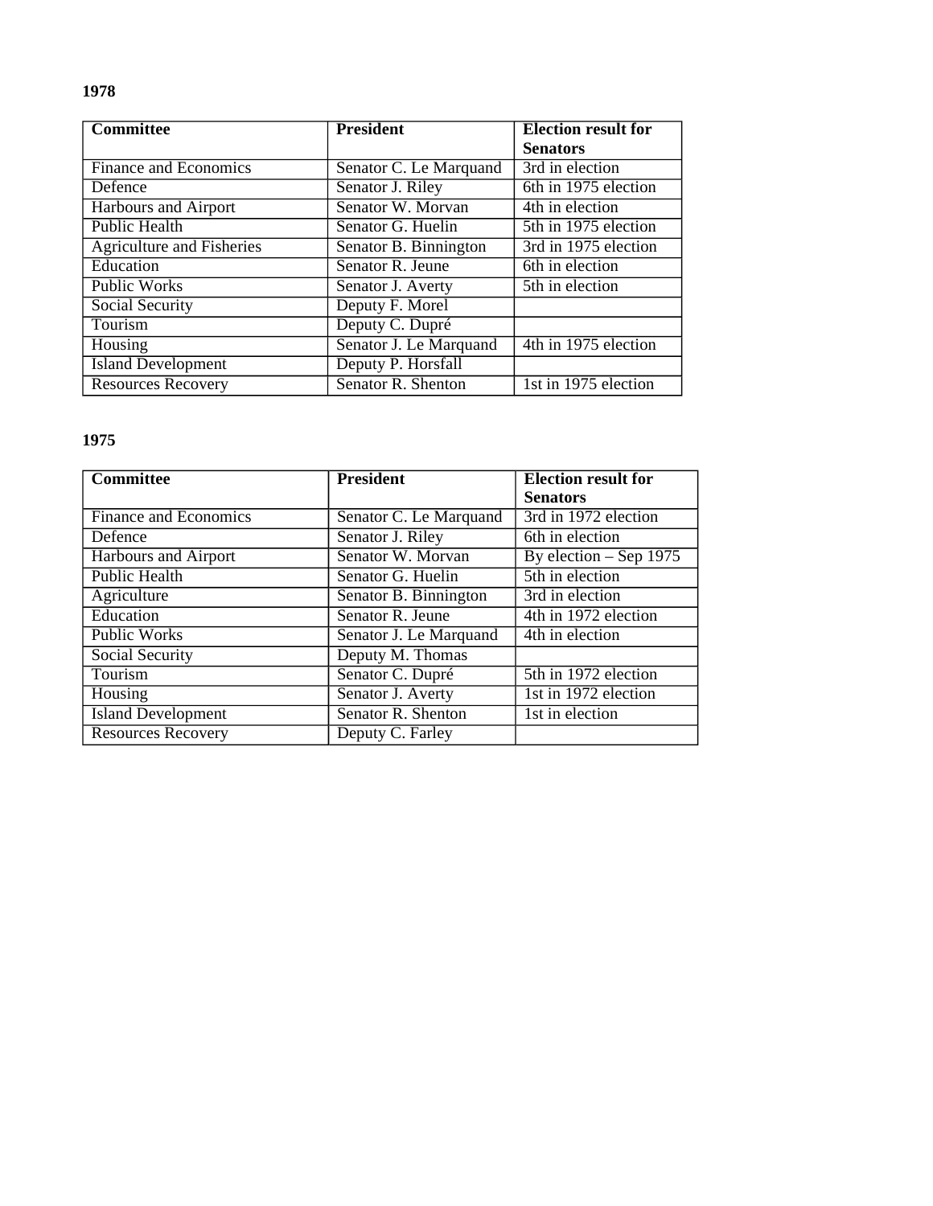**1978**

| Committee | President | Election result for Senators |
|---|---|---|
| Finance and Economics | Senator C. Le Marquand | 3rd in election |
| Defence | Senator J. Riley | 6th in 1975 election |
| Harbours and Airport | Senator W. Morvan | 4th in election |
| Public Health | Senator G. Huelin | 5th in 1975 election |
| Agriculture and Fisheries | Senator B. Binnington | 3rd in 1975 election |
| Education | Senator R. Jeune | 6th in election |
| Public Works | Senator J. Averty | 5th in election |
| Social Security | Deputy F. Morel | |
| Tourism | Deputy C. Dupré | |
| Housing | Senator J. Le Marquand | 4th in 1975 election |
| Island Development | Deputy P. Horsfall | |
| Resources Recovery | Senator R. Shenton | 1st in 1975 election |

**1975**

| Committee | President | Election result for Senators |
|---|---|---|
| Finance and Economics | Senator C. Le Marquand | 3rd in 1972 election |
| Defence | Senator J. Riley | 6th in election |
| Harbours and Airport | Senator W. Morvan | By election – Sep 1975 |
| Public Health | Senator G. Huelin | 5th in election |
| Agriculture | Senator B. Binnington | 3rd in election |
| Education | Senator R. Jeune | 4th in 1972 election |
| Public Works | Senator J. Le Marquand | 4th in election |
| Social Security | Deputy M. Thomas | |
| Tourism | Senator C. Dupré | 5th in 1972 election |
| Housing | Senator J. Averty | 1st in 1972 election |
| Island Development | Senator R. Shenton | 1st in election |
| Resources Recovery | Deputy C. Farley | |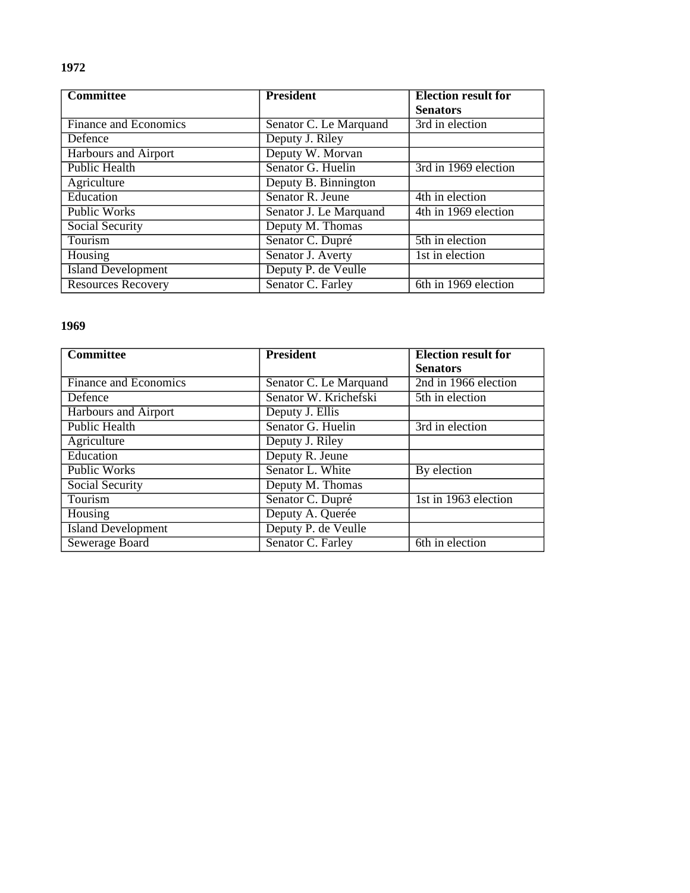**1972**

| Committee | President | Election result for Senators |
|---|---|---|
| Finance and Economics | Senator C. Le Marquand | 3rd in election |
| Defence | Deputy J. Riley | |
| Harbours and Airport | Deputy W. Morvan | |
| Public Health | Senator G. Huelin | 3rd in 1969 election |
| Agriculture | Deputy B. Binnington | |
| Education | Senator R. Jeune | 4th in election |
| Public Works | Senator J. Le Marquand | 4th in 1969 election |
| Social Security | Deputy M. Thomas | |
| Tourism | Senator C. Dupré | 5th in election |
| Housing | Senator J. Averty | 1st in election |
| Island Development | Deputy P. de Veulle | |
| Resources Recovery | Senator C. Farley | 6th in 1969 election |

**1969**

| Committee | President | Election result for Senators |
|---|---|---|
| Finance and Economics | Senator C. Le Marquand | 2nd in 1966 election |
| Defence | Senator W. Krichefski | 5th in election |
| Harbours and Airport | Deputy J. Ellis | |
| Public Health | Senator G. Huelin | 3rd in election |
| Agriculture | Deputy J. Riley | |
| Education | Deputy R. Jeune | |
| Public Works | Senator L. White | By election |
| Social Security | Deputy M. Thomas | |
| Tourism | Senator C. Dupré | 1st in 1963 election |
| Housing | Deputy A. Querée | |
| Island Development | Deputy P. de Veulle | |
| Sewerage Board | Senator C. Farley | 6th in election |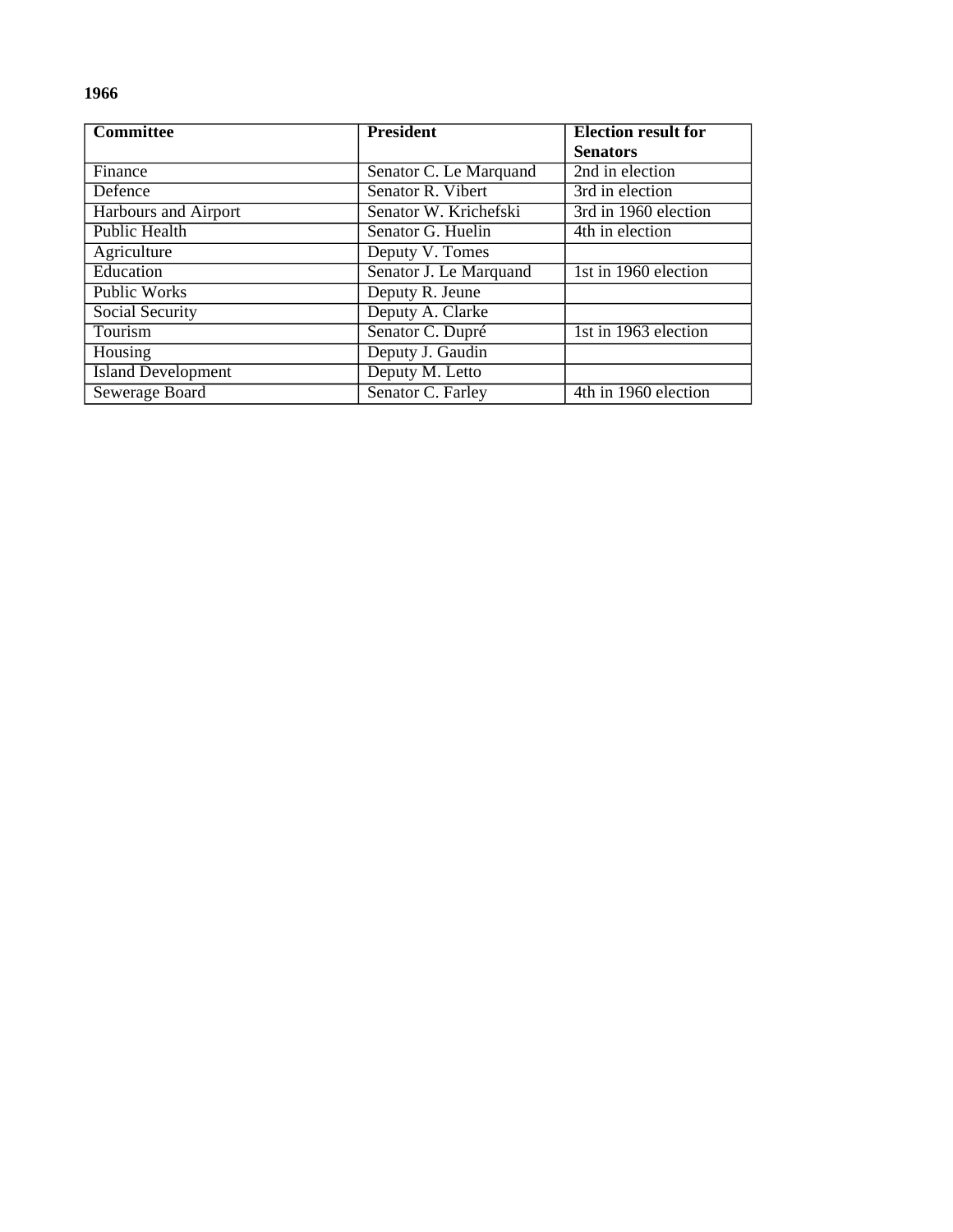**1966**

| Committee | President | Election result for Senators |
|---|---|---|
| Finance | Senator C. Le Marquand | 2nd in election |
| Defence | Senator R. Vibert | 3rd in election |
| Harbours and Airport | Senator W. Krichefski | 3rd in 1960 election |
| Public Health | Senator G. Huelin | 4th in election |
| Agriculture | Deputy V. Tomes | |
| Education | Senator J. Le Marquand | 1st in 1960 election |
| Public Works | Deputy R. Jeune | |
| Social Security | Deputy A. Clarke | |
| Tourism | Senator C. Dupré | 1st in 1963 election |
| Housing | Deputy J. Gaudin | |
| Island Development | Deputy M. Letto | |
| Sewerage Board | Senator C. Farley | 4th in 1960 election |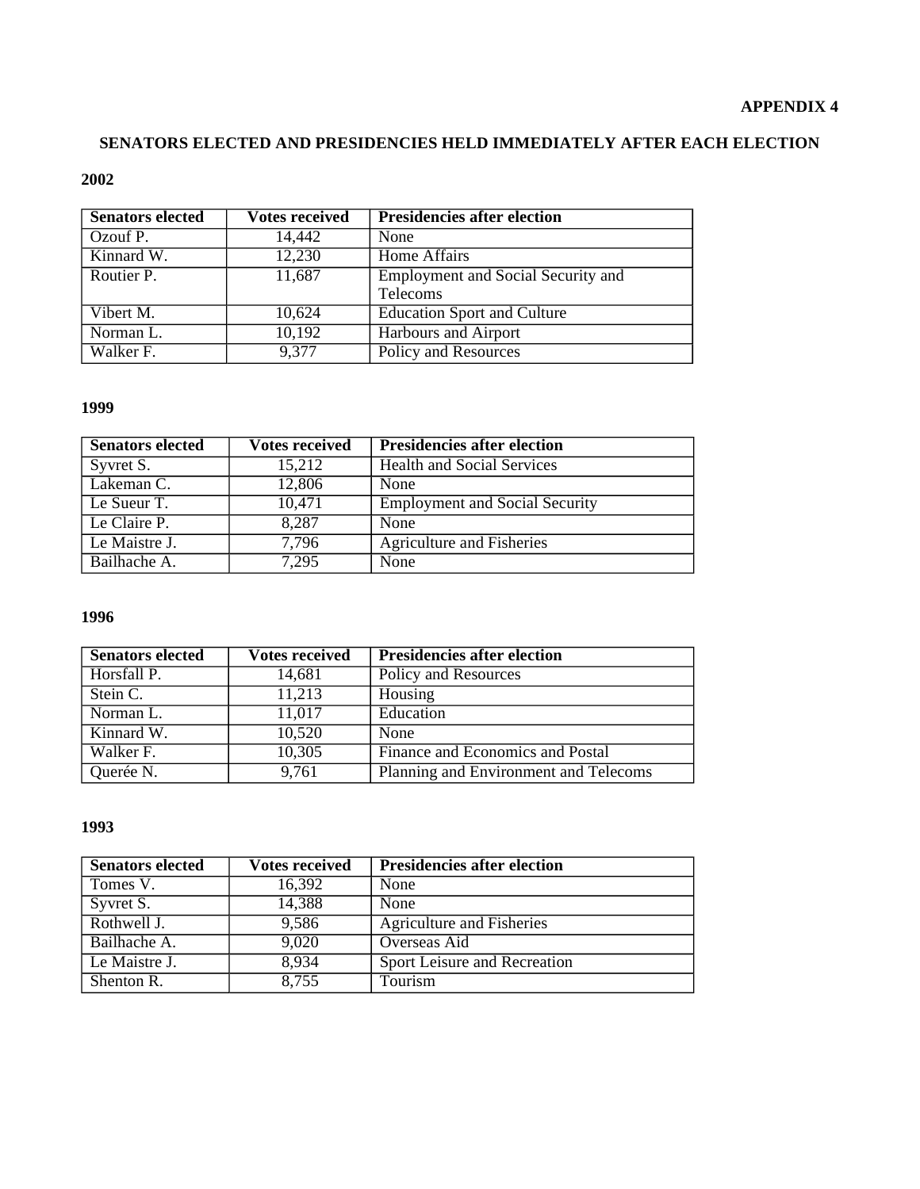**APPENDIX 4**

## SENATORS ELECTED AND PRESIDENCIES HELD IMMEDIATELY AFTER EACH ELECTION

### 2002

| Senators elected | Votes received | Presidencies after election |
|---|---|---|
| Ozouf P. | 14,442 | None |
| Kinnard W. | 12,230 | Home Affairs |
| Routier P. | 11,687 | Employment and Social Security and Telecoms |
| Vibert M. | 10,624 | Education Sport and Culture |
| Norman L. | 10,192 | Harbours and Airport |
| Walker F. | 9,377 | Policy and Resources |

### 1999

| Senators elected | Votes received | Presidencies after election |
|---|---|---|
| Syvret S. | 15,212 | Health and Social Services |
| Lakeman C. | 12,806 | None |
| Le Sueur T. | 10,471 | Employment and Social Security |
| Le Claire P. | 8,287 | None |
| Le Maistre J. | 7,796 | Agriculture and Fisheries |
| Bailhache A. | 7,295 | None |

### 1996

| Senators elected | Votes received | Presidencies after election |
|---|---|---|
| Horsfall P. | 14,681 | Policy and Resources |
| Stein C. | 11,213 | Housing |
| Norman L. | 11,017 | Education |
| Kinnard W. | 10,520 | None |
| Walker F. | 10,305 | Finance and Economics and Postal |
| Querée N. | 9,761 | Planning and Environment and Telecoms |

### 1993

| Senators elected | Votes received | Presidencies after election |
|---|---|---|
| Tomes V. | 16,392 | None |
| Syvret S. | 14,388 | None |
| Rothwell J. | 9,586 | Agriculture and Fisheries |
| Bailhache A. | 9,020 | Overseas Aid |
| Le Maistre J. | 8,934 | Sport Leisure and Recreation |
| Shenton R. | 8,755 | Tourism |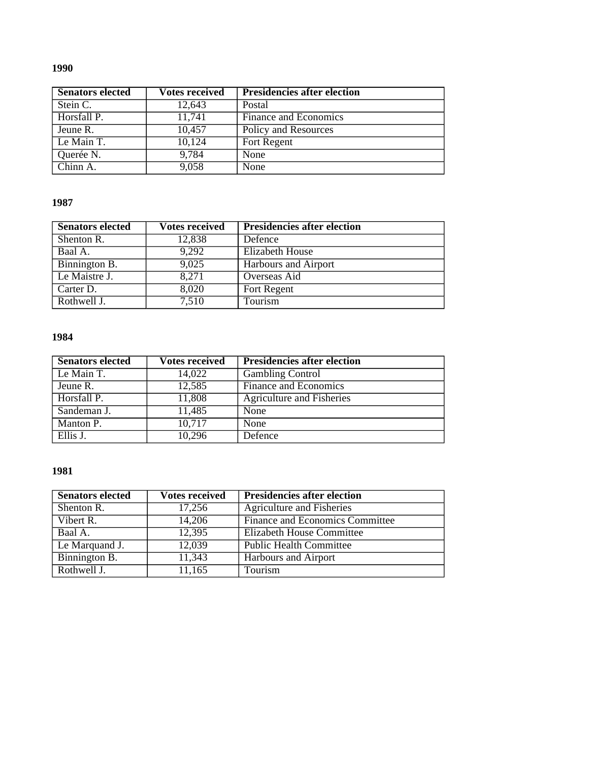**1990**

| Senators elected | Votes received | Presidencies after election |
| --- | --- | --- |
| Stein C. | 12,643 | Postal |
| Horsfall P. | 11,741 | Finance and Economics |
| Jeune R. | 10,457 | Policy and Resources |
| Le Main T. | 10,124 | Fort Regent |
| Querée N. | 9,784 | None |
| Chinn A. | 9,058 | None |

**1987**

| Senators elected | Votes received | Presidencies after election |
| --- | --- | --- |
| Shenton R. | 12,838 | Defence |
| Baal A. | 9,292 | Elizabeth House |
| Binnington B. | 9,025 | Harbours and Airport |
| Le Maistre J. | 8,271 | Overseas Aid |
| Carter D. | 8,020 | Fort Regent |
| Rothwell J. | 7,510 | Tourism |

**1984**

| Senators elected | Votes received | Presidencies after election |
| --- | --- | --- |
| Le Main T. | 14,022 | Gambling Control |
| Jeune R. | 12,585 | Finance and Economics |
| Horsfall P. | 11,808 | Agriculture and Fisheries |
| Sandeman J. | 11,485 | None |
| Manton P. | 10,717 | None |
| Ellis J. | 10,296 | Defence |

**1981**

| Senators elected | Votes received | Presidencies after election |
| --- | --- | --- |
| Shenton R. | 17,256 | Agriculture and Fisheries |
| Vibert R. | 14,206 | Finance and Economics Committee |
| Baal A. | 12,395 | Elizabeth House Committee |
| Le Marquand J. | 12,039 | Public Health Committee |
| Binnington B. | 11,343 | Harbours and Airport |
| Rothwell J. | 11,165 | Tourism |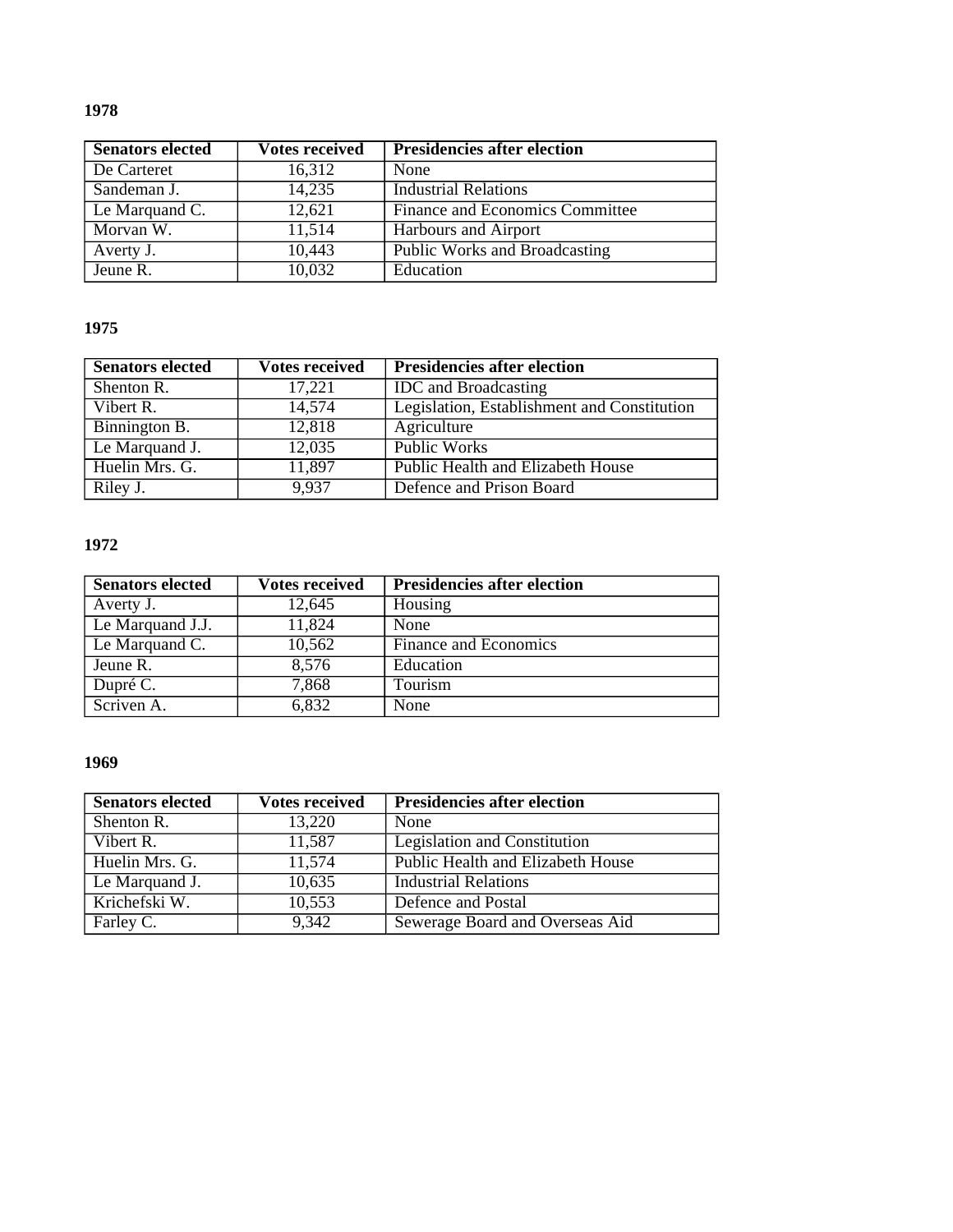**1978**

| Senators elected | Votes received | Presidencies after election |
|---|---|---|
| De Carteret | 16,312 | None |
| Sandeman J. | 14,235 | Industrial Relations |
| Le Marquand C. | 12,621 | Finance and Economics Committee |
| Morvan W. | 11,514 | Harbours and Airport |
| Averty J. | 10,443 | Public Works and Broadcasting |
| Jeune R. | 10,032 | Education |

**1975**

| Senators elected | Votes received | Presidencies after election |
|---|---|---|
| Shenton R. | 17,221 | IDC and Broadcasting |
| Vibert R. | 14,574 | Legislation, Establishment and Constitution |
| Binnington B. | 12,818 | Agriculture |
| Le Marquand J. | 12,035 | Public Works |
| Huelin Mrs. G. | 11,897 | Public Health and Elizabeth House |
| Riley J. | 9,937 | Defence and Prison Board |

**1972**

| Senators elected | Votes received | Presidencies after election |
|---|---|---|
| Averty J. | 12,645 | Housing |
| Le Marquand J.J. | 11,824 | None |
| Le Marquand C. | 10,562 | Finance and Economics |
| Jeune R. | 8,576 | Education |
| Dupré C. | 7,868 | Tourism |
| Scriven A. | 6,832 | None |

**1969**

| Senators elected | Votes received | Presidencies after election |
|---|---|---|
| Shenton R. | 13,220 | None |
| Vibert R. | 11,587 | Legislation and Constitution |
| Huelin Mrs. G. | 11,574 | Public Health and Elizabeth House |
| Le Marquand J. | 10,635 | Industrial Relations |
| Krichefski W. | 10,553 | Defence and Postal |
| Farley C. | 9,342 | Sewerage Board and Overseas Aid |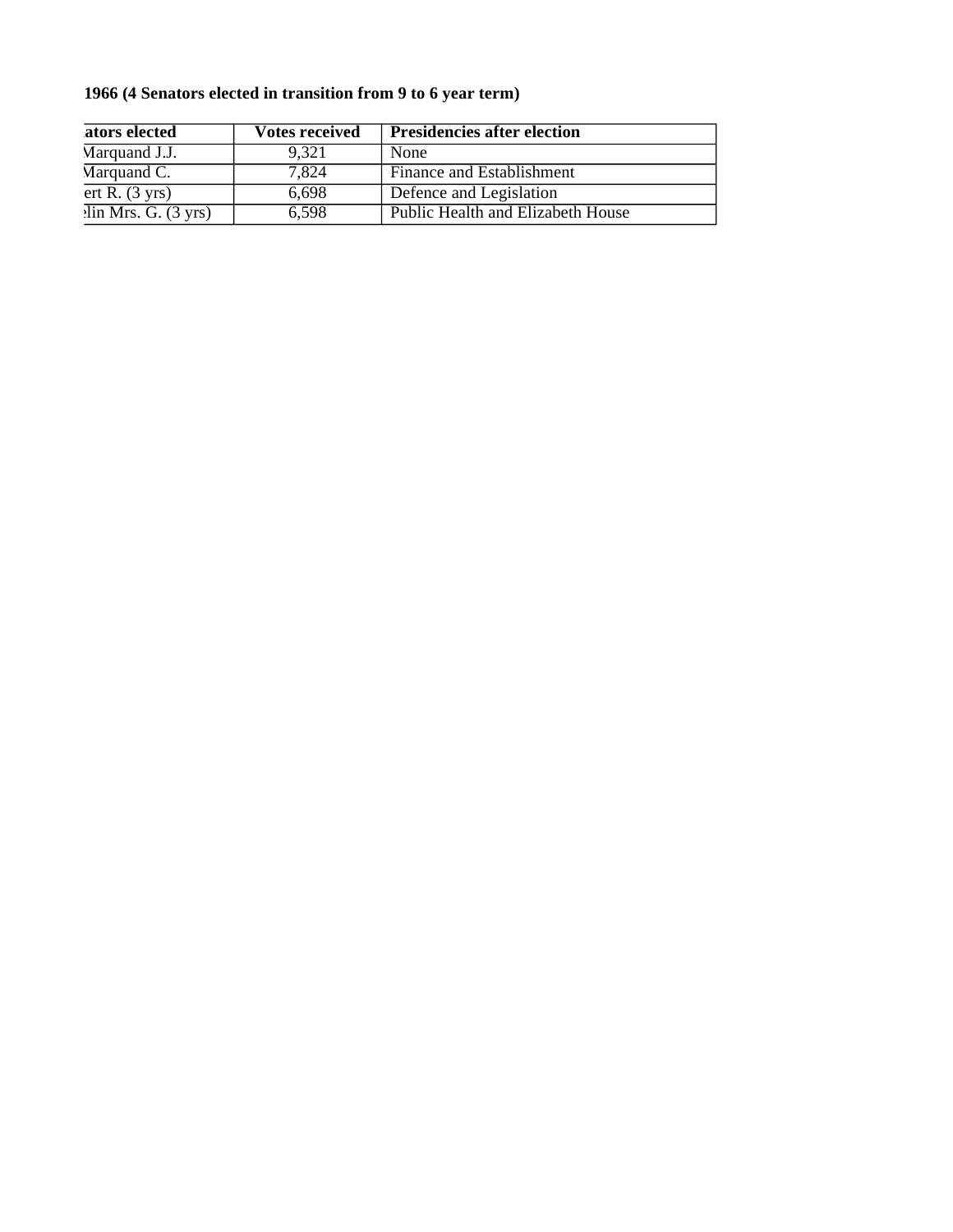**1966 (4 Senators elected in transition from 9 to 6 year term)**

| ators elected | Votes received | Presidencies after election |
|---|---|---|
| Marquand J.J. | 9,321 | None |
| Marquand C. | 7,824 | Finance and Establishment |
| ert R. (3 yrs) | 6,698 | Defence and Legislation |
| lin Mrs. G. (3 yrs) | 6,598 | Public Health and Elizabeth House |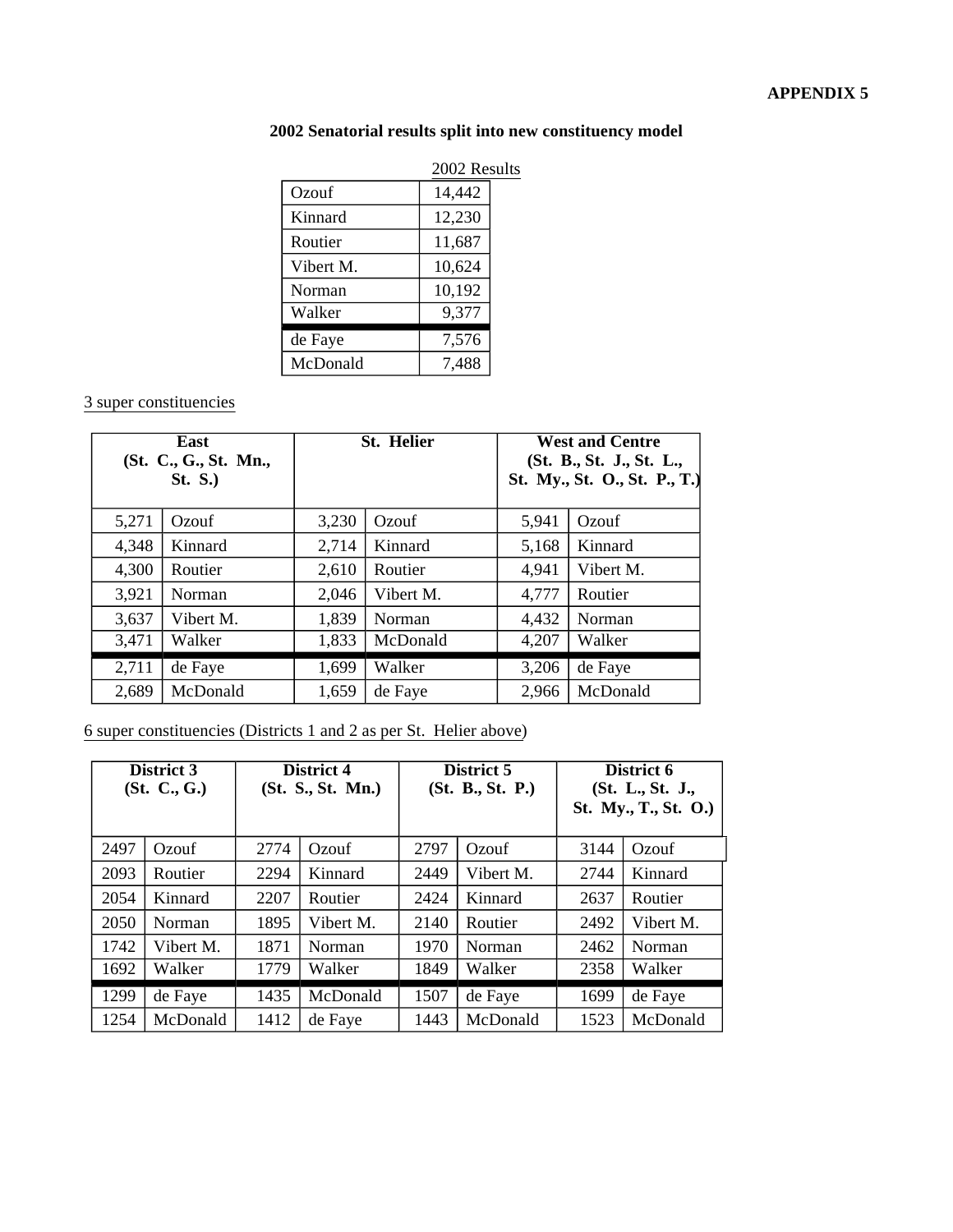**APPENDIX 5**

**2002 Senatorial results split into new constituency model**

| | 2002 Results |
|---|---|
| Ozouf | 14,442 |
| Kinnard | 12,230 |
| Routier | 11,687 |
| Vibert M. | 10,624 |
| Norman | 10,192 |
| Walker | 9,377 |
| de Faye | 7,576 |
| McDonald | 7,488 |

3 super constituencies

| East (St. C., G., St. Mn., St. S.) | | St. Helier | | West and Centre (St. B., St. J., St. L., St. My., St. O., St. P., T.) | |
|---|---|---|---|---|---|
| 5,271 | Ozouf | 3,230 | Ozouf | 5,941 | Ozouf |
| 4,348 | Kinnard | 2,714 | Kinnard | 5,168 | Kinnard |
| 4,300 | Routier | 2,610 | Routier | 4,941 | Vibert M. |
| 3,921 | Norman | 2,046 | Vibert M. | 4,777 | Routier |
| 3,637 | Vibert M. | 1,839 | Norman | 4,432 | Norman |
| 3,471 | Walker | 1,833 | McDonald | 4,207 | Walker |
| 2,711 | de Faye | 1,699 | Walker | 3,206 | de Faye |
| 2,689 | McDonald | 1,659 | de Faye | 2,966 | McDonald |

6 super constituencies (Districts 1 and 2 as per St. Helier above)

| District 3 (St. C., G.) | | District 4 (St. S., St. Mn.) | | District 5 (St. B., St. P.) | | District 6 (St. L., St. J., St. My., T., St. O.) | |
|---|---|---|---|---|---|---|---|
| 2497 | Ozouf | 2774 | Ozouf | 2797 | Ozouf | 3144 | Ozouf |
| 2093 | Routier | 2294 | Kinnard | 2449 | Vibert M. | 2744 | Kinnard |
| 2054 | Kinnard | 2207 | Routier | 2424 | Kinnard | 2637 | Routier |
| 2050 | Norman | 1895 | Vibert M. | 2140 | Routier | 2492 | Vibert M. |
| 1742 | Vibert M. | 1871 | Norman | 1970 | Norman | 2462 | Norman |
| 1692 | Walker | 1779 | Walker | 1849 | Walker | 2358 | Walker |
| 1299 | de Faye | 1435 | McDonald | 1507 | de Faye | 1699 | de Faye |
| 1254 | McDonald | 1412 | de Faye | 1443 | McDonald | 1523 | McDonald |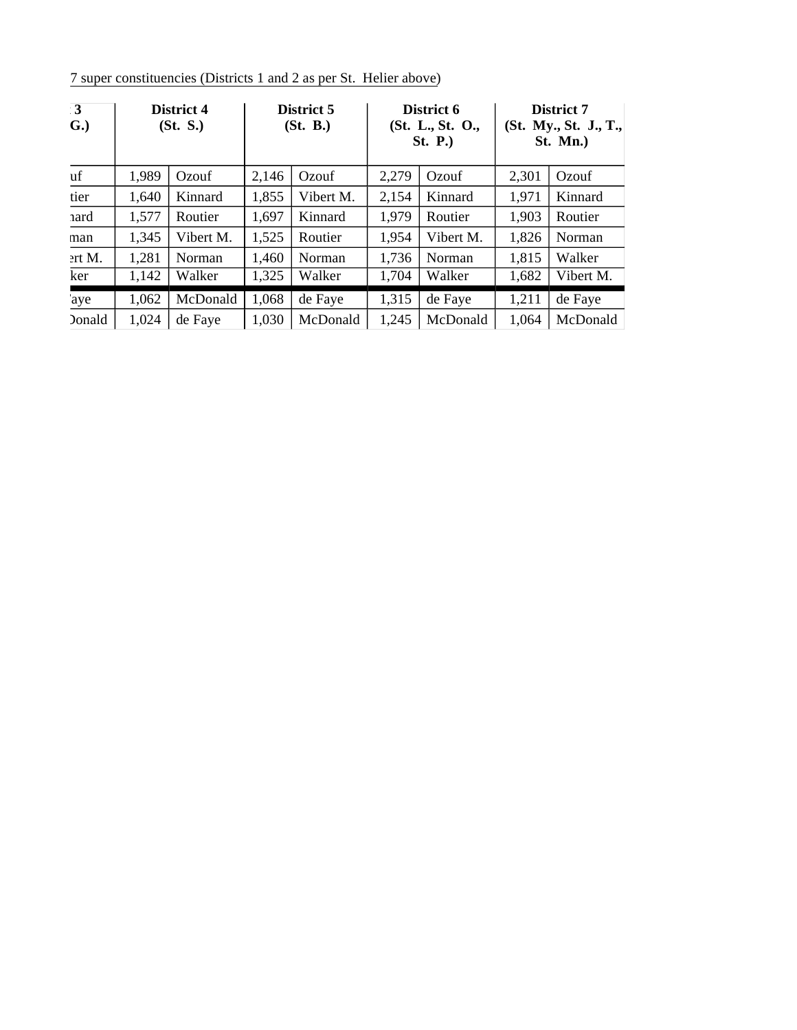7 super constituencies (Districts 1 and 2 as per St. Helier above)

| 3 G.) | District 4 (St. S.) | | District 5 (St. B.) | | District 6 (St. L., St. O., St. P.) | | District 7 (St. My., St. J., T., St. Mn.) | |
|---|---|---|---|---|---|---|---|---|
| uf | 1,989 | Ozouf | 2,146 | Ozouf | 2,279 | Ozouf | 2,301 | Ozouf |
| tier | 1,640 | Kinnard | 1,855 | Vibert M. | 2,154 | Kinnard | 1,971 | Kinnard |
| nard | 1,577 | Routier | 1,697 | Kinnard | 1,979 | Routier | 1,903 | Routier |
| man | 1,345 | Vibert M. | 1,525 | Routier | 1,954 | Vibert M. | 1,826 | Norman |
| ert M. | 1,281 | Norman | 1,460 | Norman | 1,736 | Norman | 1,815 | Walker |
| ker | 1,142 | Walker | 1,325 | Walker | 1,704 | Walker | 1,682 | Vibert M. |
| 'aye | 1,062 | McDonald | 1,068 | de Faye | 1,315 | de Faye | 1,211 | de Faye |
| Donald | 1,024 | de Faye | 1,030 | McDonald | 1,245 | McDonald | 1,064 | McDonald |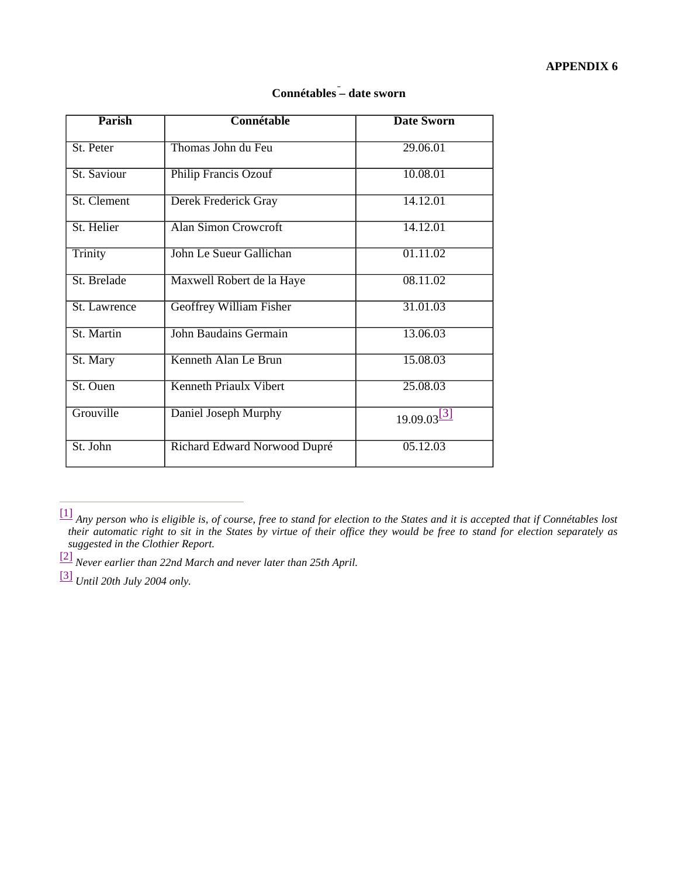**APPENDIX 6**

**Connétables – date sworn**

| Parish | Connétable | Date Sworn |
| --- | --- | --- |
| St. Peter | Thomas John du Feu | 29.06.01 |
| St. Saviour | Philip Francis Ozouf | 10.08.01 |
| St. Clement | Derek Frederick Gray | 14.12.01 |
| St. Helier | Alan Simon Crowcroft | 14.12.01 |
| Trinity | John Le Sueur Gallichan | 01.11.02 |
| St. Brelade | Maxwell Robert de la Haye | 08.11.02 |
| St. Lawrence | Geoffrey William Fisher | 31.01.03 |
| St. Martin | John Baudains Germain | 13.06.03 |
| St. Mary | Kenneth Alan Le Brun | 15.08.03 |
| St. Ouen | Kenneth Priaulx Vibert | 25.08.03 |
| Grouville | Daniel Joseph Murphy | 19.09.03[3] |
| St. John | Richard Edward Norwood Dupré | 05.12.03 |

---

[1] *Any person who is eligible is, of course, free to stand for election to the States and it is accepted that if Connétables lost their automatic right to sit in the States by virtue of their office they would be free to stand for election separately as suggested in the Clothier Report.*

[2] *Never earlier than 22nd March and never later than 25th April.*

[3] *Until 20th July 2004 only.*